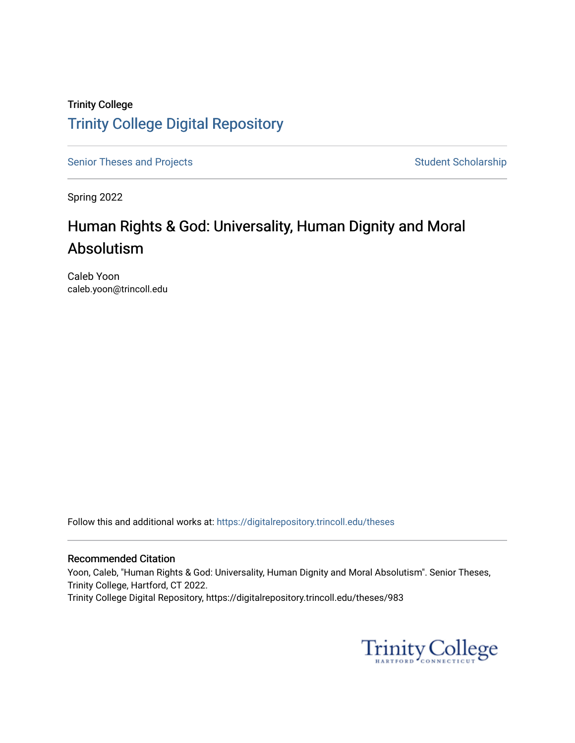Trinity College

# Trinity College Digital Repository

Senior Theses and Projects

Student Scholarship

Spring 2022

## Human Rights & God: Universality, Human Dignity and Moral Absolutism

Caleb Yoon
caleb.yoon@trincoll.edu

Follow this and additional works at: https://digitalrepository.trincoll.edu/theses

### Recommended Citation

Yoon, Caleb, "Human Rights & God: Universality, Human Dignity and Moral Absolutism". Senior Theses, Trinity College, Hartford, CT 2022.
Trinity College Digital Repository, https://digitalrepository.trincoll.edu/theses/983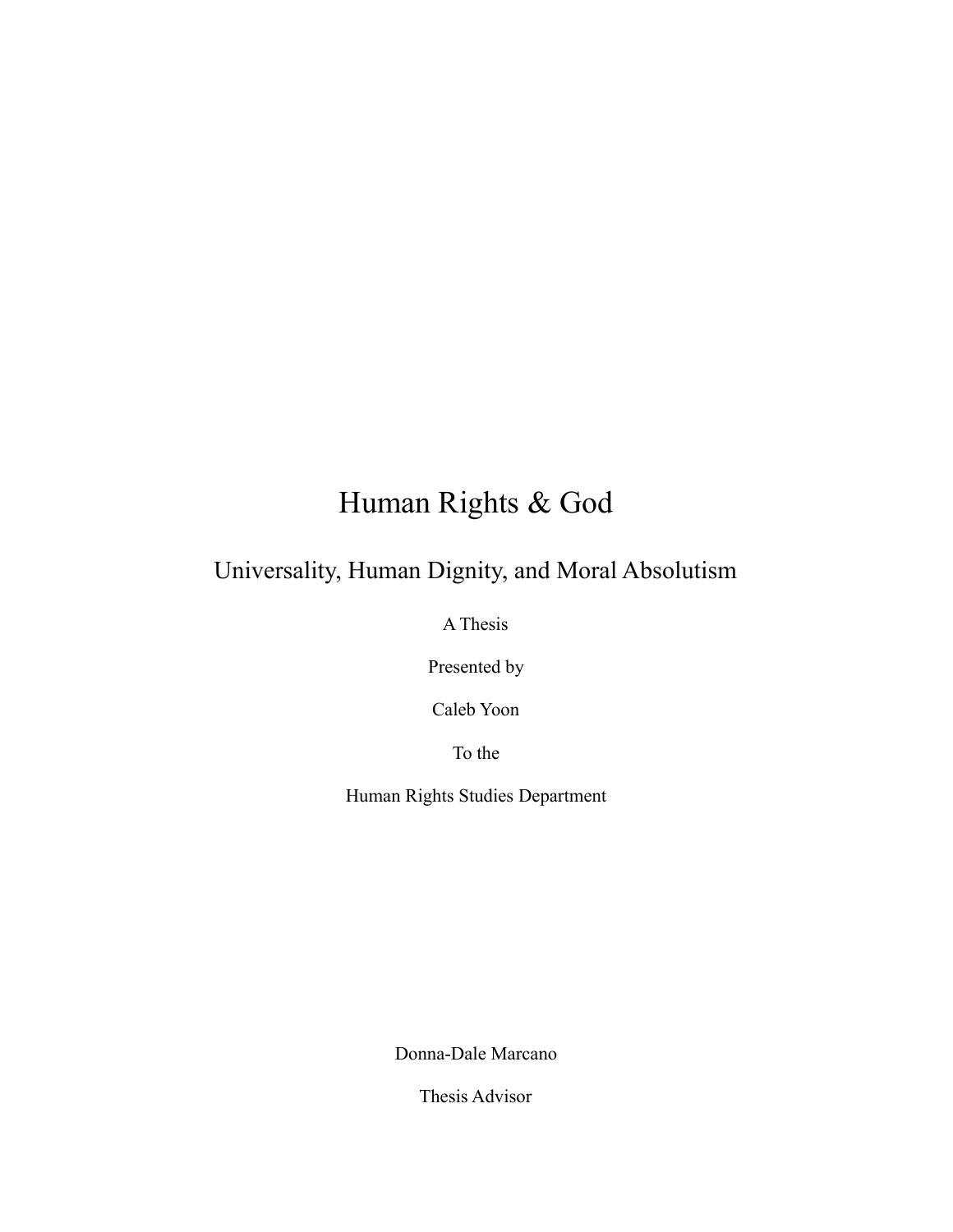# Human Rights & God

## Universality, Human Dignity, and Moral Absolutism

A Thesis

Presented by

Caleb Yoon

To the

Human Rights Studies Department

Donna-Dale Marcano

Thesis Advisor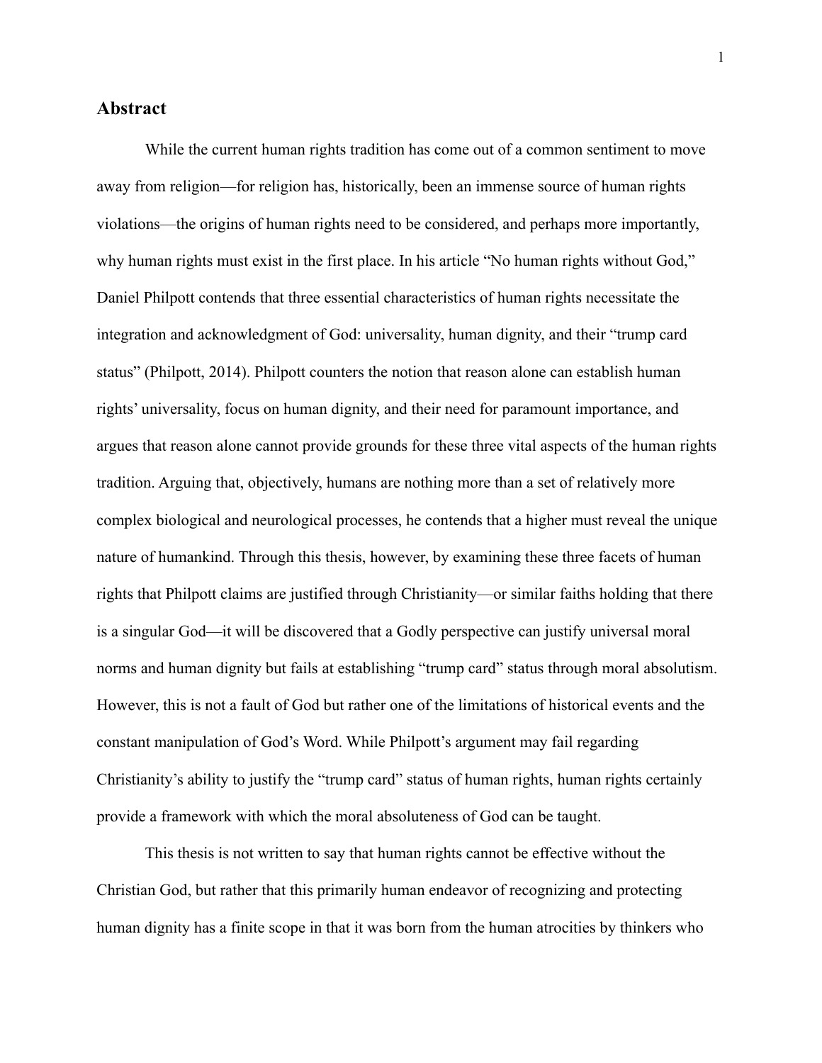## Abstract

While the current human rights tradition has come out of a common sentiment to move away from religion—for religion has, historically, been an immense source of human rights violations—the origins of human rights need to be considered, and perhaps more importantly, why human rights must exist in the first place. In his article "No human rights without God," Daniel Philpott contends that three essential characteristics of human rights necessitate the integration and acknowledgment of God: universality, human dignity, and their "trump card status" (Philpott, 2014). Philpott counters the notion that reason alone can establish human rights' universality, focus on human dignity, and their need for paramount importance, and argues that reason alone cannot provide grounds for these three vital aspects of the human rights tradition. Arguing that, objectively, humans are nothing more than a set of relatively more complex biological and neurological processes, he contends that a higher must reveal the unique nature of humankind. Through this thesis, however, by examining these three facets of human rights that Philpott claims are justified through Christianity—or similar faiths holding that there is a singular God—it will be discovered that a Godly perspective can justify universal moral norms and human dignity but fails at establishing "trump card" status through moral absolutism. However, this is not a fault of God but rather one of the limitations of historical events and the constant manipulation of God's Word. While Philpott's argument may fail regarding Christianity's ability to justify the "trump card" status of human rights, human rights certainly provide a framework with which the moral absoluteness of God can be taught.

This thesis is not written to say that human rights cannot be effective without the Christian God, but rather that this primarily human endeavor of recognizing and protecting human dignity has a finite scope in that it was born from the human atrocities by thinkers who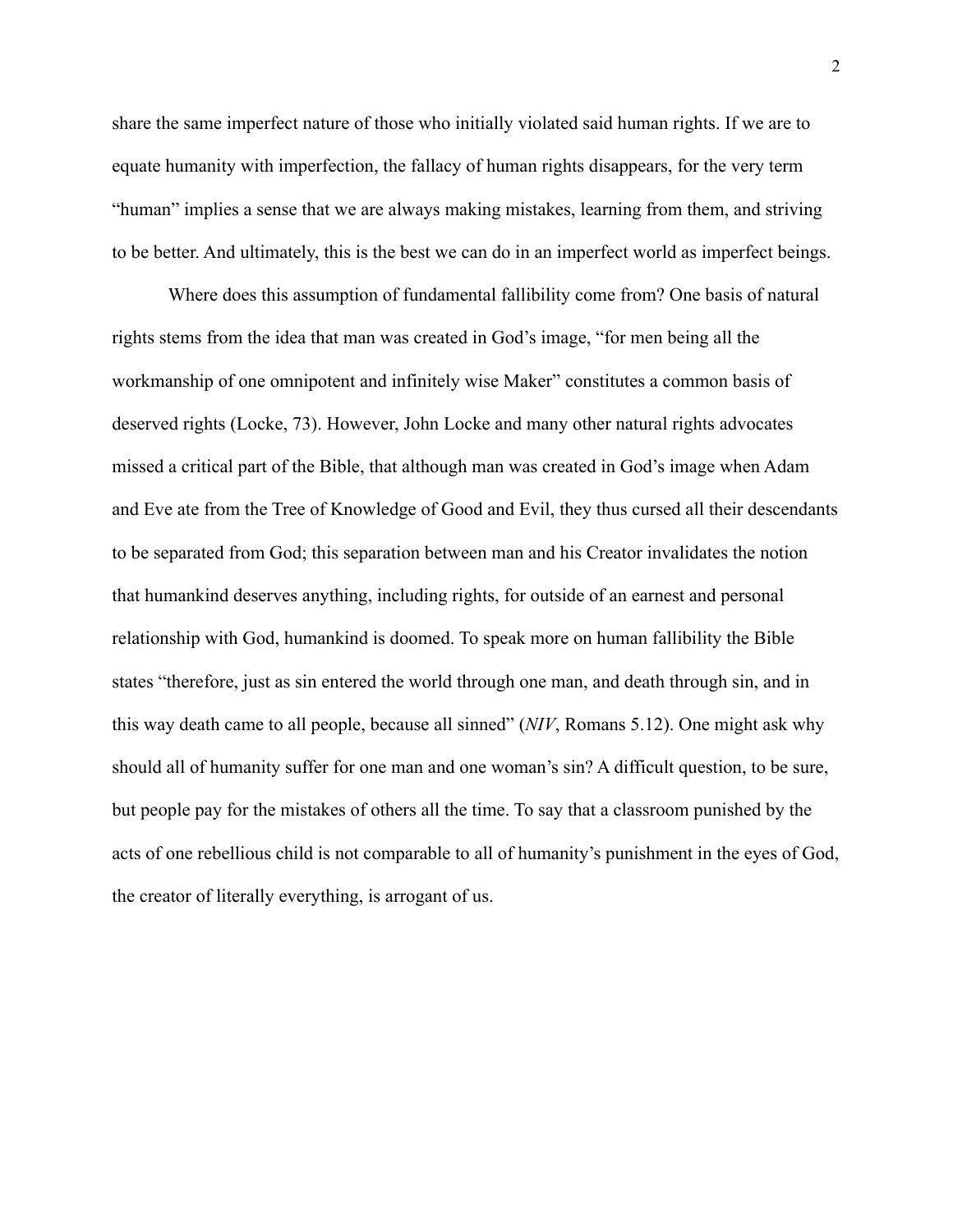share the same imperfect nature of those who initially violated said human rights. If we are to equate humanity with imperfection, the fallacy of human rights disappears, for the very term “human” implies a sense that we are always making mistakes, learning from them, and striving to be better. And ultimately, this is the best we can do in an imperfect world as imperfect beings.

Where does this assumption of fundamental fallibility come from? One basis of natural rights stems from the idea that man was created in God’s image, “for men being all the workmanship of one omnipotent and infinitely wise Maker” constitutes a common basis of deserved rights (Locke, 73). However, John Locke and many other natural rights advocates missed a critical part of the Bible, that although man was created in God’s image when Adam and Eve ate from the Tree of Knowledge of Good and Evil, they thus cursed all their descendants to be separated from God; this separation between man and his Creator invalidates the notion that humankind deserves anything, including rights, for outside of an earnest and personal relationship with God, humankind is doomed. To speak more on human fallibility the Bible states “therefore, just as sin entered the world through one man, and death through sin, and in this way death came to all people, because all sinned” (*NIV*, Romans 5.12). One might ask why should all of humanity suffer for one man and one woman’s sin? A difficult question, to be sure, but people pay for the mistakes of others all the time. To say that a classroom punished by the acts of one rebellious child is not comparable to all of humanity’s punishment in the eyes of God, the creator of literally everything, is arrogant of us.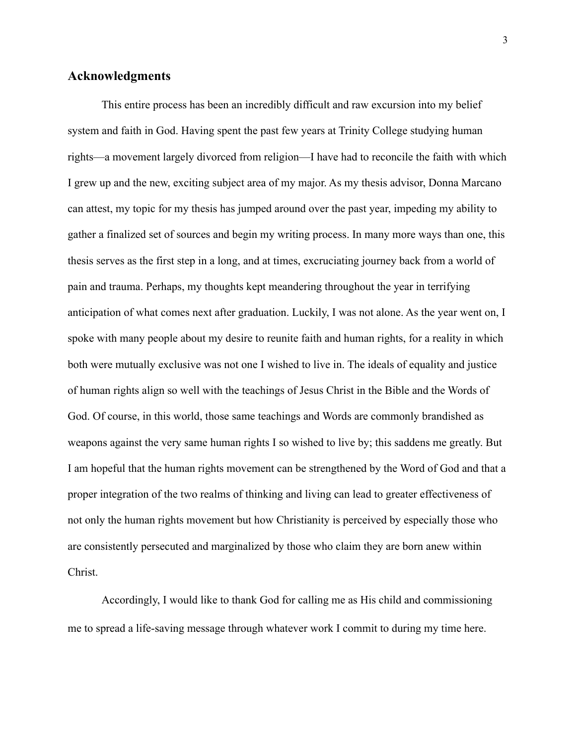## Acknowledgments

This entire process has been an incredibly difficult and raw excursion into my belief system and faith in God. Having spent the past few years at Trinity College studying human rights—a movement largely divorced from religion—I have had to reconcile the faith with which I grew up and the new, exciting subject area of my major. As my thesis advisor, Donna Marcano can attest, my topic for my thesis has jumped around over the past year, impeding my ability to gather a finalized set of sources and begin my writing process. In many more ways than one, this thesis serves as the first step in a long, and at times, excruciating journey back from a world of pain and trauma. Perhaps, my thoughts kept meandering throughout the year in terrifying anticipation of what comes next after graduation. Luckily, I was not alone. As the year went on, I spoke with many people about my desire to reunite faith and human rights, for a reality in which both were mutually exclusive was not one I wished to live in. The ideals of equality and justice of human rights align so well with the teachings of Jesus Christ in the Bible and the Words of God. Of course, in this world, those same teachings and Words are commonly brandished as weapons against the very same human rights I so wished to live by; this saddens me greatly. But I am hopeful that the human rights movement can be strengthened by the Word of God and that a proper integration of the two realms of thinking and living can lead to greater effectiveness of not only the human rights movement but how Christianity is perceived by especially those who are consistently persecuted and marginalized by those who claim they are born anew within Christ.

Accordingly, I would like to thank God for calling me as His child and commissioning me to spread a life-saving message through whatever work I commit to during my time here.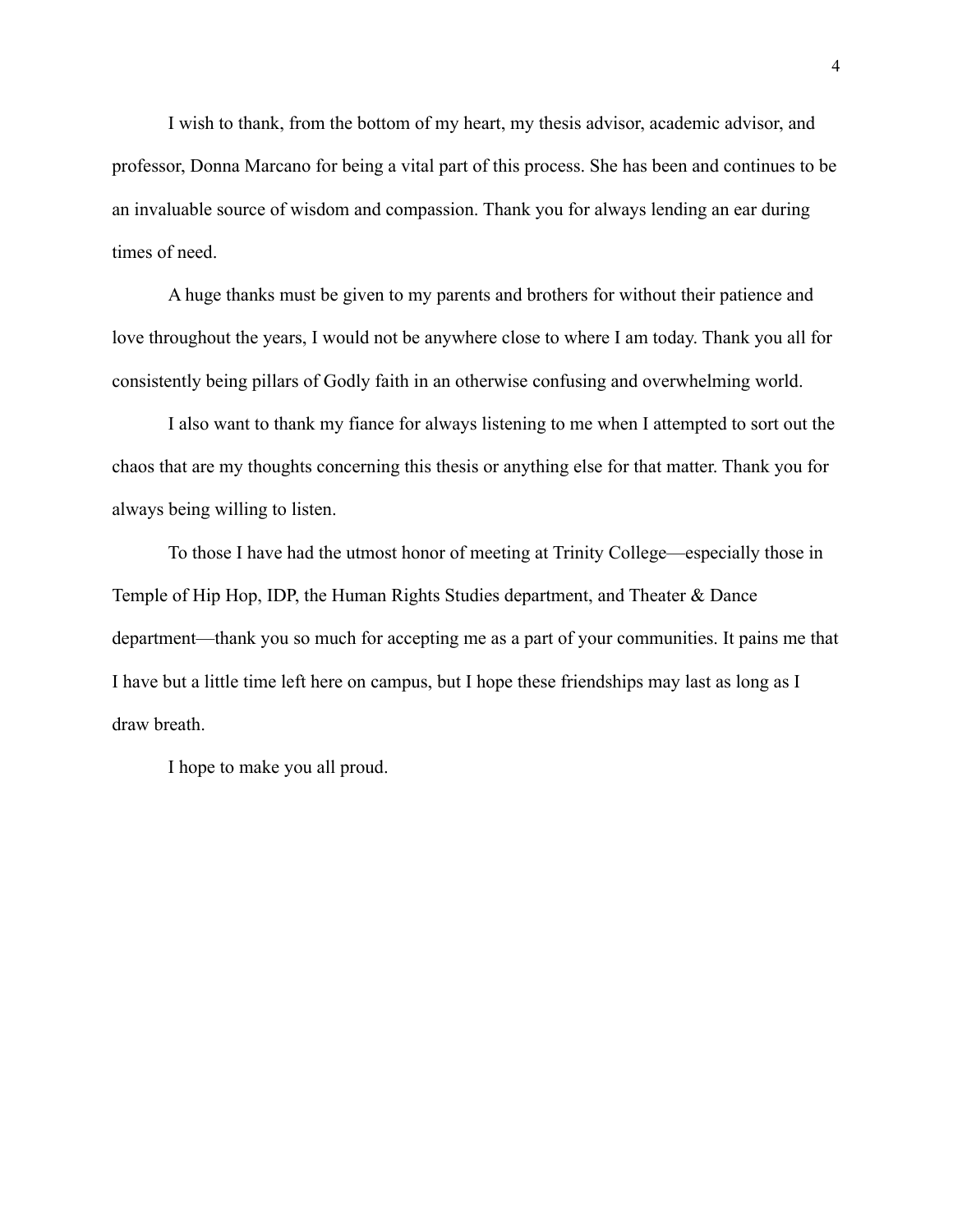I wish to thank, from the bottom of my heart, my thesis advisor, academic advisor, and professor, Donna Marcano for being a vital part of this process. She has been and continues to be an invaluable source of wisdom and compassion. Thank you for always lending an ear during times of need.

A huge thanks must be given to my parents and brothers for without their patience and love throughout the years, I would not be anywhere close to where I am today. Thank you all for consistently being pillars of Godly faith in an otherwise confusing and overwhelming world.

I also want to thank my fiance for always listening to me when I attempted to sort out the chaos that are my thoughts concerning this thesis or anything else for that matter. Thank you for always being willing to listen.

To those I have had the utmost honor of meeting at Trinity College—especially those in Temple of Hip Hop, IDP, the Human Rights Studies department, and Theater & Dance department—thank you so much for accepting me as a part of your communities. It pains me that I have but a little time left here on campus, but I hope these friendships may last as long as I draw breath.

I hope to make you all proud.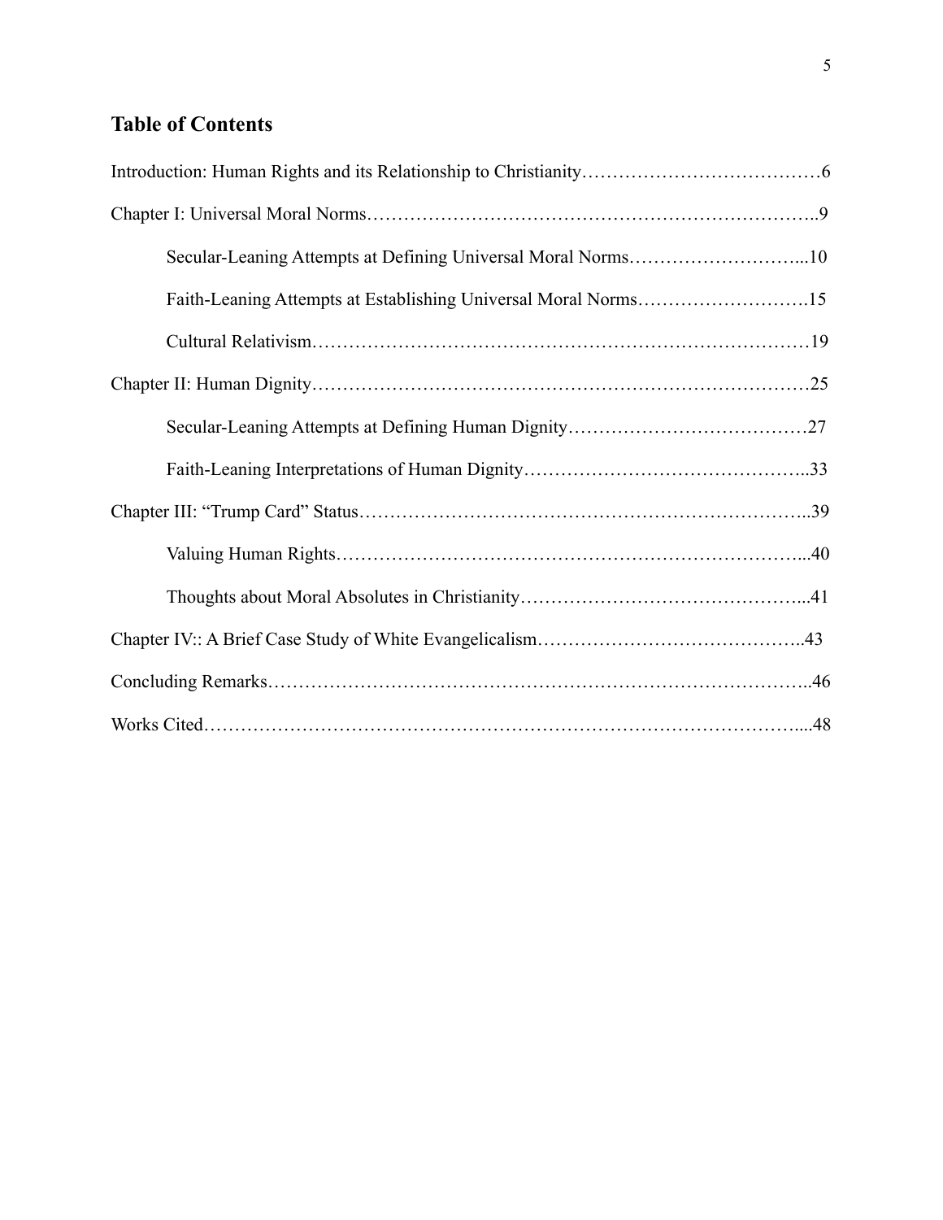## Table of Contents

Introduction: Human Rights and its Relationship to Christianity…………………………………6

Chapter I: Universal Moral Norms……………………………………………………………..9

Secular-Leaning Attempts at Defining Universal Moral Norms………………………...10

Faith-Leaning Attempts at Establishing Universal Moral Norms……………………….15

Cultural Relativism…………………………………………………………………19

Chapter II: Human Dignity……………………………………………………………………25

Secular-Leaning Attempts at Defining Human Dignity…………………………………27

Faith-Leaning Interpretations of Human Dignity………………………………………...33

Chapter III: "Trump Card" Status……………………………………………………………..39

Valuing Human Rights…………………………………………………………………...40

Thoughts about Moral Absolutes in Christianity………………………………………...41

Chapter IV:: A Brief Case Study of White Evangelicalism……………………………………..43

Concluding Remarks…………………………………………………………………………..46

Works Cited…………………………………………………………………………………....48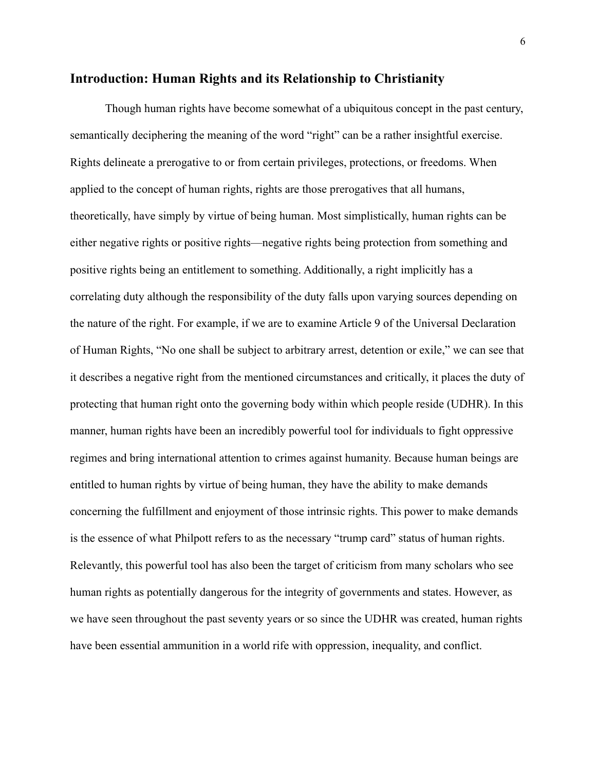## Introduction: Human Rights and its Relationship to Christianity

Though human rights have become somewhat of a ubiquitous concept in the past century, semantically deciphering the meaning of the word "right" can be a rather insightful exercise. Rights delineate a prerogative to or from certain privileges, protections, or freedoms. When applied to the concept of human rights, rights are those prerogatives that all humans, theoretically, have simply by virtue of being human. Most simplistically, human rights can be either negative rights or positive rights—negative rights being protection from something and positive rights being an entitlement to something. Additionally, a right implicitly has a correlating duty although the responsibility of the duty falls upon varying sources depending on the nature of the right. For example, if we are to examine Article 9 of the Universal Declaration of Human Rights, "No one shall be subject to arbitrary arrest, detention or exile," we can see that it describes a negative right from the mentioned circumstances and critically, it places the duty of protecting that human right onto the governing body within which people reside (UDHR). In this manner, human rights have been an incredibly powerful tool for individuals to fight oppressive regimes and bring international attention to crimes against humanity. Because human beings are entitled to human rights by virtue of being human, they have the ability to make demands concerning the fulfillment and enjoyment of those intrinsic rights. This power to make demands is the essence of what Philpott refers to as the necessary "trump card" status of human rights. Relevantly, this powerful tool has also been the target of criticism from many scholars who see human rights as potentially dangerous for the integrity of governments and states. However, as we have seen throughout the past seventy years or so since the UDHR was created, human rights have been essential ammunition in a world rife with oppression, inequality, and conflict.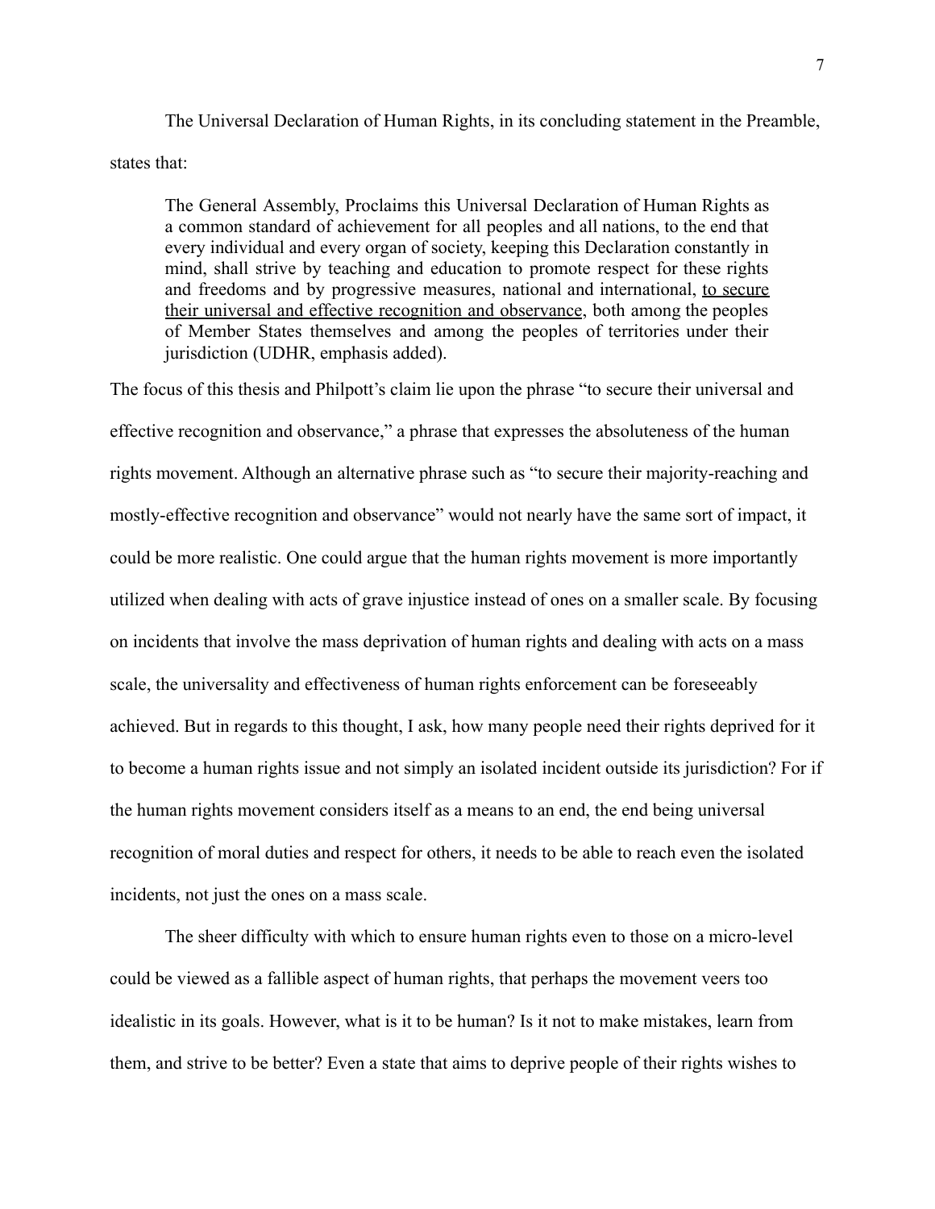The Universal Declaration of Human Rights, in its concluding statement in the Preamble, states that:

> The General Assembly, Proclaims this Universal Declaration of Human Rights as a common standard of achievement for all peoples and all nations, to the end that every individual and every organ of society, keeping this Declaration constantly in mind, shall strive by teaching and education to promote respect for these rights and freedoms and by progressive measures, national and international, <u>to secure their universal and effective recognition and observance</u>, both among the peoples of Member States themselves and among the peoples of territories under their jurisdiction (UDHR, emphasis added).

The focus of this thesis and Philpott's claim lie upon the phrase "to secure their universal and effective recognition and observance," a phrase that expresses the absoluteness of the human rights movement. Although an alternative phrase such as "to secure their majority-reaching and mostly-effective recognition and observance" would not nearly have the same sort of impact, it could be more realistic. One could argue that the human rights movement is more importantly utilized when dealing with acts of grave injustice instead of ones on a smaller scale. By focusing on incidents that involve the mass deprivation of human rights and dealing with acts on a mass scale, the universality and effectiveness of human rights enforcement can be foreseeably achieved. But in regards to this thought, I ask, how many people need their rights deprived for it to become a human rights issue and not simply an isolated incident outside its jurisdiction? For if the human rights movement considers itself as a means to an end, the end being universal recognition of moral duties and respect for others, it needs to be able to reach even the isolated incidents, not just the ones on a mass scale.

The sheer difficulty with which to ensure human rights even to those on a micro-level could be viewed as a fallible aspect of human rights, that perhaps the movement veers too idealistic in its goals. However, what is it to be human? Is it not to make mistakes, learn from them, and strive to be better? Even a state that aims to deprive people of their rights wishes to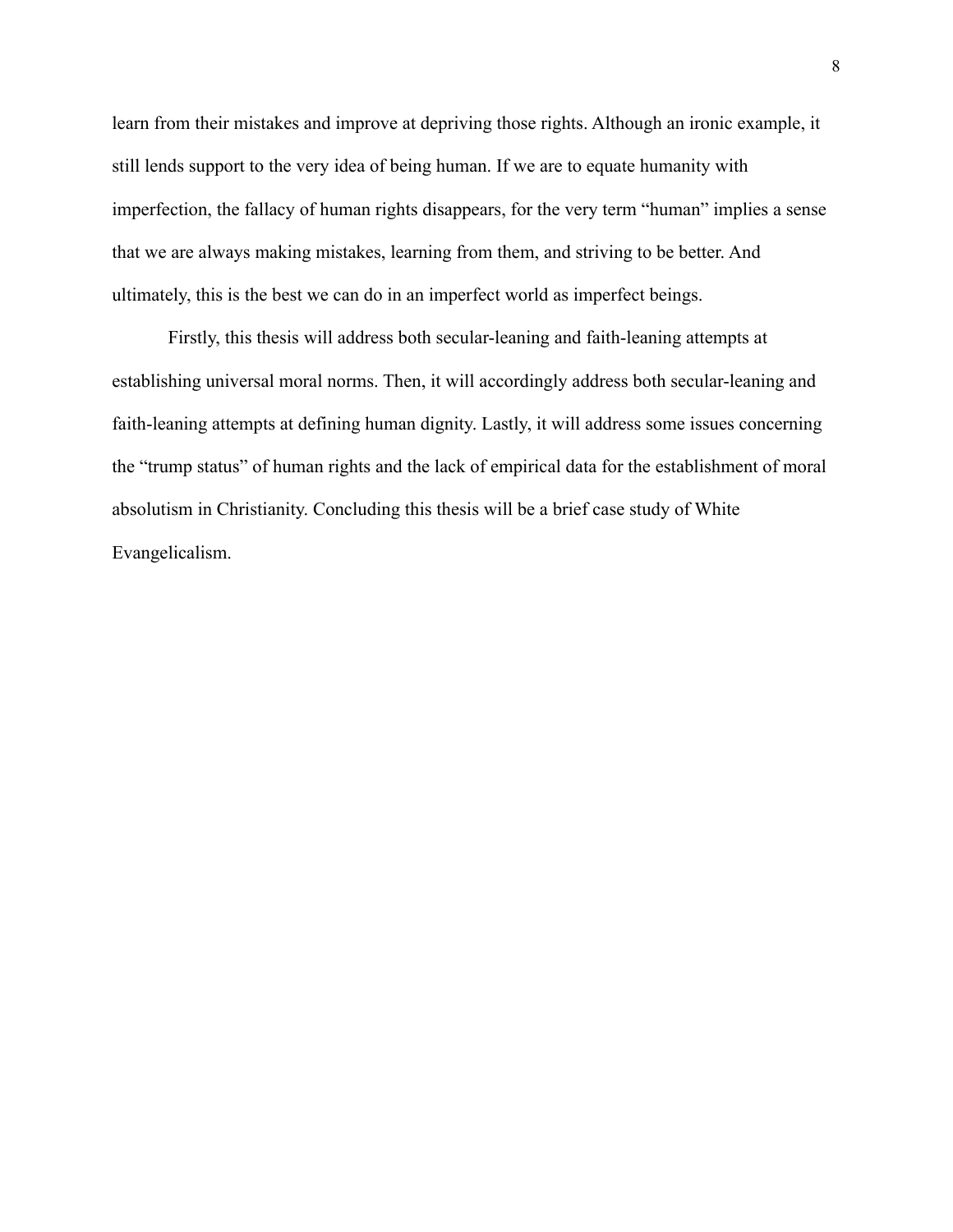learn from their mistakes and improve at depriving those rights. Although an ironic example, it still lends support to the very idea of being human. If we are to equate humanity with imperfection, the fallacy of human rights disappears, for the very term "human" implies a sense that we are always making mistakes, learning from them, and striving to be better. And ultimately, this is the best we can do in an imperfect world as imperfect beings.

Firstly, this thesis will address both secular-leaning and faith-leaning attempts at establishing universal moral norms. Then, it will accordingly address both secular-leaning and faith-leaning attempts at defining human dignity. Lastly, it will address some issues concerning the "trump status" of human rights and the lack of empirical data for the establishment of moral absolutism in Christianity. Concluding this thesis will be a brief case study of White Evangelicalism.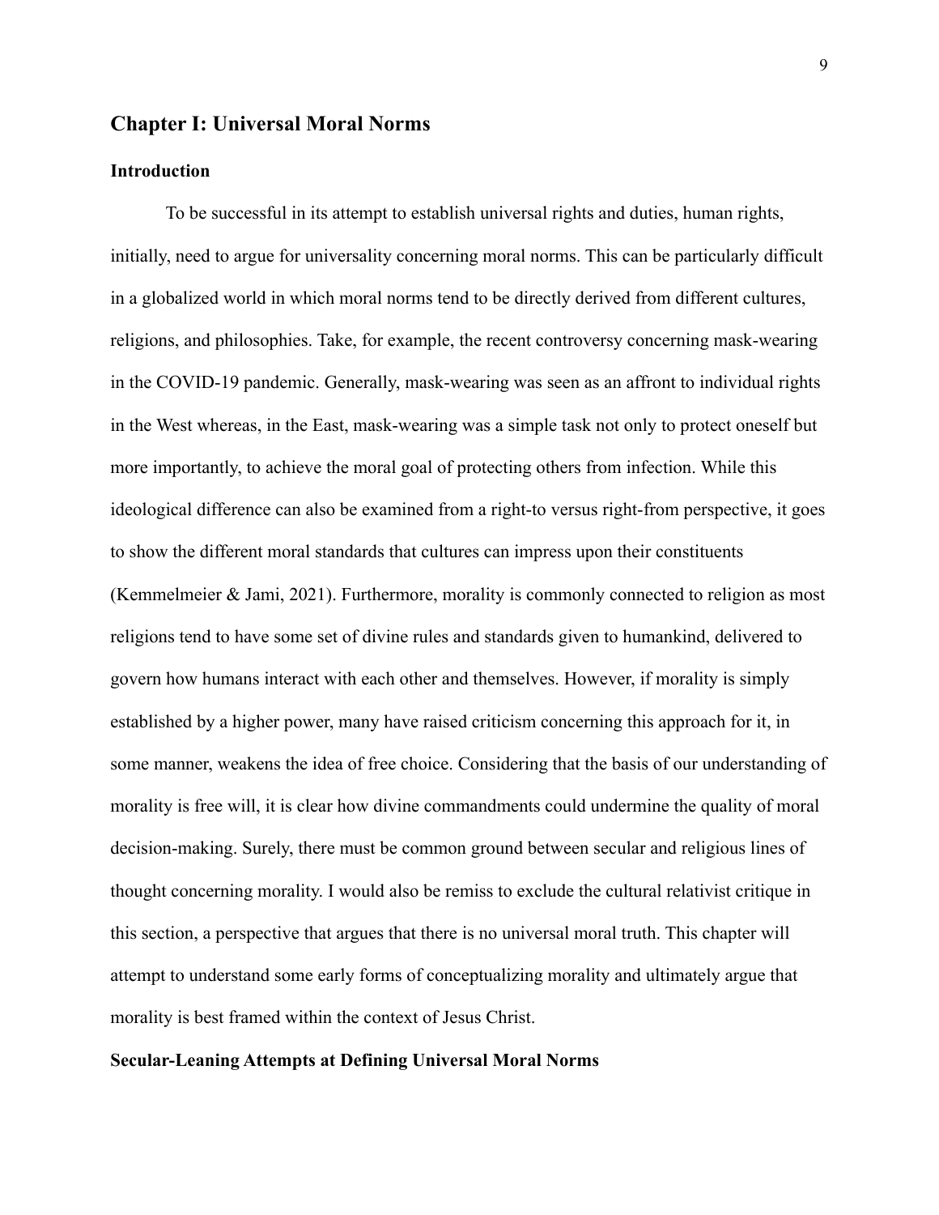## Chapter I: Universal Moral Norms

### Introduction

To be successful in its attempt to establish universal rights and duties, human rights, initially, need to argue for universality concerning moral norms. This can be particularly difficult in a globalized world in which moral norms tend to be directly derived from different cultures, religions, and philosophies. Take, for example, the recent controversy concerning mask-wearing in the COVID-19 pandemic. Generally, mask-wearing was seen as an affront to individual rights in the West whereas, in the East, mask-wearing was a simple task not only to protect oneself but more importantly, to achieve the moral goal of protecting others from infection. While this ideological difference can also be examined from a right-to versus right-from perspective, it goes to show the different moral standards that cultures can impress upon their constituents (Kemmelmeier & Jami, 2021). Furthermore, morality is commonly connected to religion as most religions tend to have some set of divine rules and standards given to humankind, delivered to govern how humans interact with each other and themselves. However, if morality is simply established by a higher power, many have raised criticism concerning this approach for it, in some manner, weakens the idea of free choice. Considering that the basis of our understanding of morality is free will, it is clear how divine commandments could undermine the quality of moral decision-making. Surely, there must be common ground between secular and religious lines of thought concerning morality. I would also be remiss to exclude the cultural relativist critique in this section, a perspective that argues that there is no universal moral truth. This chapter will attempt to understand some early forms of conceptualizing morality and ultimately argue that morality is best framed within the context of Jesus Christ.

### Secular-Leaning Attempts at Defining Universal Moral Norms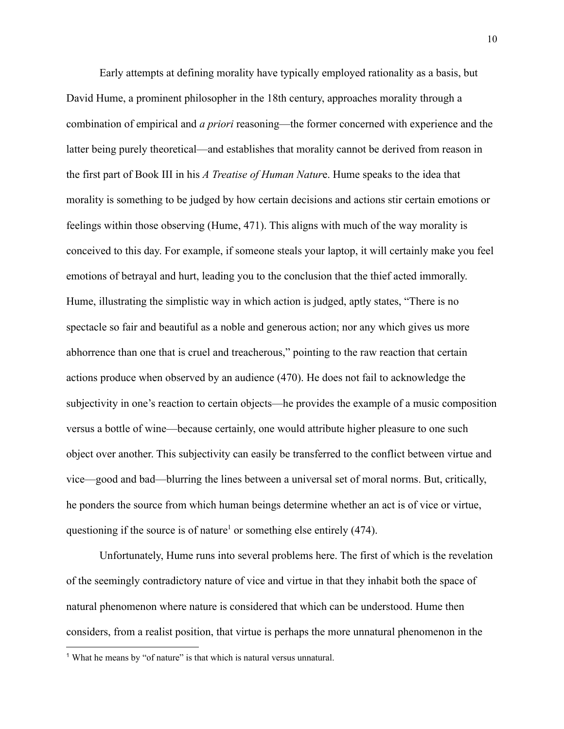Early attempts at defining morality have typically employed rationality as a basis, but David Hume, a prominent philosopher in the 18th century, approaches morality through a combination of empirical and *a priori* reasoning—the former concerned with experience and the latter being purely theoretical—and establishes that morality cannot be derived from reason in the first part of Book III in his *A Treatise of Human Natur*e. Hume speaks to the idea that morality is something to be judged by how certain decisions and actions stir certain emotions or feelings within those observing (Hume, 471). This aligns with much of the way morality is conceived to this day. For example, if someone steals your laptop, it will certainly make you feel emotions of betrayal and hurt, leading you to the conclusion that the thief acted immorally. Hume, illustrating the simplistic way in which action is judged, aptly states, "There is no spectacle so fair and beautiful as a noble and generous action; nor any which gives us more abhorrence than one that is cruel and treacherous," pointing to the raw reaction that certain actions produce when observed by an audience (470). He does not fail to acknowledge the subjectivity in one's reaction to certain objects—he provides the example of a music composition versus a bottle of wine—because certainly, one would attribute higher pleasure to one such object over another. This subjectivity can easily be transferred to the conflict between virtue and vice—good and bad—blurring the lines between a universal set of moral norms. But, critically, he ponders the source from which human beings determine whether an act is of vice or virtue, questioning if the source is of nature[1] or something else entirely (474).

Unfortunately, Hume runs into several problems here. The first of which is the revelation of the seemingly contradictory nature of vice and virtue in that they inhabit both the space of natural phenomenon where nature is considered that which can be understood. Hume then considers, from a realist position, that virtue is perhaps the more unnatural phenomenon in the

[1] What he means by "of nature" is that which is natural versus unnatural.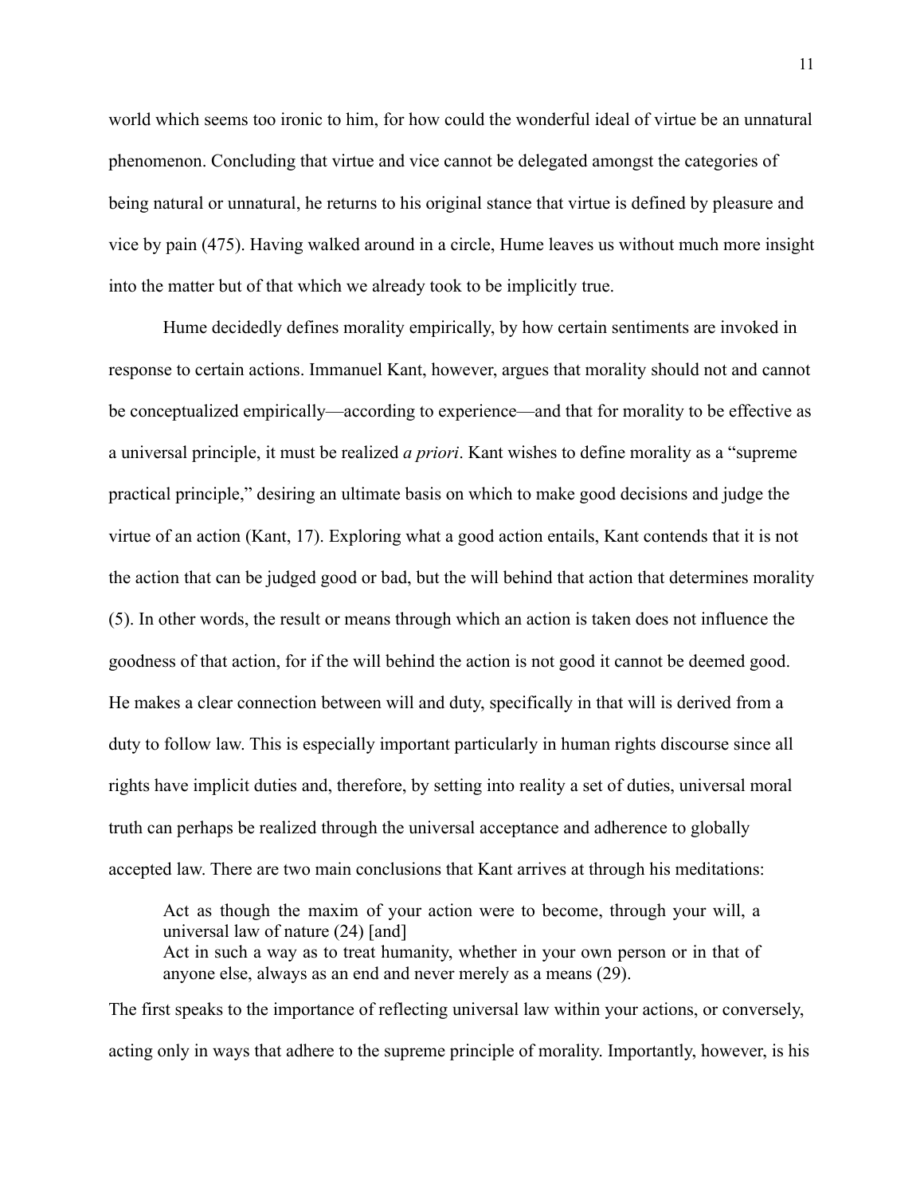world which seems too ironic to him, for how could the wonderful ideal of virtue be an unnatural phenomenon. Concluding that virtue and vice cannot be delegated amongst the categories of being natural or unnatural, he returns to his original stance that virtue is defined by pleasure and vice by pain (475). Having walked around in a circle, Hume leaves us without much more insight into the matter but of that which we already took to be implicitly true.

Hume decidedly defines morality empirically, by how certain sentiments are invoked in response to certain actions. Immanuel Kant, however, argues that morality should not and cannot be conceptualized empirically—according to experience—and that for morality to be effective as a universal principle, it must be realized *a priori*. Kant wishes to define morality as a "supreme practical principle," desiring an ultimate basis on which to make good decisions and judge the virtue of an action (Kant, 17). Exploring what a good action entails, Kant contends that it is not the action that can be judged good or bad, but the will behind that action that determines morality (5). In other words, the result or means through which an action is taken does not influence the goodness of that action, for if the will behind the action is not good it cannot be deemed good. He makes a clear connection between will and duty, specifically in that will is derived from a duty to follow law. This is especially important particularly in human rights discourse since all rights have implicit duties and, therefore, by setting into reality a set of duties, universal moral truth can perhaps be realized through the universal acceptance and adherence to globally accepted law. There are two main conclusions that Kant arrives at through his meditations:

> Act as though the maxim of your action were to become, through your will, a universal law of nature (24) [and]
> Act in such a way as to treat humanity, whether in your own person or in that of anyone else, always as an end and never merely as a means (29).

The first speaks to the importance of reflecting universal law within your actions, or conversely, acting only in ways that adhere to the supreme principle of morality. Importantly, however, is his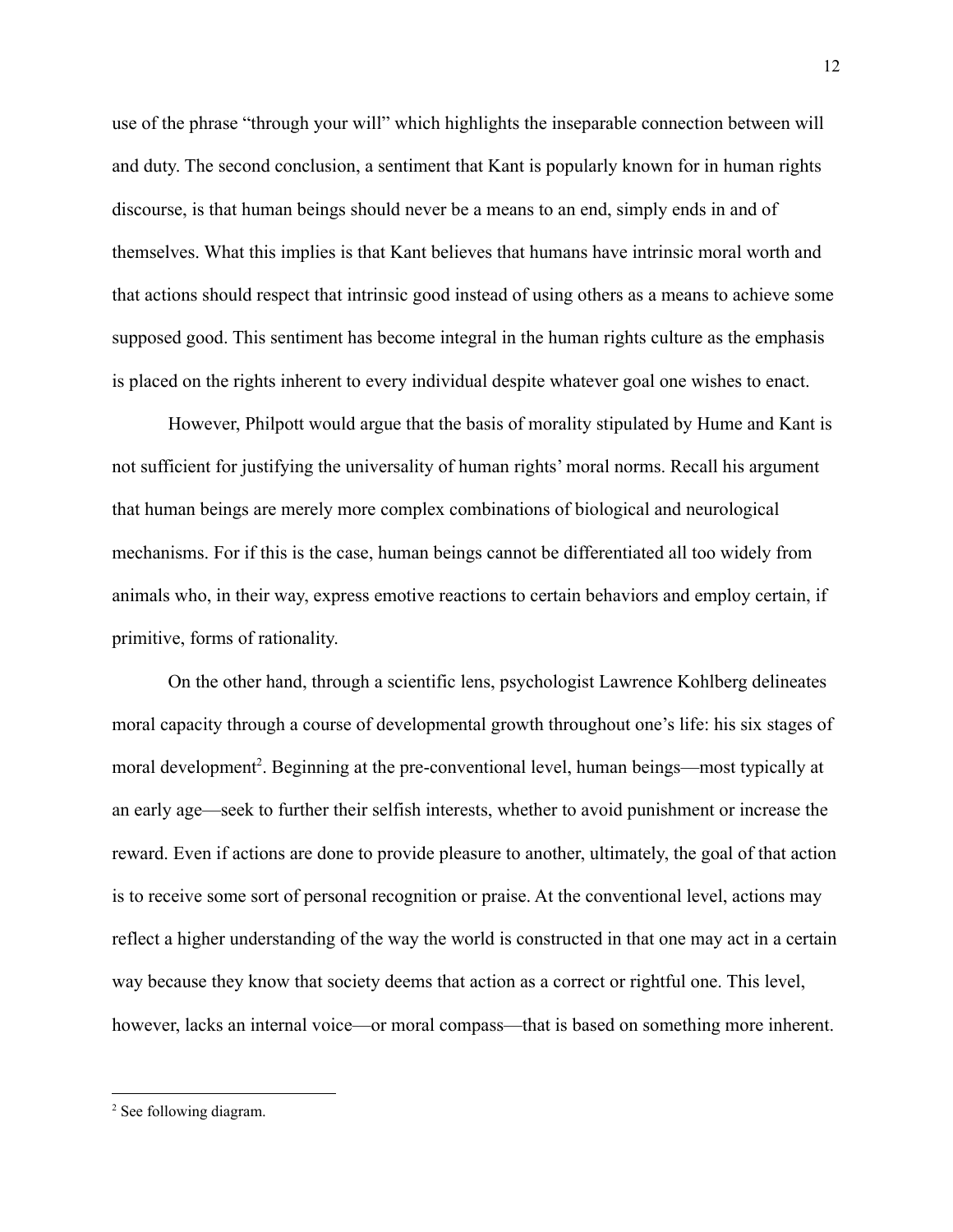use of the phrase "through your will" which highlights the inseparable connection between will and duty. The second conclusion, a sentiment that Kant is popularly known for in human rights discourse, is that human beings should never be a means to an end, simply ends in and of themselves. What this implies is that Kant believes that humans have intrinsic moral worth and that actions should respect that intrinsic good instead of using others as a means to achieve some supposed good. This sentiment has become integral in the human rights culture as the emphasis is placed on the rights inherent to every individual despite whatever goal one wishes to enact.

However, Philpott would argue that the basis of morality stipulated by Hume and Kant is not sufficient for justifying the universality of human rights' moral norms. Recall his argument that human beings are merely more complex combinations of biological and neurological mechanisms. For if this is the case, human beings cannot be differentiated all too widely from animals who, in their way, express emotive reactions to certain behaviors and employ certain, if primitive, forms of rationality.

On the other hand, through a scientific lens, psychologist Lawrence Kohlberg delineates moral capacity through a course of developmental growth throughout one's life: his six stages of moral development[2]. Beginning at the pre-conventional level, human beings—most typically at an early age—seek to further their selfish interests, whether to avoid punishment or increase the reward. Even if actions are done to provide pleasure to another, ultimately, the goal of that action is to receive some sort of personal recognition or praise. At the conventional level, actions may reflect a higher understanding of the way the world is constructed in that one may act in a certain way because they know that society deems that action as a correct or rightful one. This level, however, lacks an internal voice—or moral compass—that is based on something more inherent.

[2] See following diagram.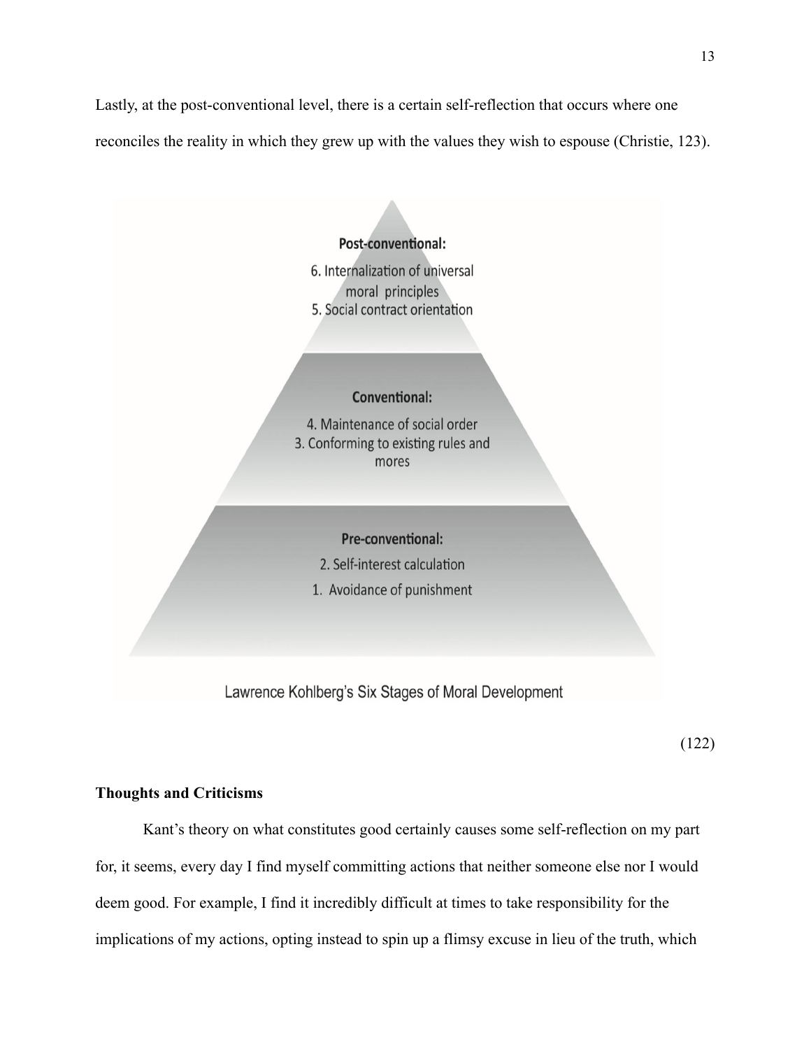Lastly, at the post-conventional level, there is a certain self-reflection that occurs where one reconciles the reality in which they grew up with the values they wish to espouse (Christie, 123).

**Post-conventional:**

6. Internalization of universal moral principles
5. Social contract orientation

**Conventional:**

4. Maintenance of social order
3. Conforming to existing rules and mores

**Pre-conventional:**

2. Self-interest calculation
1. Avoidance of punishment

Lawrence Kohlberg's Six Stages of Moral Development

(122)

**Thoughts and Criticisms**

Kant's theory on what constitutes good certainly causes some self-reflection on my part for, it seems, every day I find myself committing actions that neither someone else nor I would deem good. For example, I find it incredibly difficult at times to take responsibility for the implications of my actions, opting instead to spin up a flimsy excuse in lieu of the truth, which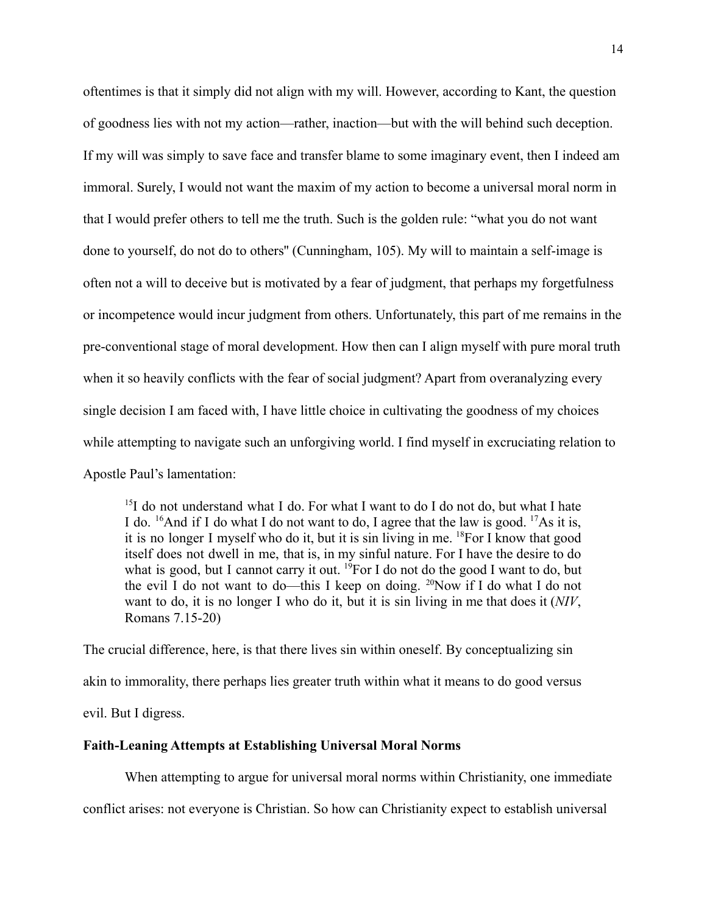oftentimes is that it simply did not align with my will. However, according to Kant, the question of goodness lies with not my action—rather, inaction—but with the will behind such deception. If my will was simply to save face and transfer blame to some imaginary event, then I indeed am immoral. Surely, I would not want the maxim of my action to become a universal moral norm in that I would prefer others to tell me the truth. Such is the golden rule: "what you do not want done to yourself, do not do to others'' (Cunningham, 105). My will to maintain a self-image is often not a will to deceive but is motivated by a fear of judgment, that perhaps my forgetfulness or incompetence would incur judgment from others. Unfortunately, this part of me remains in the pre-conventional stage of moral development. How then can I align myself with pure moral truth when it so heavily conflicts with the fear of social judgment? Apart from overanalyzing every single decision I am faced with, I have little choice in cultivating the goodness of my choices while attempting to navigate such an unforgiving world. I find myself in excruciating relation to Apostle Paul's lamentation:

> [15]I do not understand what I do. For what I want to do I do not do, but what I hate I do. [16]And if I do what I do not want to do, I agree that the law is good. [17]As it is, it is no longer I myself who do it, but it is sin living in me. [18]For I know that good itself does not dwell in me, that is, in my sinful nature. For I have the desire to do what is good, but I cannot carry it out. [19]For I do not do the good I want to do, but the evil I do not want to do—this I keep on doing. [20]Now if I do what I do not want to do, it is no longer I who do it, but it is sin living in me that does it (*NIV*, Romans 7.15-20)

The crucial difference, here, is that there lives sin within oneself. By conceptualizing sin akin to immorality, there perhaps lies greater truth within what it means to do good versus evil. But I digress.

### Faith-Leaning Attempts at Establishing Universal Moral Norms

When attempting to argue for universal moral norms within Christianity, one immediate conflict arises: not everyone is Christian. So how can Christianity expect to establish universal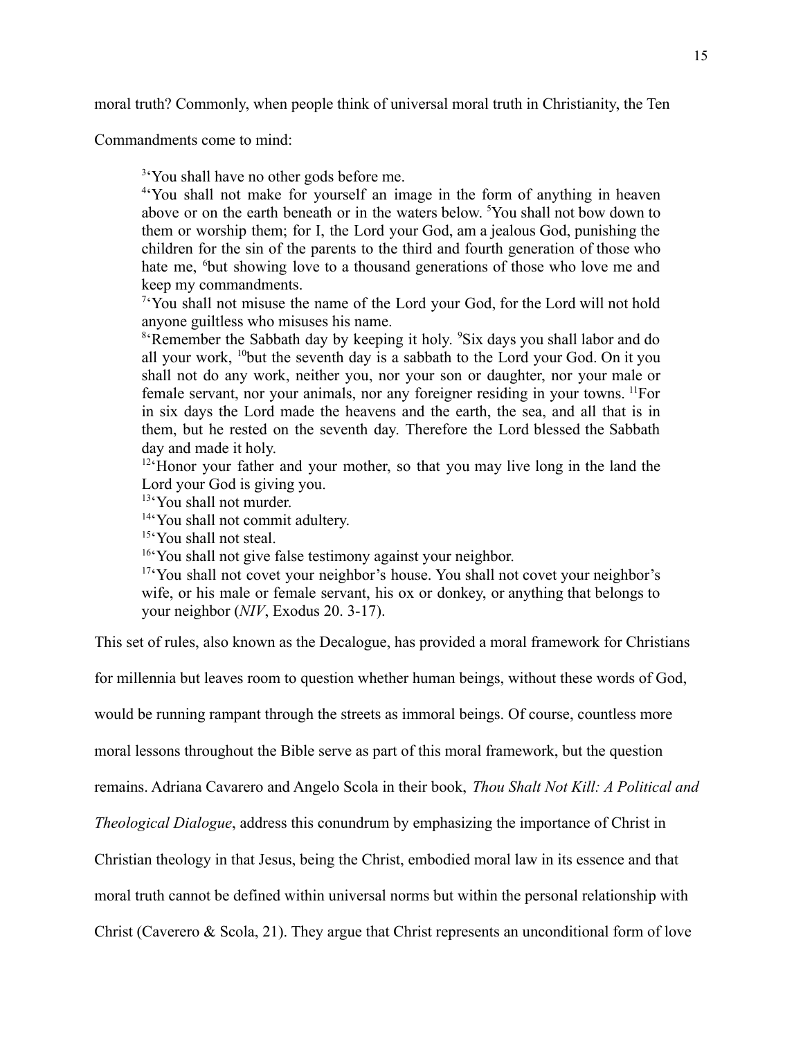moral truth? Commonly, when people think of universal moral truth in Christianity, the Ten Commandments come to mind:

> [3]'You shall have no other gods before me.
> [4]'You shall not make for yourself an image in the form of anything in heaven above or on the earth beneath or in the waters below. [5]You shall not bow down to them or worship them; for I, the Lord your God, am a jealous God, punishing the children for the sin of the parents to the third and fourth generation of those who hate me, [6]but showing love to a thousand generations of those who love me and keep my commandments.
> [7]'You shall not misuse the name of the Lord your God, for the Lord will not hold anyone guiltless who misuses his name.
> [8]'Remember the Sabbath day by keeping it holy. [9]Six days you shall labor and do all your work, [10]but the seventh day is a sabbath to the Lord your God. On it you shall not do any work, neither you, nor your son or daughter, nor your male or female servant, nor your animals, nor any foreigner residing in your towns. [11]For in six days the Lord made the heavens and the earth, the sea, and all that is in them, but he rested on the seventh day. Therefore the Lord blessed the Sabbath day and made it holy.
> [12]'Honor your father and your mother, so that you may live long in the land the Lord your God is giving you.
> [13]'You shall not murder.
> [14]'You shall not commit adultery.
> [15]'You shall not steal.
> [16]'You shall not give false testimony against your neighbor.
> [17]'You shall not covet your neighbor's house. You shall not covet your neighbor's wife, or his male or female servant, his ox or donkey, or anything that belongs to your neighbor (*NIV*, Exodus 20. 3-17).

This set of rules, also known as the Decalogue, has provided a moral framework for Christians for millennia but leaves room to question whether human beings, without these words of God, would be running rampant through the streets as immoral beings. Of course, countless more moral lessons throughout the Bible serve as part of this moral framework, but the question remains. Adriana Cavarero and Angelo Scola in their book, *Thou Shalt Not Kill: A Political and Theological Dialogue*, address this conundrum by emphasizing the importance of Christ in Christian theology in that Jesus, being the Christ, embodied moral law in its essence and that moral truth cannot be defined within universal norms but within the personal relationship with Christ (Caverero & Scola, 21). They argue that Christ represents an unconditional form of love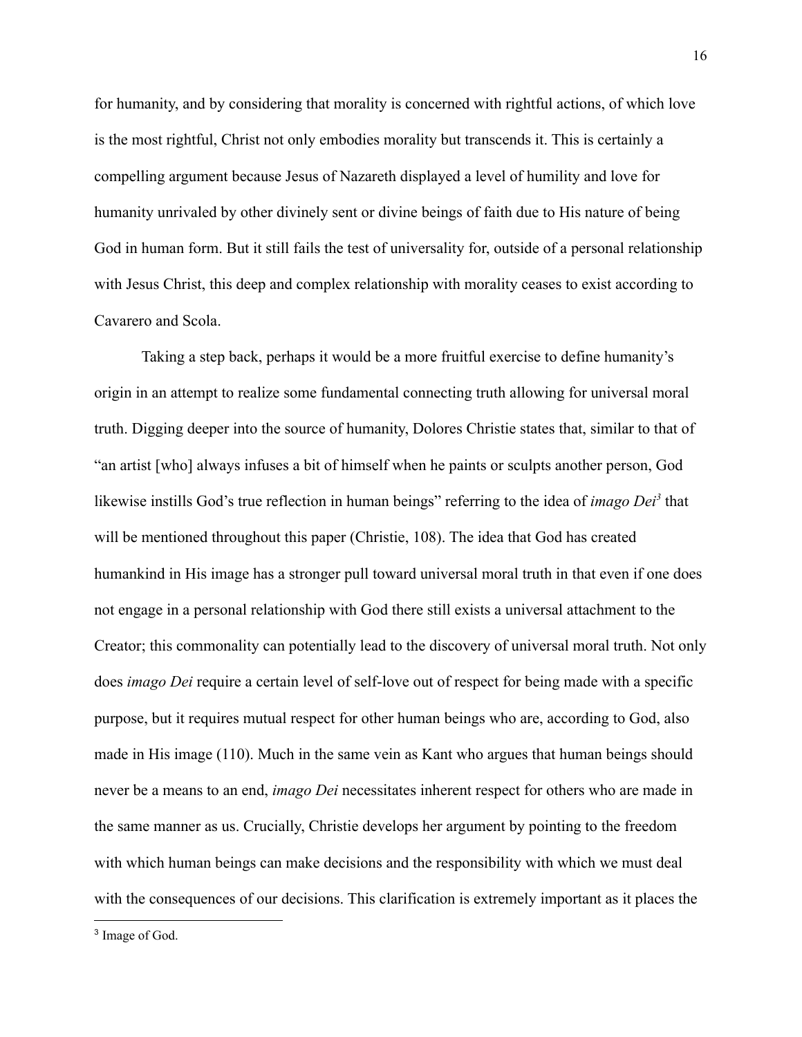for humanity, and by considering that morality is concerned with rightful actions, of which love is the most rightful, Christ not only embodies morality but transcends it. This is certainly a compelling argument because Jesus of Nazareth displayed a level of humility and love for humanity unrivaled by other divinely sent or divine beings of faith due to His nature of being God in human form. But it still fails the test of universality for, outside of a personal relationship with Jesus Christ, this deep and complex relationship with morality ceases to exist according to Cavarero and Scola.

Taking a step back, perhaps it would be a more fruitful exercise to define humanity's origin in an attempt to realize some fundamental connecting truth allowing for universal moral truth. Digging deeper into the source of humanity, Dolores Christie states that, similar to that of "an artist [who] always infuses a bit of himself when he paints or sculpts another person, God likewise instills God's true reflection in human beings" referring to the idea of *imago Dei*[3] that will be mentioned throughout this paper (Christie, 108). The idea that God has created humankind in His image has a stronger pull toward universal moral truth in that even if one does not engage in a personal relationship with God there still exists a universal attachment to the Creator; this commonality can potentially lead to the discovery of universal moral truth. Not only does *imago Dei* require a certain level of self-love out of respect for being made with a specific purpose, but it requires mutual respect for other human beings who are, according to God, also made in His image (110). Much in the same vein as Kant who argues that human beings should never be a means to an end, *imago Dei* necessitates inherent respect for others who are made in the same manner as us. Crucially, Christie develops her argument by pointing to the freedom with which human beings can make decisions and the responsibility with which we must deal with the consequences of our decisions. This clarification is extremely important as it places the

[3] Image of God.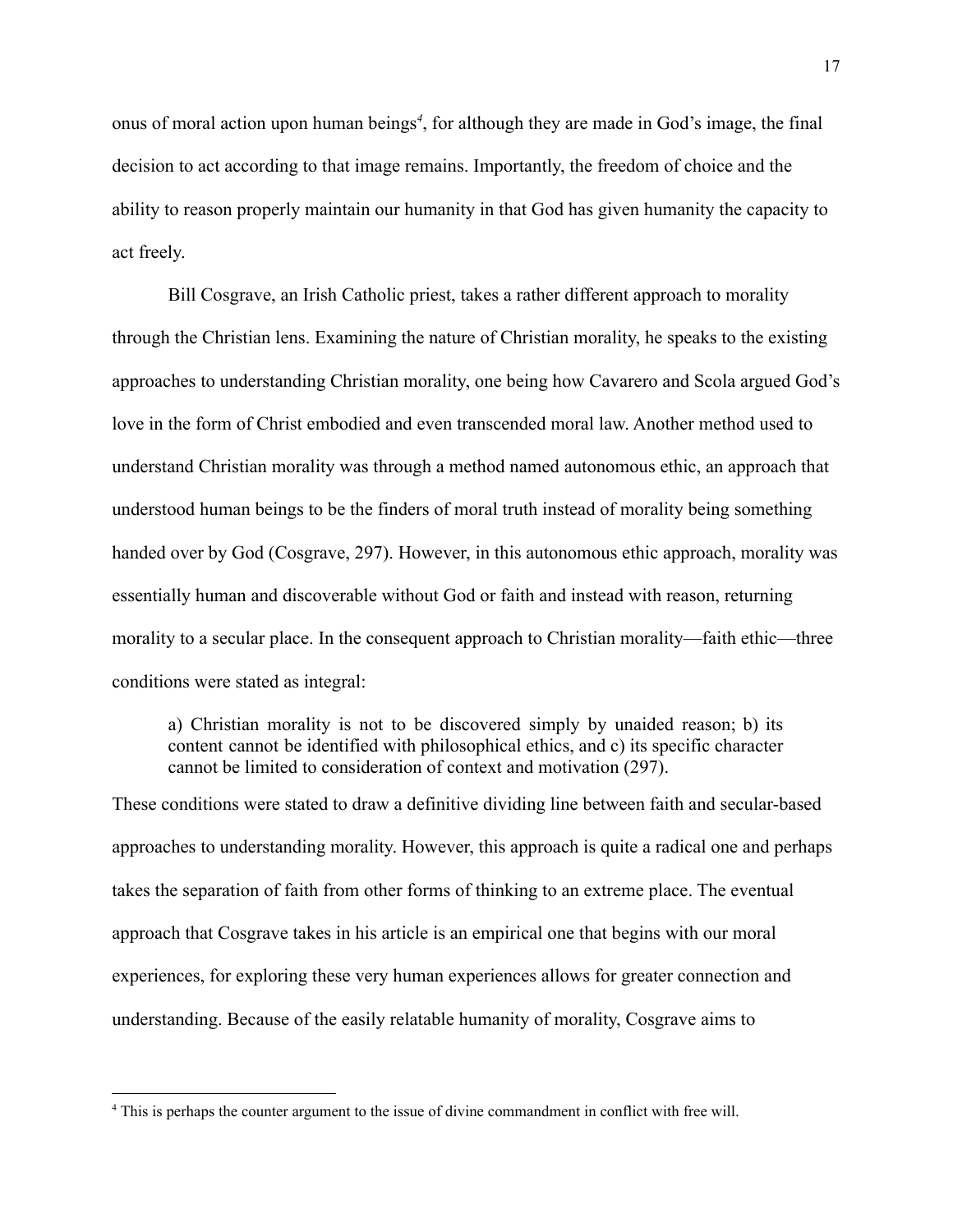onus of moral action upon human beings[4], for although they are made in God's image, the final decision to act according to that image remains. Importantly, the freedom of choice and the ability to reason properly maintain our humanity in that God has given humanity the capacity to act freely.

Bill Cosgrave, an Irish Catholic priest, takes a rather different approach to morality through the Christian lens. Examining the nature of Christian morality, he speaks to the existing approaches to understanding Christian morality, one being how Cavarero and Scola argued God's love in the form of Christ embodied and even transcended moral law. Another method used to understand Christian morality was through a method named autonomous ethic, an approach that understood human beings to be the finders of moral truth instead of morality being something handed over by God (Cosgrave, 297). However, in this autonomous ethic approach, morality was essentially human and discoverable without God or faith and instead with reason, returning morality to a secular place. In the consequent approach to Christian morality—faith ethic—three conditions were stated as integral:

> a) Christian morality is not to be discovered simply by unaided reason; b) its content cannot be identified with philosophical ethics, and c) its specific character cannot be limited to consideration of context and motivation (297).

These conditions were stated to draw a definitive dividing line between faith and secular-based approaches to understanding morality. However, this approach is quite a radical one and perhaps takes the separation of faith from other forms of thinking to an extreme place. The eventual approach that Cosgrave takes in his article is an empirical one that begins with our moral experiences, for exploring these very human experiences allows for greater connection and understanding. Because of the easily relatable humanity of morality, Cosgrave aims to

---

[4] This is perhaps the counter argument to the issue of divine commandment in conflict with free will.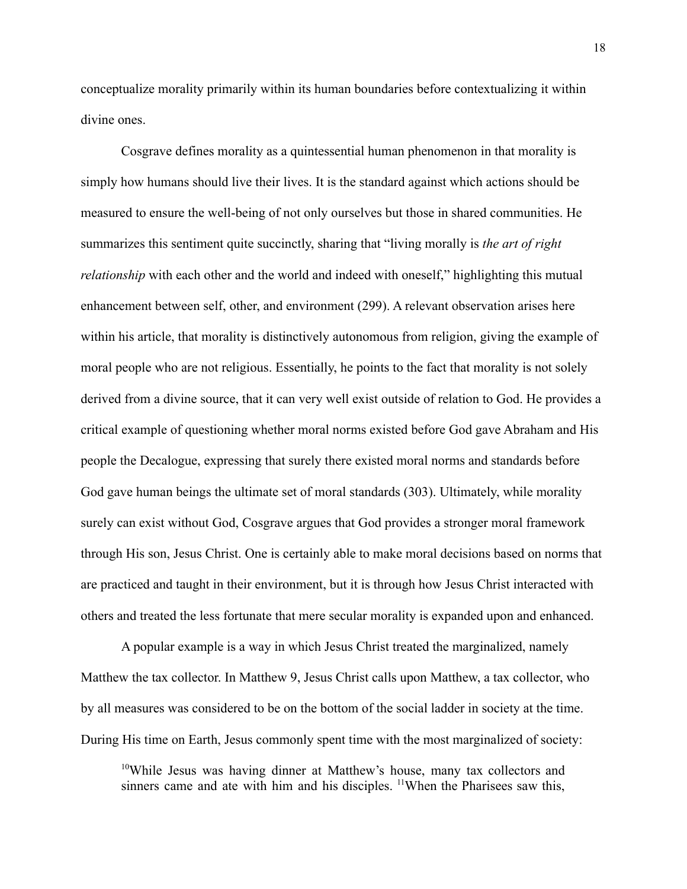conceptualize morality primarily within its human boundaries before contextualizing it within divine ones.

Cosgrave defines morality as a quintessential human phenomenon in that morality is simply how humans should live their lives. It is the standard against which actions should be measured to ensure the well-being of not only ourselves but those in shared communities. He summarizes this sentiment quite succinctly, sharing that "living morally is *the art of right relationship* with each other and the world and indeed with oneself," highlighting this mutual enhancement between self, other, and environment (299). A relevant observation arises here within his article, that morality is distinctively autonomous from religion, giving the example of moral people who are not religious. Essentially, he points to the fact that morality is not solely derived from a divine source, that it can very well exist outside of relation to God. He provides a critical example of questioning whether moral norms existed before God gave Abraham and His people the Decalogue, expressing that surely there existed moral norms and standards before God gave human beings the ultimate set of moral standards (303). Ultimately, while morality surely can exist without God, Cosgrave argues that God provides a stronger moral framework through His son, Jesus Christ. One is certainly able to make moral decisions based on norms that are practiced and taught in their environment, but it is through how Jesus Christ interacted with others and treated the less fortunate that mere secular morality is expanded upon and enhanced.

A popular example is a way in which Jesus Christ treated the marginalized, namely Matthew the tax collector. In Matthew 9, Jesus Christ calls upon Matthew, a tax collector, who by all measures was considered to be on the bottom of the social ladder in society at the time. During His time on Earth, Jesus commonly spent time with the most marginalized of society:

> [10]While Jesus was having dinner at Matthew's house, many tax collectors and sinners came and ate with him and his disciples. [11]When the Pharisees saw this,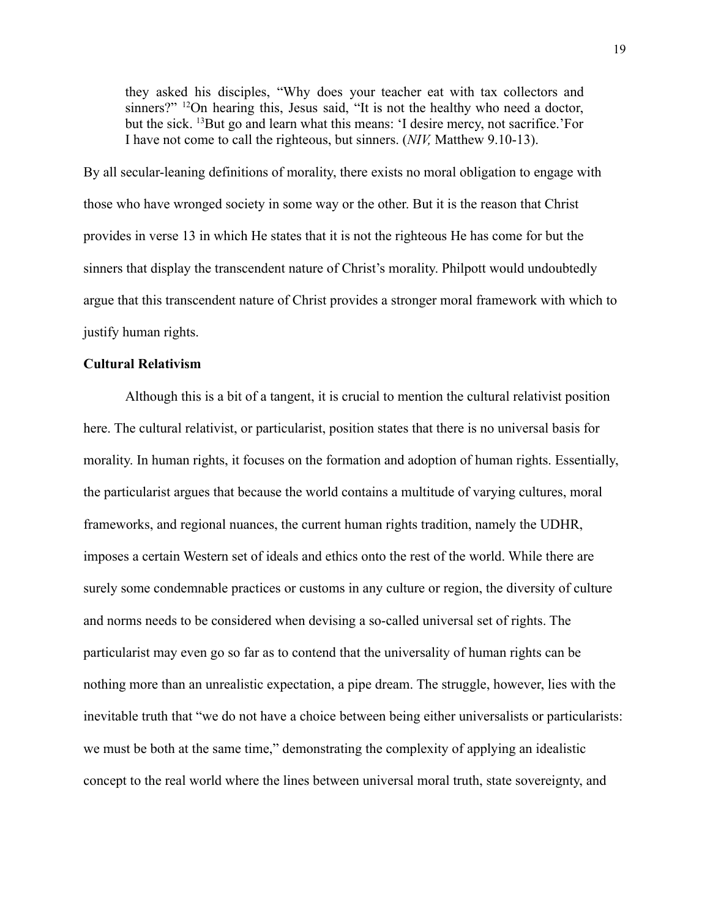> they asked his disciples, "Why does your teacher eat with tax collectors and sinners?" [12]On hearing this, Jesus said, "It is not the healthy who need a doctor, but the sick. [13]But go and learn what this means: 'I desire mercy, not sacrifice.'For I have not come to call the righteous, but sinners. (*NIV,* Matthew 9.10-13).

By all secular-leaning definitions of morality, there exists no moral obligation to engage with those who have wronged society in some way or the other. But it is the reason that Christ provides in verse 13 in which He states that it is not the righteous He has come for but the sinners that display the transcendent nature of Christ's morality. Philpott would undoubtedly argue that this transcendent nature of Christ provides a stronger moral framework with which to justify human rights.

**Cultural Relativism**

Although this is a bit of a tangent, it is crucial to mention the cultural relativist position here. The cultural relativist, or particularist, position states that there is no universal basis for morality. In human rights, it focuses on the formation and adoption of human rights. Essentially, the particularist argues that because the world contains a multitude of varying cultures, moral frameworks, and regional nuances, the current human rights tradition, namely the UDHR, imposes a certain Western set of ideals and ethics onto the rest of the world. While there are surely some condemnable practices or customs in any culture or region, the diversity of culture and norms needs to be considered when devising a so-called universal set of rights. The particularist may even go so far as to contend that the universality of human rights can be nothing more than an unrealistic expectation, a pipe dream. The struggle, however, lies with the inevitable truth that "we do not have a choice between being either universalists or particularists: we must be both at the same time," demonstrating the complexity of applying an idealistic concept to the real world where the lines between universal moral truth, state sovereignty, and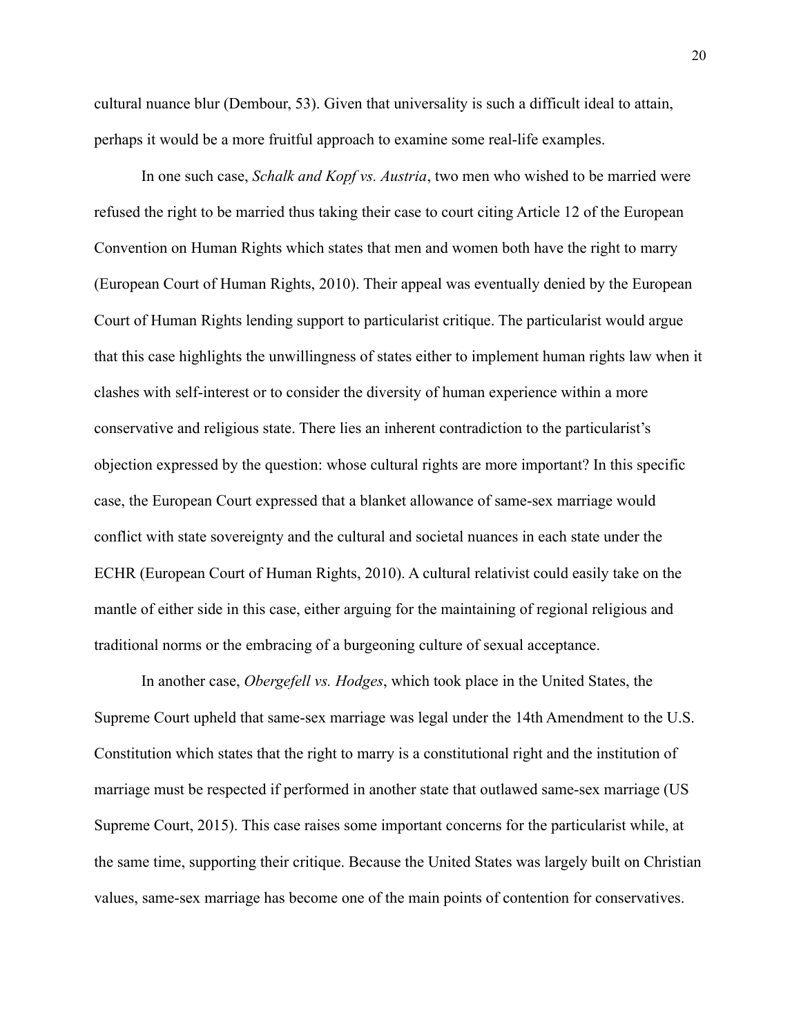cultural nuance blur (Dembour, 53). Given that universality is such a difficult ideal to attain, perhaps it would be a more fruitful approach to examine some real-life examples.

In one such case, *Schalk and Kopf vs. Austria*, two men who wished to be married were refused the right to be married thus taking their case to court citing Article 12 of the European Convention on Human Rights which states that men and women both have the right to marry (European Court of Human Rights, 2010). Their appeal was eventually denied by the European Court of Human Rights lending support to particularist critique. The particularist would argue that this case highlights the unwillingness of states either to implement human rights law when it clashes with self-interest or to consider the diversity of human experience within a more conservative and religious state. There lies an inherent contradiction to the particularist's objection expressed by the question: whose cultural rights are more important? In this specific case, the European Court expressed that a blanket allowance of same-sex marriage would conflict with state sovereignty and the cultural and societal nuances in each state under the ECHR (European Court of Human Rights, 2010). A cultural relativist could easily take on the mantle of either side in this case, either arguing for the maintaining of regional religious and traditional norms or the embracing of a burgeoning culture of sexual acceptance.

In another case, *Obergefell vs. Hodges*, which took place in the United States, the Supreme Court upheld that same-sex marriage was legal under the 14th Amendment to the U.S. Constitution which states that the right to marry is a constitutional right and the institution of marriage must be respected if performed in another state that outlawed same-sex marriage (US Supreme Court, 2015). This case raises some important concerns for the particularist while, at the same time, supporting their critique. Because the United States was largely built on Christian values, same-sex marriage has become one of the main points of contention for conservatives.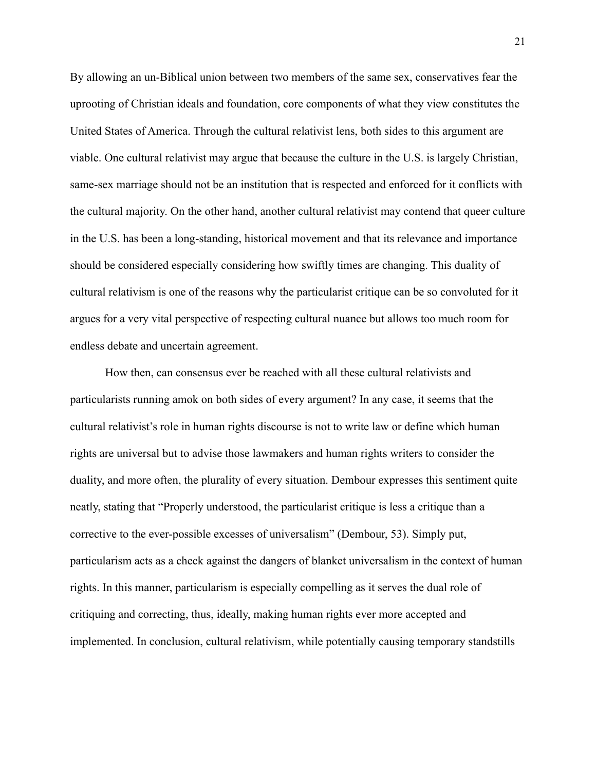By allowing an un-Biblical union between two members of the same sex, conservatives fear the uprooting of Christian ideals and foundation, core components of what they view constitutes the United States of America. Through the cultural relativist lens, both sides to this argument are viable. One cultural relativist may argue that because the culture in the U.S. is largely Christian, same-sex marriage should not be an institution that is respected and enforced for it conflicts with the cultural majority. On the other hand, another cultural relativist may contend that queer culture in the U.S. has been a long-standing, historical movement and that its relevance and importance should be considered especially considering how swiftly times are changing. This duality of cultural relativism is one of the reasons why the particularist critique can be so convoluted for it argues for a very vital perspective of respecting cultural nuance but allows too much room for endless debate and uncertain agreement.

How then, can consensus ever be reached with all these cultural relativists and particularists running amok on both sides of every argument? In any case, it seems that the cultural relativist's role in human rights discourse is not to write law or define which human rights are universal but to advise those lawmakers and human rights writers to consider the duality, and more often, the plurality of every situation. Dembour expresses this sentiment quite neatly, stating that "Properly understood, the particularist critique is less a critique than a corrective to the ever-possible excesses of universalism" (Dembour, 53). Simply put, particularism acts as a check against the dangers of blanket universalism in the context of human rights. In this manner, particularism is especially compelling as it serves the dual role of critiquing and correcting, thus, ideally, making human rights ever more accepted and implemented. In conclusion, cultural relativism, while potentially causing temporary standstills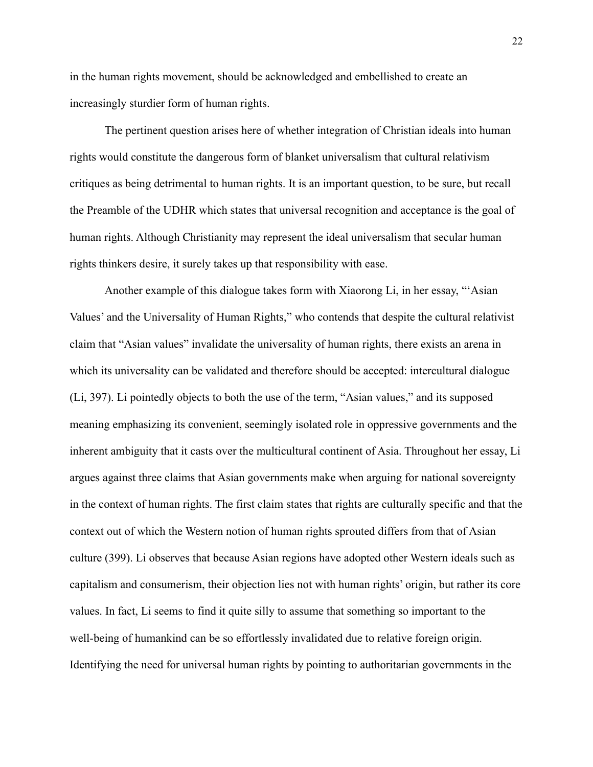in the human rights movement, should be acknowledged and embellished to create an increasingly sturdier form of human rights.

The pertinent question arises here of whether integration of Christian ideals into human rights would constitute the dangerous form of blanket universalism that cultural relativism critiques as being detrimental to human rights. It is an important question, to be sure, but recall the Preamble of the UDHR which states that universal recognition and acceptance is the goal of human rights. Although Christianity may represent the ideal universalism that secular human rights thinkers desire, it surely takes up that responsibility with ease.

Another example of this dialogue takes form with Xiaorong Li, in her essay, "'Asian Values' and the Universality of Human Rights," who contends that despite the cultural relativist claim that "Asian values" invalidate the universality of human rights, there exists an arena in which its universality can be validated and therefore should be accepted: intercultural dialogue (Li, 397). Li pointedly objects to both the use of the term, "Asian values," and its supposed meaning emphasizing its convenient, seemingly isolated role in oppressive governments and the inherent ambiguity that it casts over the multicultural continent of Asia. Throughout her essay, Li argues against three claims that Asian governments make when arguing for national sovereignty in the context of human rights. The first claim states that rights are culturally specific and that the context out of which the Western notion of human rights sprouted differs from that of Asian culture (399). Li observes that because Asian regions have adopted other Western ideals such as capitalism and consumerism, their objection lies not with human rights' origin, but rather its core values. In fact, Li seems to find it quite silly to assume that something so important to the well-being of humankind can be so effortlessly invalidated due to relative foreign origin. Identifying the need for universal human rights by pointing to authoritarian governments in the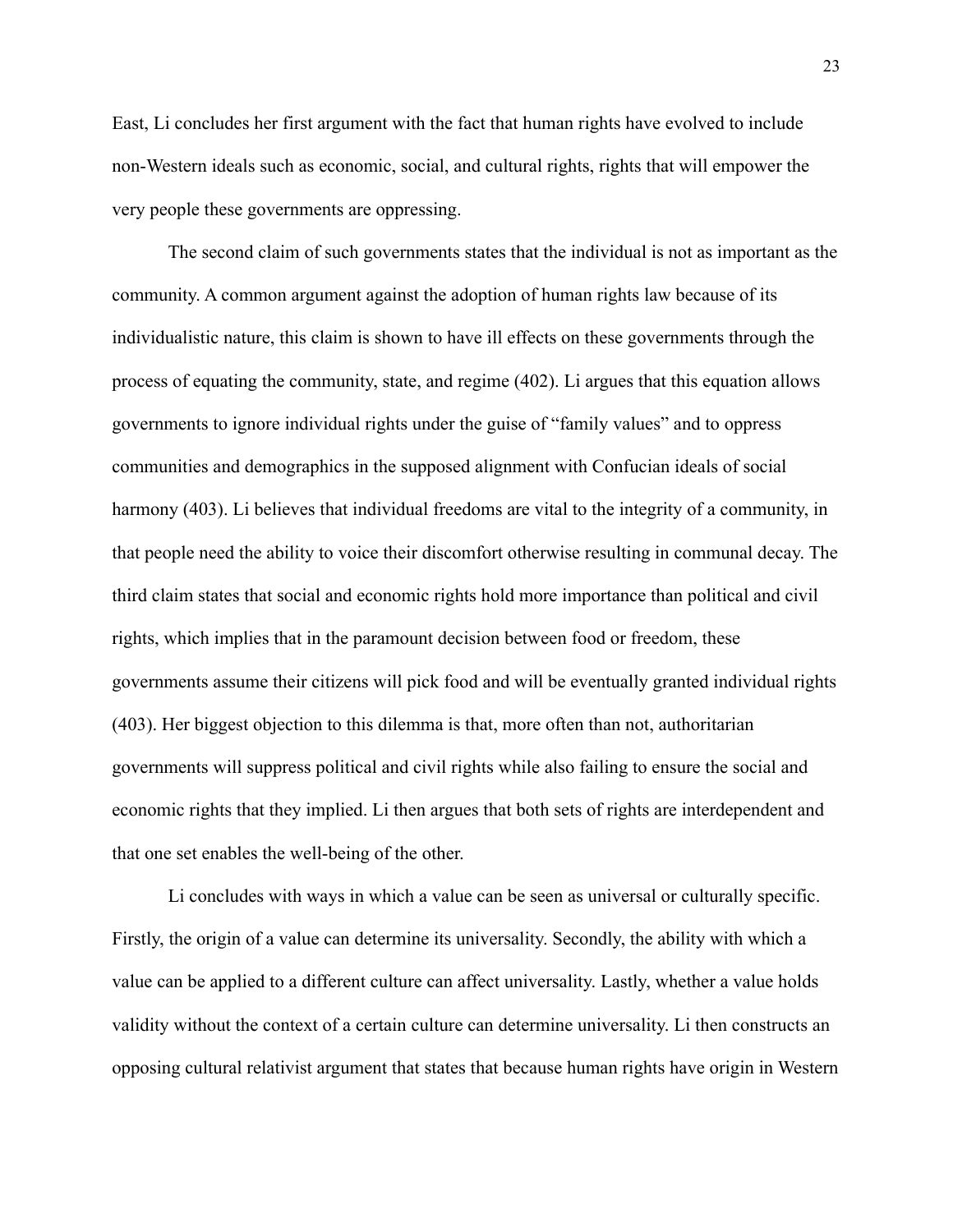East, Li concludes her first argument with the fact that human rights have evolved to include non-Western ideals such as economic, social, and cultural rights, rights that will empower the very people these governments are oppressing.

The second claim of such governments states that the individual is not as important as the community. A common argument against the adoption of human rights law because of its individualistic nature, this claim is shown to have ill effects on these governments through the process of equating the community, state, and regime (402). Li argues that this equation allows governments to ignore individual rights under the guise of "family values" and to oppress communities and demographics in the supposed alignment with Confucian ideals of social harmony (403). Li believes that individual freedoms are vital to the integrity of a community, in that people need the ability to voice their discomfort otherwise resulting in communal decay. The third claim states that social and economic rights hold more importance than political and civil rights, which implies that in the paramount decision between food or freedom, these governments assume their citizens will pick food and will be eventually granted individual rights (403). Her biggest objection to this dilemma is that, more often than not, authoritarian governments will suppress political and civil rights while also failing to ensure the social and economic rights that they implied. Li then argues that both sets of rights are interdependent and that one set enables the well-being of the other.

Li concludes with ways in which a value can be seen as universal or culturally specific. Firstly, the origin of a value can determine its universality. Secondly, the ability with which a value can be applied to a different culture can affect universality. Lastly, whether a value holds validity without the context of a certain culture can determine universality. Li then constructs an opposing cultural relativist argument that states that because human rights have origin in Western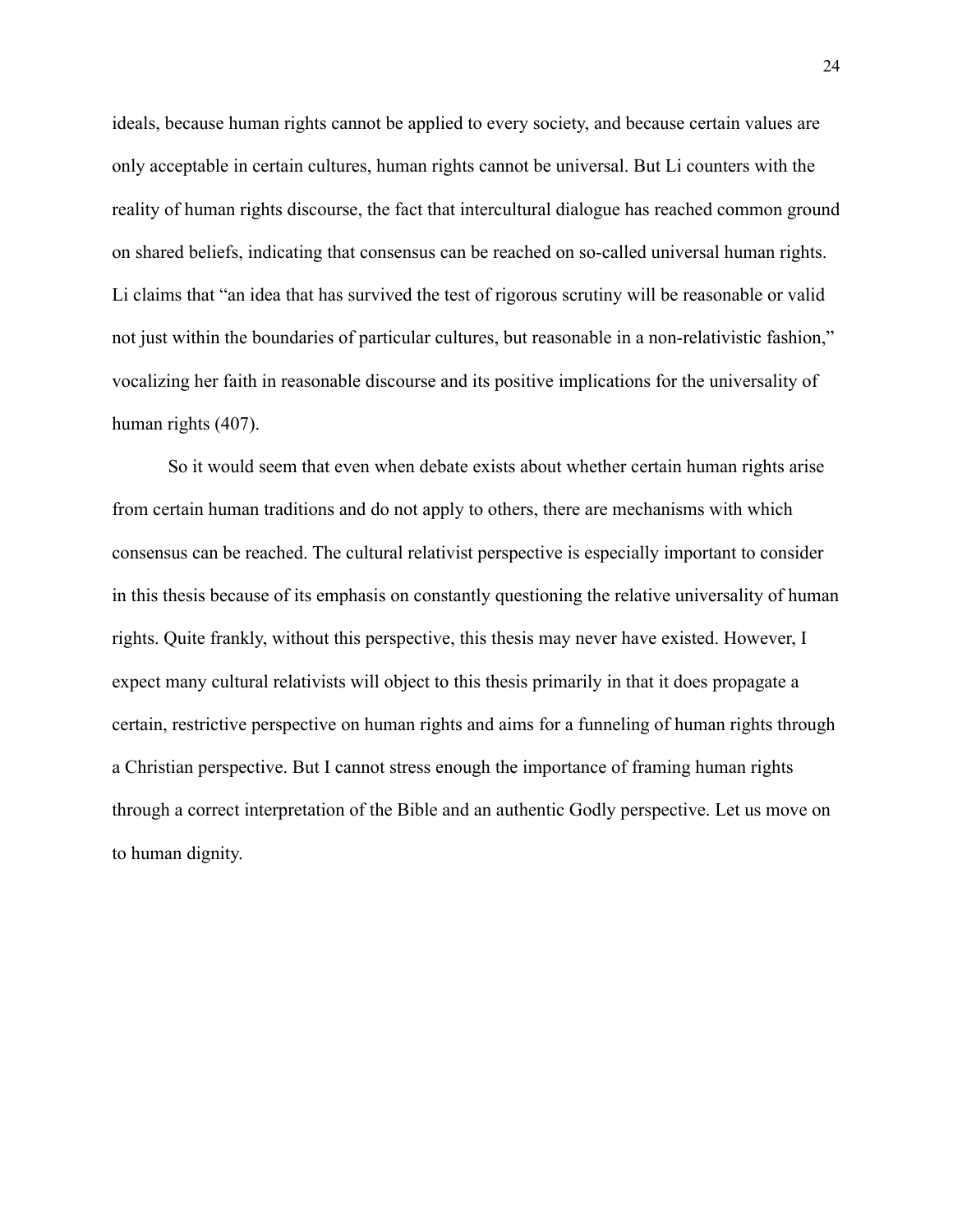ideals, because human rights cannot be applied to every society, and because certain values are only acceptable in certain cultures, human rights cannot be universal. But Li counters with the reality of human rights discourse, the fact that intercultural dialogue has reached common ground on shared beliefs, indicating that consensus can be reached on so-called universal human rights. Li claims that "an idea that has survived the test of rigorous scrutiny will be reasonable or valid not just within the boundaries of particular cultures, but reasonable in a non-relativistic fashion," vocalizing her faith in reasonable discourse and its positive implications for the universality of human rights (407).

So it would seem that even when debate exists about whether certain human rights arise from certain human traditions and do not apply to others, there are mechanisms with which consensus can be reached. The cultural relativist perspective is especially important to consider in this thesis because of its emphasis on constantly questioning the relative universality of human rights. Quite frankly, without this perspective, this thesis may never have existed. However, I expect many cultural relativists will object to this thesis primarily in that it does propagate a certain, restrictive perspective on human rights and aims for a funneling of human rights through a Christian perspective. But I cannot stress enough the importance of framing human rights through a correct interpretation of the Bible and an authentic Godly perspective. Let us move on to human dignity.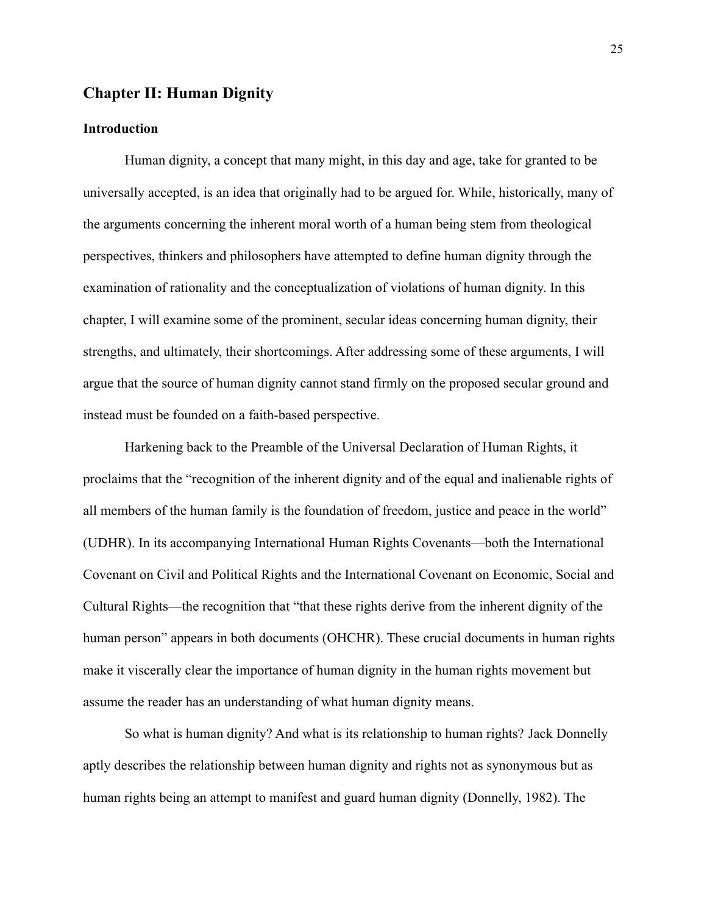## Chapter II: Human Dignity

### Introduction

Human dignity, a concept that many might, in this day and age, take for granted to be universally accepted, is an idea that originally had to be argued for. While, historically, many of the arguments concerning the inherent moral worth of a human being stem from theological perspectives, thinkers and philosophers have attempted to define human dignity through the examination of rationality and the conceptualization of violations of human dignity. In this chapter, I will examine some of the prominent, secular ideas concerning human dignity, their strengths, and ultimately, their shortcomings. After addressing some of these arguments, I will argue that the source of human dignity cannot stand firmly on the proposed secular ground and instead must be founded on a faith-based perspective.

Harkening back to the Preamble of the Universal Declaration of Human Rights, it proclaims that the "recognition of the inherent dignity and of the equal and inalienable rights of all members of the human family is the foundation of freedom, justice and peace in the world" (UDHR). In its accompanying International Human Rights Covenants—both the International Covenant on Civil and Political Rights and the International Covenant on Economic, Social and Cultural Rights—the recognition that "that these rights derive from the inherent dignity of the human person" appears in both documents (OHCHR). These crucial documents in human rights make it viscerally clear the importance of human dignity in the human rights movement but assume the reader has an understanding of what human dignity means.

So what is human dignity? And what is its relationship to human rights? Jack Donnelly aptly describes the relationship between human dignity and rights not as synonymous but as human rights being an attempt to manifest and guard human dignity (Donnelly, 1982). The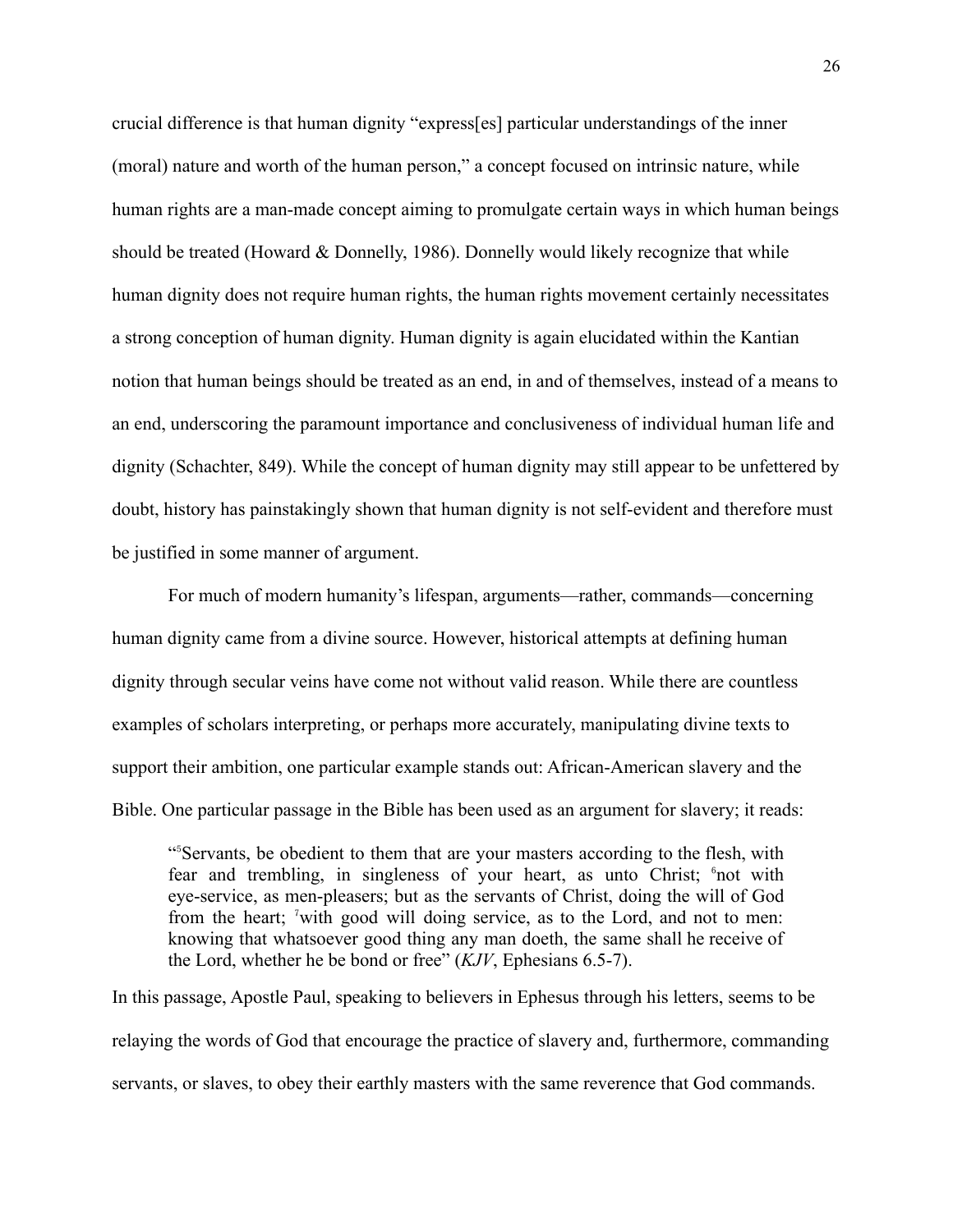crucial difference is that human dignity "express[es] particular understandings of the inner (moral) nature and worth of the human person," a concept focused on intrinsic nature, while human rights are a man-made concept aiming to promulgate certain ways in which human beings should be treated (Howard & Donnelly, 1986). Donnelly would likely recognize that while human dignity does not require human rights, the human rights movement certainly necessitates a strong conception of human dignity. Human dignity is again elucidated within the Kantian notion that human beings should be treated as an end, in and of themselves, instead of a means to an end, underscoring the paramount importance and conclusiveness of individual human life and dignity (Schachter, 849). While the concept of human dignity may still appear to be unfettered by doubt, history has painstakingly shown that human dignity is not self-evident and therefore must be justified in some manner of argument.

For much of modern humanity's lifespan, arguments—rather, commands—concerning human dignity came from a divine source. However, historical attempts at defining human dignity through secular veins have come not without valid reason. While there are countless examples of scholars interpreting, or perhaps more accurately, manipulating divine texts to support their ambition, one particular example stands out: African-American slavery and the Bible. One particular passage in the Bible has been used as an argument for slavery; it reads:

> "[5]Servants, be obedient to them that are your masters according to the flesh, with fear and trembling, in singleness of your heart, as unto Christ; [6]not with eye-service, as men-pleasers; but as the servants of Christ, doing the will of God from the heart; [7]with good will doing service, as to the Lord, and not to men: knowing that whatsoever good thing any man doeth, the same shall he receive of the Lord, whether he be bond or free" (*KJV*, Ephesians 6.5-7).

In this passage, Apostle Paul, speaking to believers in Ephesus through his letters, seems to be relaying the words of God that encourage the practice of slavery and, furthermore, commanding servants, or slaves, to obey their earthly masters with the same reverence that God commands.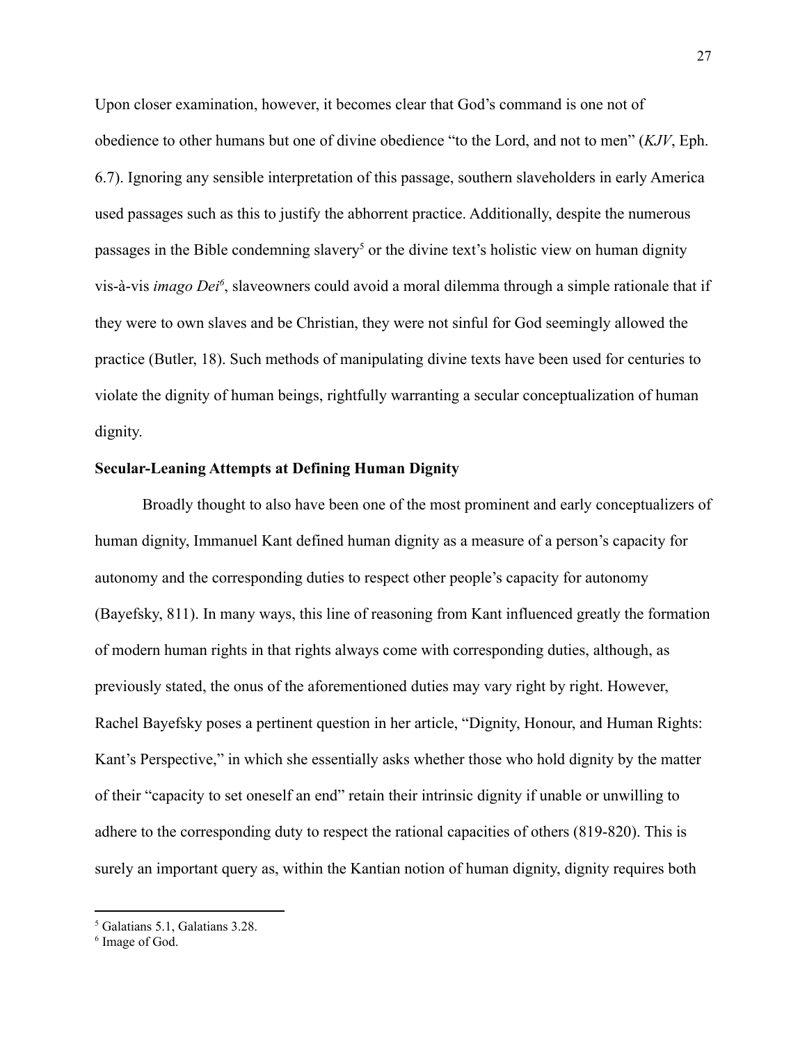Upon closer examination, however, it becomes clear that God's command is one not of obedience to other humans but one of divine obedience "to the Lord, and not to men" (*KJV*, Eph. 6.7). Ignoring any sensible interpretation of this passage, southern slaveholders in early America used passages such as this to justify the abhorrent practice. Additionally, despite the numerous passages in the Bible condemning slavery[5] or the divine text's holistic view on human dignity vis-à-vis *imago Dei*[6], slaveowners could avoid a moral dilemma through a simple rationale that if they were to own slaves and be Christian, they were not sinful for God seemingly allowed the practice (Butler, 18). Such methods of manipulating divine texts have been used for centuries to violate the dignity of human beings, rightfully warranting a secular conceptualization of human dignity.

**Secular-Leaning Attempts at Defining Human Dignity**

Broadly thought to also have been one of the most prominent and early conceptualizers of human dignity, Immanuel Kant defined human dignity as a measure of a person's capacity for autonomy and the corresponding duties to respect other people's capacity for autonomy (Bayefsky, 811). In many ways, this line of reasoning from Kant influenced greatly the formation of modern human rights in that rights always come with corresponding duties, although, as previously stated, the onus of the aforementioned duties may vary right by right. However, Rachel Bayefsky poses a pertinent question in her article, "Dignity, Honour, and Human Rights: Kant's Perspective," in which she essentially asks whether those who hold dignity by the matter of their "capacity to set oneself an end" retain their intrinsic dignity if unable or unwilling to adhere to the corresponding duty to respect the rational capacities of others (819-820). This is surely an important query as, within the Kantian notion of human dignity, dignity requires both

[5] Galatians 5.1, Galatians 3.28.

[6] Image of God.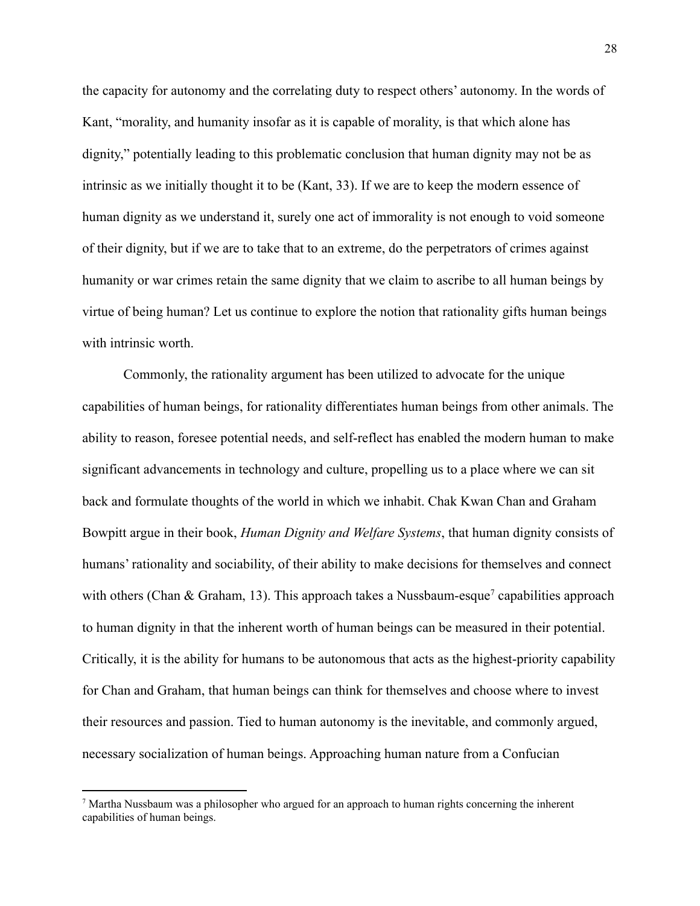the capacity for autonomy and the correlating duty to respect others' autonomy. In the words of Kant, "morality, and humanity insofar as it is capable of morality, is that which alone has dignity," potentially leading to this problematic conclusion that human dignity may not be as intrinsic as we initially thought it to be (Kant, 33). If we are to keep the modern essence of human dignity as we understand it, surely one act of immorality is not enough to void someone of their dignity, but if we are to take that to an extreme, do the perpetrators of crimes against humanity or war crimes retain the same dignity that we claim to ascribe to all human beings by virtue of being human? Let us continue to explore the notion that rationality gifts human beings with intrinsic worth.

Commonly, the rationality argument has been utilized to advocate for the unique capabilities of human beings, for rationality differentiates human beings from other animals. The ability to reason, foresee potential needs, and self-reflect has enabled the modern human to make significant advancements in technology and culture, propelling us to a place where we can sit back and formulate thoughts of the world in which we inhabit. Chak Kwan Chan and Graham Bowpitt argue in their book, *Human Dignity and Welfare Systems*, that human dignity consists of humans' rationality and sociability, of their ability to make decisions for themselves and connect with others (Chan & Graham, 13). This approach takes a Nussbaum-esque[7] capabilities approach to human dignity in that the inherent worth of human beings can be measured in their potential. Critically, it is the ability for humans to be autonomous that acts as the highest-priority capability for Chan and Graham, that human beings can think for themselves and choose where to invest their resources and passion. Tied to human autonomy is the inevitable, and commonly argued, necessary socialization of human beings. Approaching human nature from a Confucian

[7] Martha Nussbaum was a philosopher who argued for an approach to human rights concerning the inherent capabilities of human beings.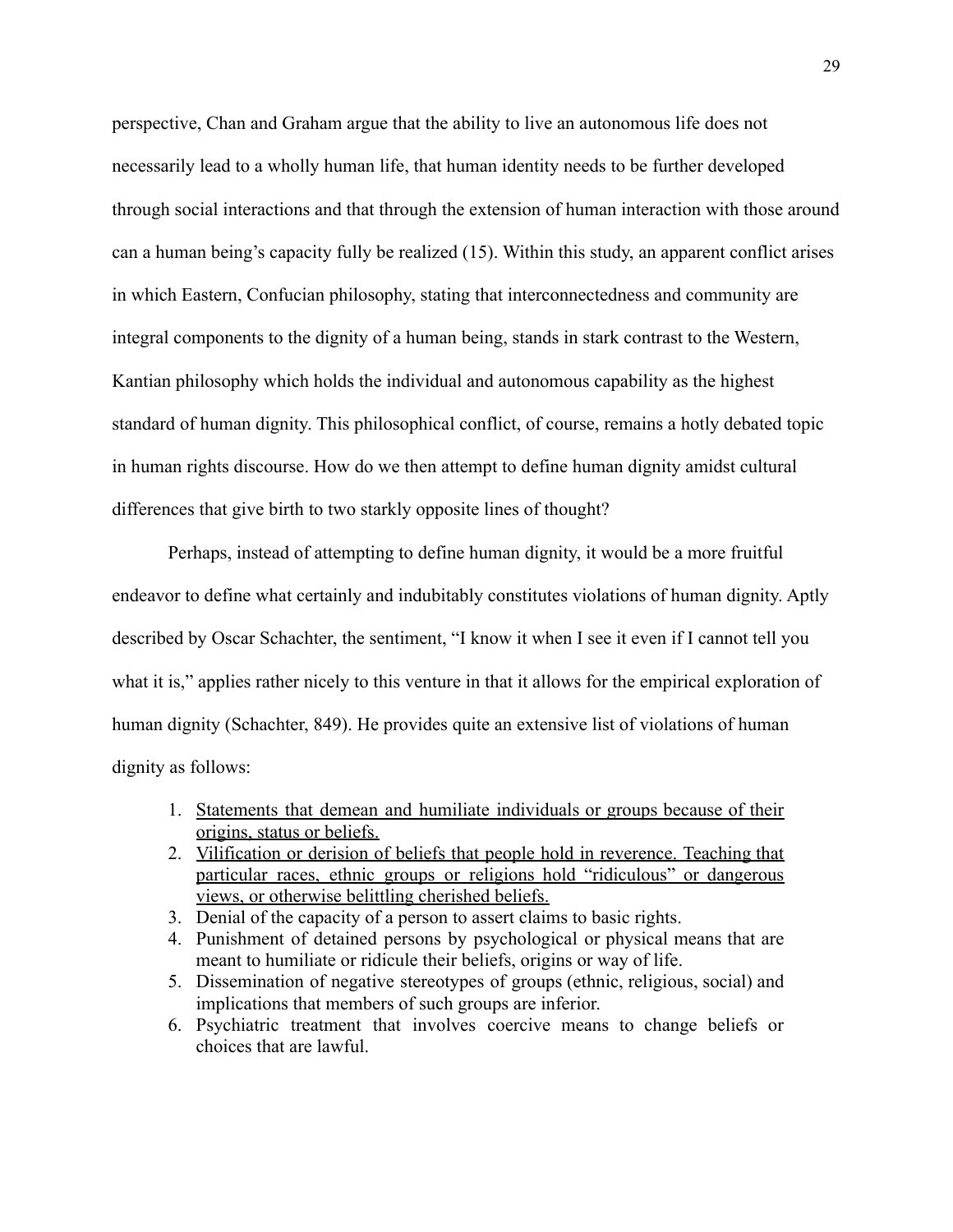perspective, Chan and Graham argue that the ability to live an autonomous life does not necessarily lead to a wholly human life, that human identity needs to be further developed through social interactions and that through the extension of human interaction with those around can a human being's capacity fully be realized (15). Within this study, an apparent conflict arises in which Eastern, Confucian philosophy, stating that interconnectedness and community are integral components to the dignity of a human being, stands in stark contrast to the Western, Kantian philosophy which holds the individual and autonomous capability as the highest standard of human dignity. This philosophical conflict, of course, remains a hotly debated topic in human rights discourse. How do we then attempt to define human dignity amidst cultural differences that give birth to two starkly opposite lines of thought?

Perhaps, instead of attempting to define human dignity, it would be a more fruitful endeavor to define what certainly and indubitably constitutes violations of human dignity. Aptly described by Oscar Schachter, the sentiment, "I know it when I see it even if I cannot tell you what it is," applies rather nicely to this venture in that it allows for the empirical exploration of human dignity (Schachter, 849). He provides quite an extensive list of violations of human dignity as follows:

1. <u>Statements that demean and humiliate individuals or groups because of their origins, status or beliefs.</u>
2. <u>Vilification or derision of beliefs that people hold in reverence. Teaching that particular races, ethnic groups or religions hold "ridiculous" or dangerous views, or otherwise belittling cherished beliefs.</u>
3. Denial of the capacity of a person to assert claims to basic rights.
4. Punishment of detained persons by psychological or physical means that are meant to humiliate or ridicule their beliefs, origins or way of life.
5. Dissemination of negative stereotypes of groups (ethnic, religious, social) and implications that members of such groups are inferior.
6. Psychiatric treatment that involves coercive means to change beliefs or choices that are lawful.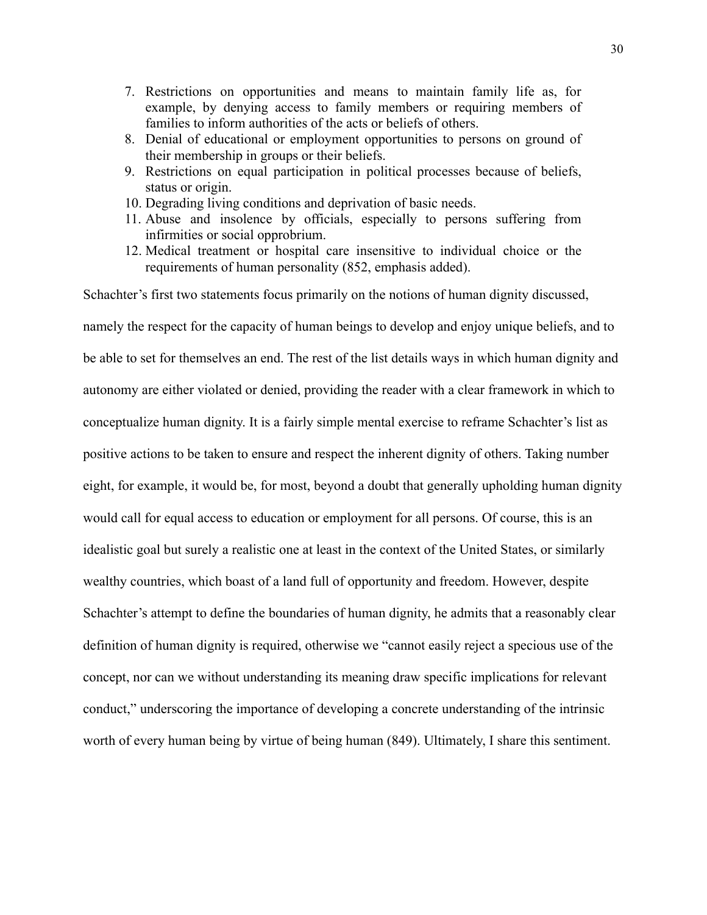7. Restrictions on opportunities and means to maintain family life as, for example, by denying access to family members or requiring members of families to inform authorities of the acts or beliefs of others.
8. Denial of educational or employment opportunities to persons on ground of their membership in groups or their beliefs.
9. Restrictions on equal participation in political processes because of beliefs, status or origin.
10. Degrading living conditions and deprivation of basic needs.
11. Abuse and insolence by officials, especially to persons suffering from infirmities or social opprobrium.
12. Medical treatment or hospital care insensitive to individual choice or the requirements of human personality (852, emphasis added).

Schachter's first two statements focus primarily on the notions of human dignity discussed, namely the respect for the capacity of human beings to develop and enjoy unique beliefs, and to be able to set for themselves an end. The rest of the list details ways in which human dignity and autonomy are either violated or denied, providing the reader with a clear framework in which to conceptualize human dignity. It is a fairly simple mental exercise to reframe Schachter's list as positive actions to be taken to ensure and respect the inherent dignity of others. Taking number eight, for example, it would be, for most, beyond a doubt that generally upholding human dignity would call for equal access to education or employment for all persons. Of course, this is an idealistic goal but surely a realistic one at least in the context of the United States, or similarly wealthy countries, which boast of a land full of opportunity and freedom. However, despite Schachter's attempt to define the boundaries of human dignity, he admits that a reasonably clear definition of human dignity is required, otherwise we "cannot easily reject a specious use of the concept, nor can we without understanding its meaning draw specific implications for relevant conduct," underscoring the importance of developing a concrete understanding of the intrinsic worth of every human being by virtue of being human (849). Ultimately, I share this sentiment.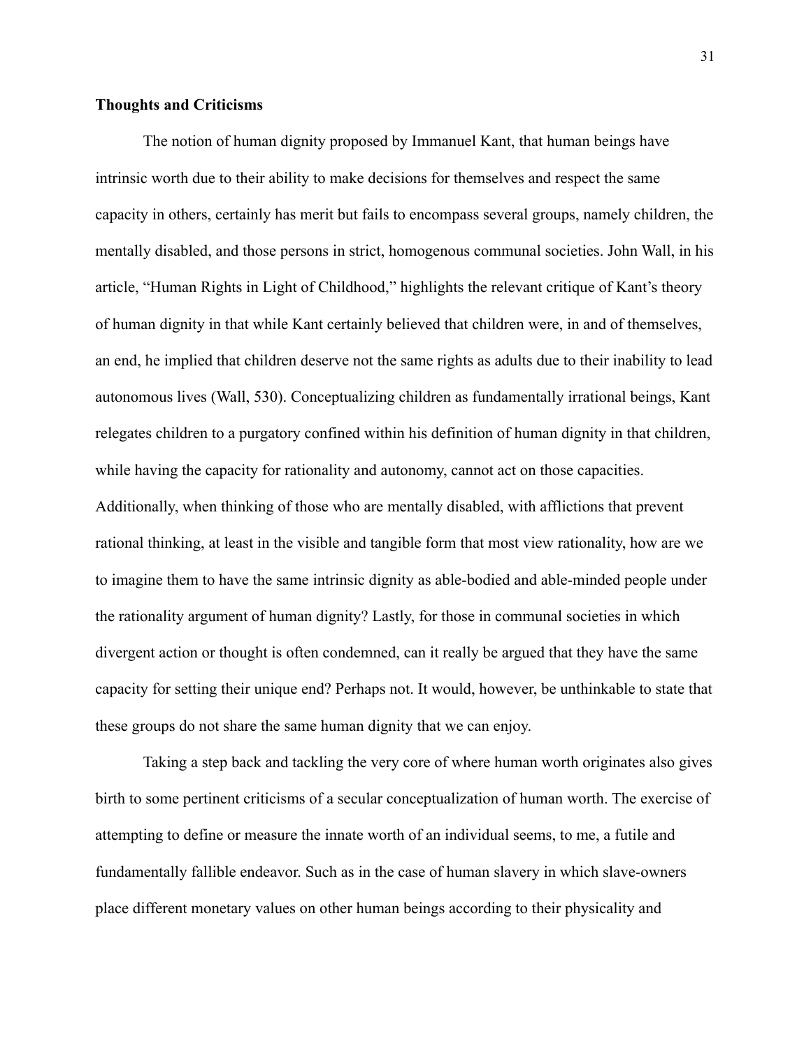**Thoughts and Criticisms**

The notion of human dignity proposed by Immanuel Kant, that human beings have intrinsic worth due to their ability to make decisions for themselves and respect the same capacity in others, certainly has merit but fails to encompass several groups, namely children, the mentally disabled, and those persons in strict, homogenous communal societies. John Wall, in his article, "Human Rights in Light of Childhood," highlights the relevant critique of Kant's theory of human dignity in that while Kant certainly believed that children were, in and of themselves, an end, he implied that children deserve not the same rights as adults due to their inability to lead autonomous lives (Wall, 530). Conceptualizing children as fundamentally irrational beings, Kant relegates children to a purgatory confined within his definition of human dignity in that children, while having the capacity for rationality and autonomy, cannot act on those capacities. Additionally, when thinking of those who are mentally disabled, with afflictions that prevent rational thinking, at least in the visible and tangible form that most view rationality, how are we to imagine them to have the same intrinsic dignity as able-bodied and able-minded people under the rationality argument of human dignity? Lastly, for those in communal societies in which divergent action or thought is often condemned, can it really be argued that they have the same capacity for setting their unique end? Perhaps not. It would, however, be unthinkable to state that these groups do not share the same human dignity that we can enjoy.

Taking a step back and tackling the very core of where human worth originates also gives birth to some pertinent criticisms of a secular conceptualization of human worth. The exercise of attempting to define or measure the innate worth of an individual seems, to me, a futile and fundamentally fallible endeavor. Such as in the case of human slavery in which slave-owners place different monetary values on other human beings according to their physicality and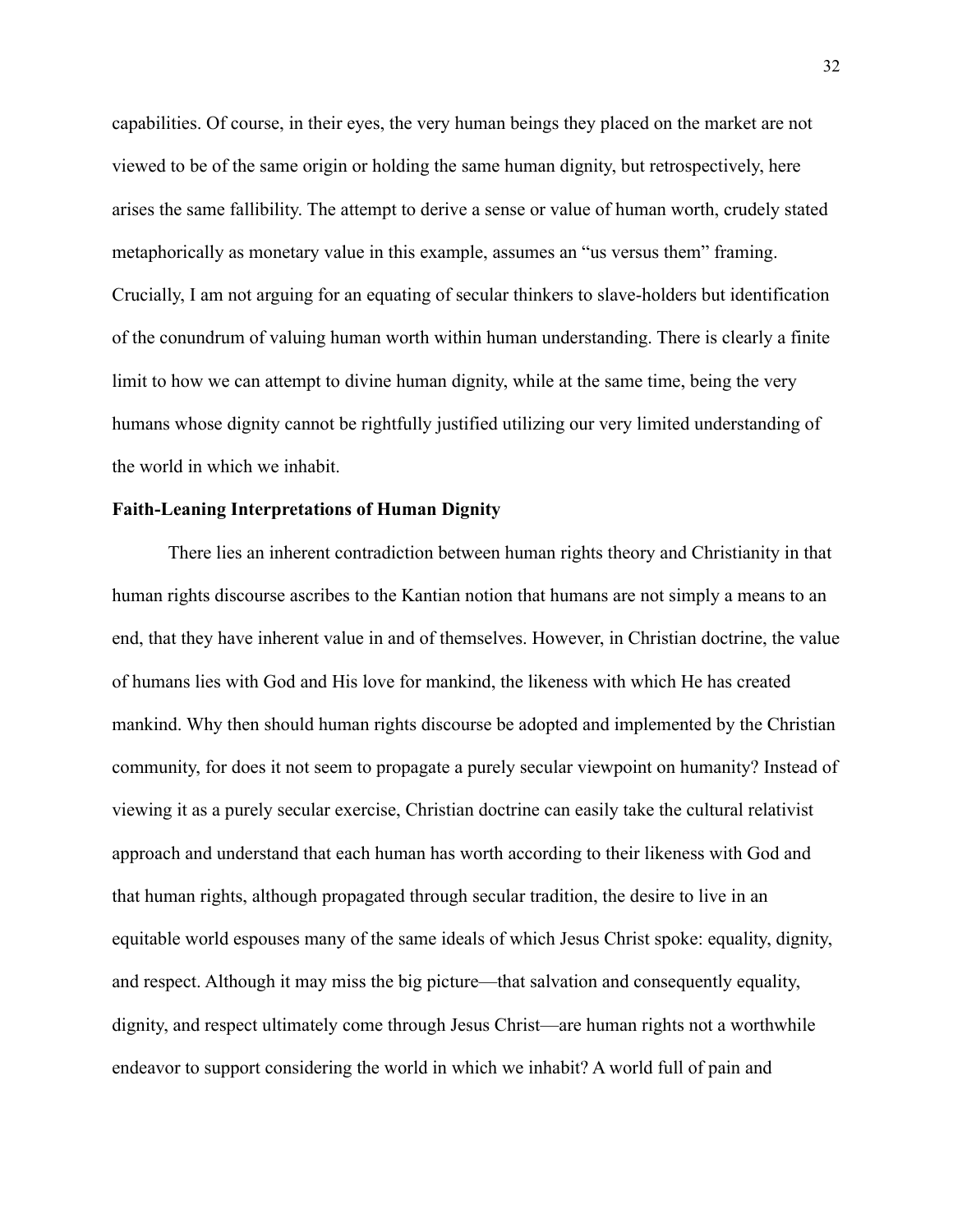capabilities. Of course, in their eyes, the very human beings they placed on the market are not viewed to be of the same origin or holding the same human dignity, but retrospectively, here arises the same fallibility. The attempt to derive a sense or value of human worth, crudely stated metaphorically as monetary value in this example, assumes an "us versus them" framing. Crucially, I am not arguing for an equating of secular thinkers to slave-holders but identification of the conundrum of valuing human worth within human understanding. There is clearly a finite limit to how we can attempt to divine human dignity, while at the same time, being the very humans whose dignity cannot be rightfully justified utilizing our very limited understanding of the world in which we inhabit.

**Faith-Leaning Interpretations of Human Dignity**

There lies an inherent contradiction between human rights theory and Christianity in that human rights discourse ascribes to the Kantian notion that humans are not simply a means to an end, that they have inherent value in and of themselves. However, in Christian doctrine, the value of humans lies with God and His love for mankind, the likeness with which He has created mankind. Why then should human rights discourse be adopted and implemented by the Christian community, for does it not seem to propagate a purely secular viewpoint on humanity? Instead of viewing it as a purely secular exercise, Christian doctrine can easily take the cultural relativist approach and understand that each human has worth according to their likeness with God and that human rights, although propagated through secular tradition, the desire to live in an equitable world espouses many of the same ideals of which Jesus Christ spoke: equality, dignity, and respect. Although it may miss the big picture—that salvation and consequently equality, dignity, and respect ultimately come through Jesus Christ—are human rights not a worthwhile endeavor to support considering the world in which we inhabit? A world full of pain and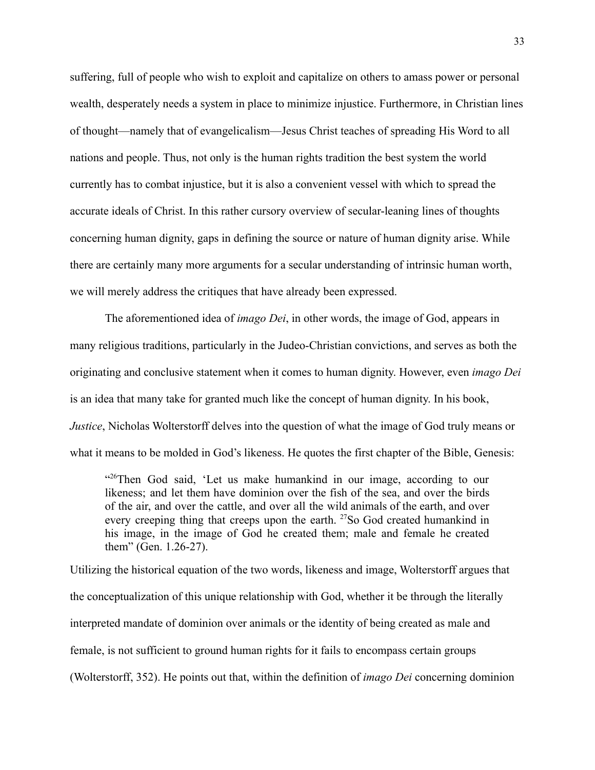suffering, full of people who wish to exploit and capitalize on others to amass power or personal wealth, desperately needs a system in place to minimize injustice. Furthermore, in Christian lines of thought—namely that of evangelicalism—Jesus Christ teaches of spreading His Word to all nations and people. Thus, not only is the human rights tradition the best system the world currently has to combat injustice, but it is also a convenient vessel with which to spread the accurate ideals of Christ. In this rather cursory overview of secular-leaning lines of thoughts concerning human dignity, gaps in defining the source or nature of human dignity arise. While there are certainly many more arguments for a secular understanding of intrinsic human worth, we will merely address the critiques that have already been expressed.

The aforementioned idea of *imago Dei*, in other words, the image of God, appears in many religious traditions, particularly in the Judeo-Christian convictions, and serves as both the originating and conclusive statement when it comes to human dignity. However, even *imago Dei* is an idea that many take for granted much like the concept of human dignity. In his book, *Justice*, Nicholas Wolterstorff delves into the question of what the image of God truly means or what it means to be molded in God's likeness. He quotes the first chapter of the Bible, Genesis:

> "[26]Then God said, 'Let us make humankind in our image, according to our likeness; and let them have dominion over the fish of the sea, and over the birds of the air, and over the cattle, and over all the wild animals of the earth, and over every creeping thing that creeps upon the earth. [27]So God created humankind in his image, in the image of God he created them; male and female he created them" (Gen. 1.26-27).

Utilizing the historical equation of the two words, likeness and image, Wolterstorff argues that the conceptualization of this unique relationship with God, whether it be through the literally interpreted mandate of dominion over animals or the identity of being created as male and female, is not sufficient to ground human rights for it fails to encompass certain groups (Wolterstorff, 352). He points out that, within the definition of *imago Dei* concerning dominion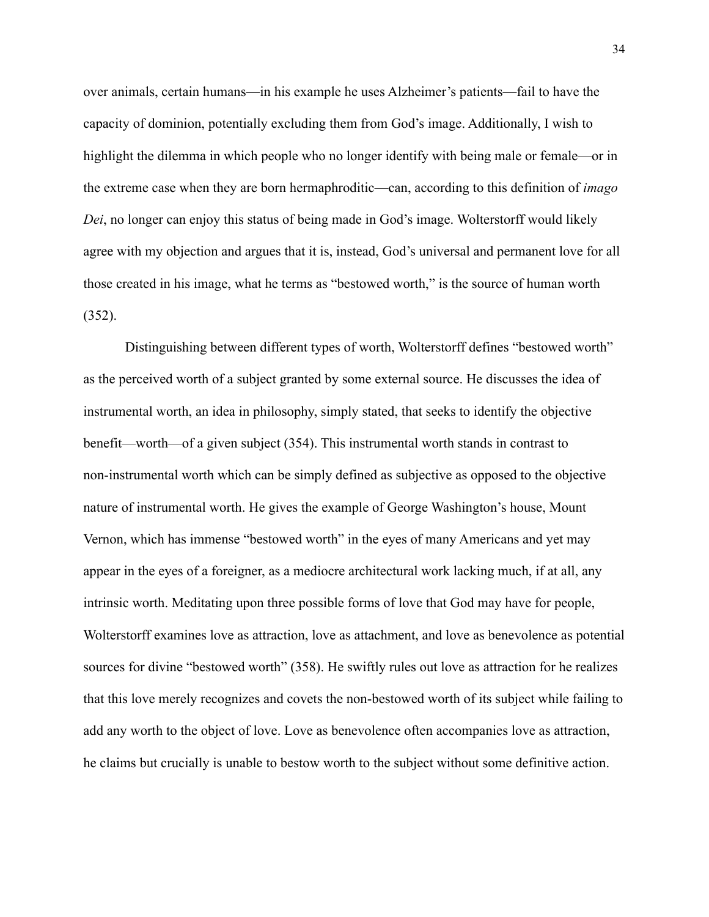over animals, certain humans—in his example he uses Alzheimer's patients—fail to have the capacity of dominion, potentially excluding them from God's image. Additionally, I wish to highlight the dilemma in which people who no longer identify with being male or female—or in the extreme case when they are born hermaphroditic—can, according to this definition of *imago Dei*, no longer can enjoy this status of being made in God's image. Wolterstorff would likely agree with my objection and argues that it is, instead, God's universal and permanent love for all those created in his image, what he terms as "bestowed worth," is the source of human worth (352).

Distinguishing between different types of worth, Wolterstorff defines "bestowed worth" as the perceived worth of a subject granted by some external source. He discusses the idea of instrumental worth, an idea in philosophy, simply stated, that seeks to identify the objective benefit—worth—of a given subject (354). This instrumental worth stands in contrast to non-instrumental worth which can be simply defined as subjective as opposed to the objective nature of instrumental worth. He gives the example of George Washington's house, Mount Vernon, which has immense "bestowed worth" in the eyes of many Americans and yet may appear in the eyes of a foreigner, as a mediocre architectural work lacking much, if at all, any intrinsic worth. Meditating upon three possible forms of love that God may have for people, Wolterstorff examines love as attraction, love as attachment, and love as benevolence as potential sources for divine "bestowed worth" (358). He swiftly rules out love as attraction for he realizes that this love merely recognizes and covets the non-bestowed worth of its subject while failing to add any worth to the object of love. Love as benevolence often accompanies love as attraction, he claims but crucially is unable to bestow worth to the subject without some definitive action.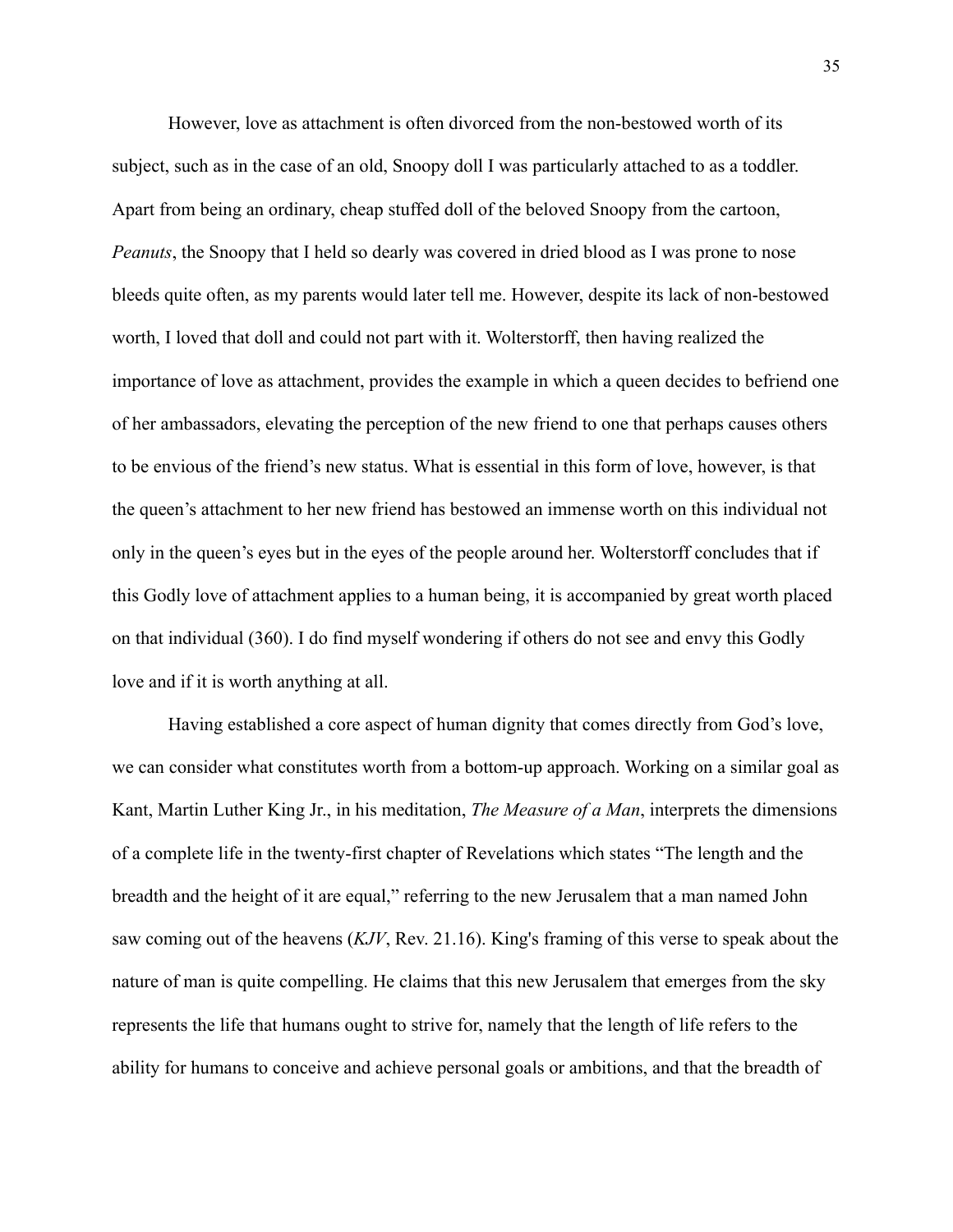However, love as attachment is often divorced from the non-bestowed worth of its subject, such as in the case of an old, Snoopy doll I was particularly attached to as a toddler. Apart from being an ordinary, cheap stuffed doll of the beloved Snoopy from the cartoon, *Peanuts*, the Snoopy that I held so dearly was covered in dried blood as I was prone to nose bleeds quite often, as my parents would later tell me. However, despite its lack of non-bestowed worth, I loved that doll and could not part with it. Wolterstorff, then having realized the importance of love as attachment, provides the example in which a queen decides to befriend one of her ambassadors, elevating the perception of the new friend to one that perhaps causes others to be envious of the friend's new status. What is essential in this form of love, however, is that the queen's attachment to her new friend has bestowed an immense worth on this individual not only in the queen's eyes but in the eyes of the people around her. Wolterstorff concludes that if this Godly love of attachment applies to a human being, it is accompanied by great worth placed on that individual (360). I do find myself wondering if others do not see and envy this Godly love and if it is worth anything at all.

Having established a core aspect of human dignity that comes directly from God's love, we can consider what constitutes worth from a bottom-up approach. Working on a similar goal as Kant, Martin Luther King Jr., in his meditation, *The Measure of a Man*, interprets the dimensions of a complete life in the twenty-first chapter of Revelations which states "The length and the breadth and the height of it are equal," referring to the new Jerusalem that a man named John saw coming out of the heavens (*KJV*, Rev. 21.16). King's framing of this verse to speak about the nature of man is quite compelling. He claims that this new Jerusalem that emerges from the sky represents the life that humans ought to strive for, namely that the length of life refers to the ability for humans to conceive and achieve personal goals or ambitions, and that the breadth of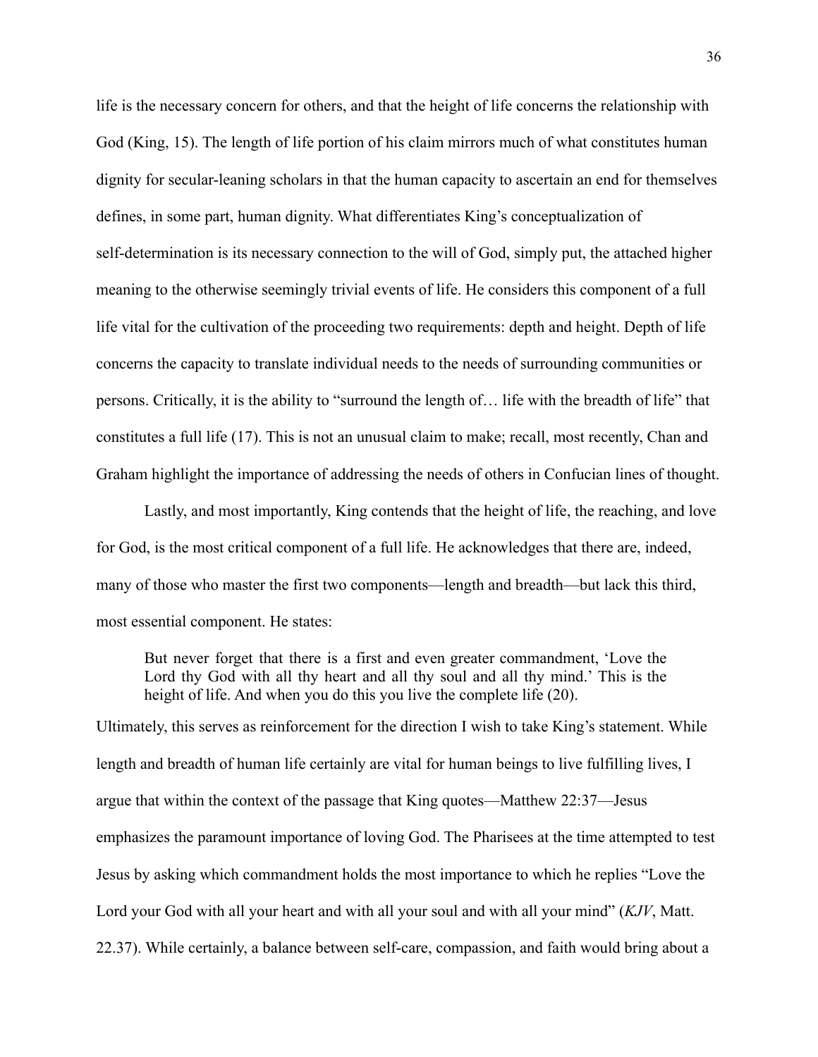life is the necessary concern for others, and that the height of life concerns the relationship with God (King, 15). The length of life portion of his claim mirrors much of what constitutes human dignity for secular-leaning scholars in that the human capacity to ascertain an end for themselves defines, in some part, human dignity. What differentiates King's conceptualization of self-determination is its necessary connection to the will of God, simply put, the attached higher meaning to the otherwise seemingly trivial events of life. He considers this component of a full life vital for the cultivation of the proceeding two requirements: depth and height. Depth of life concerns the capacity to translate individual needs to the needs of surrounding communities or persons. Critically, it is the ability to "surround the length of… life with the breadth of life" that constitutes a full life (17). This is not an unusual claim to make; recall, most recently, Chan and Graham highlight the importance of addressing the needs of others in Confucian lines of thought.

Lastly, and most importantly, King contends that the height of life, the reaching, and love for God, is the most critical component of a full life. He acknowledges that there are, indeed, many of those who master the first two components—length and breadth—but lack this third, most essential component. He states:

> But never forget that there is a first and even greater commandment, 'Love the Lord thy God with all thy heart and all thy soul and all thy mind.' This is the height of life. And when you do this you live the complete life (20).

Ultimately, this serves as reinforcement for the direction I wish to take King's statement. While length and breadth of human life certainly are vital for human beings to live fulfilling lives, I argue that within the context of the passage that King quotes—Matthew 22:37—Jesus emphasizes the paramount importance of loving God. The Pharisees at the time attempted to test Jesus by asking which commandment holds the most importance to which he replies "Love the Lord your God with all your heart and with all your soul and with all your mind" (*KJV*, Matt. 22.37). While certainly, a balance between self-care, compassion, and faith would bring about a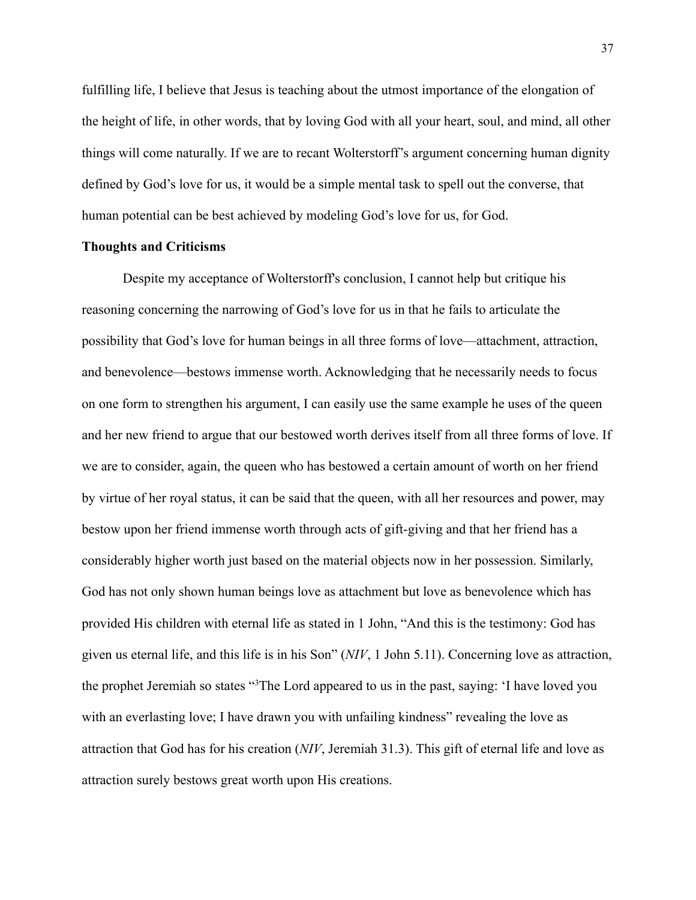fulfilling life, I believe that Jesus is teaching about the utmost importance of the elongation of the height of life, in other words, that by loving God with all your heart, soul, and mind, all other things will come naturally. If we are to recant Wolterstorff's argument concerning human dignity defined by God's love for us, it would be a simple mental task to spell out the converse, that human potential can be best achieved by modeling God's love for us, for God.

**Thoughts and Criticisms**

Despite my acceptance of Wolterstorff's conclusion, I cannot help but critique his reasoning concerning the narrowing of God's love for us in that he fails to articulate the possibility that God's love for human beings in all three forms of love—attachment, attraction, and benevolence—bestows immense worth. Acknowledging that he necessarily needs to focus on one form to strengthen his argument, I can easily use the same example he uses of the queen and her new friend to argue that our bestowed worth derives itself from all three forms of love. If we are to consider, again, the queen who has bestowed a certain amount of worth on her friend by virtue of her royal status, it can be said that the queen, with all her resources and power, may bestow upon her friend immense worth through acts of gift-giving and that her friend has a considerably higher worth just based on the material objects now in her possession. Similarly, God has not only shown human beings love as attachment but love as benevolence which has provided His children with eternal life as stated in 1 John, "And this is the testimony: God has given us eternal life, and this life is in his Son" (*NIV*, 1 John 5.11). Concerning love as attraction, the prophet Jeremiah so states "[3]The Lord appeared to us in the past, saying: 'I have loved you with an everlasting love; I have drawn you with unfailing kindness" revealing the love as attraction that God has for his creation (*NIV*, Jeremiah 31.3). This gift of eternal life and love as attraction surely bestows great worth upon His creations.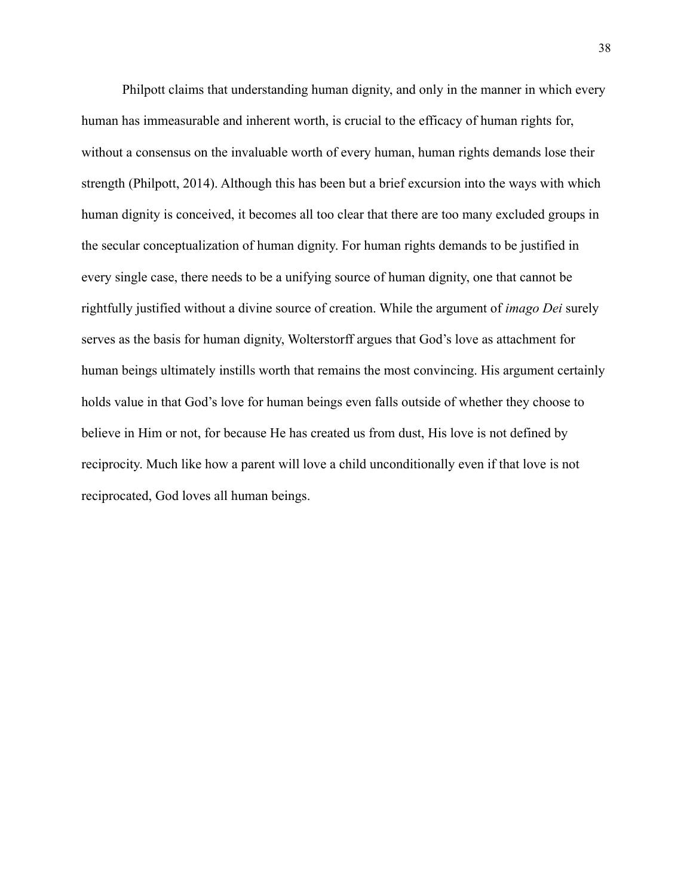Philpott claims that understanding human dignity, and only in the manner in which every human has immeasurable and inherent worth, is crucial to the efficacy of human rights for, without a consensus on the invaluable worth of every human, human rights demands lose their strength (Philpott, 2014). Although this has been but a brief excursion into the ways with which human dignity is conceived, it becomes all too clear that there are too many excluded groups in the secular conceptualization of human dignity. For human rights demands to be justified in every single case, there needs to be a unifying source of human dignity, one that cannot be rightfully justified without a divine source of creation. While the argument of *imago Dei* surely serves as the basis for human dignity, Wolterstorff argues that God's love as attachment for human beings ultimately instills worth that remains the most convincing. His argument certainly holds value in that God's love for human beings even falls outside of whether they choose to believe in Him or not, for because He has created us from dust, His love is not defined by reciprocity. Much like how a parent will love a child unconditionally even if that love is not reciprocated, God loves all human beings.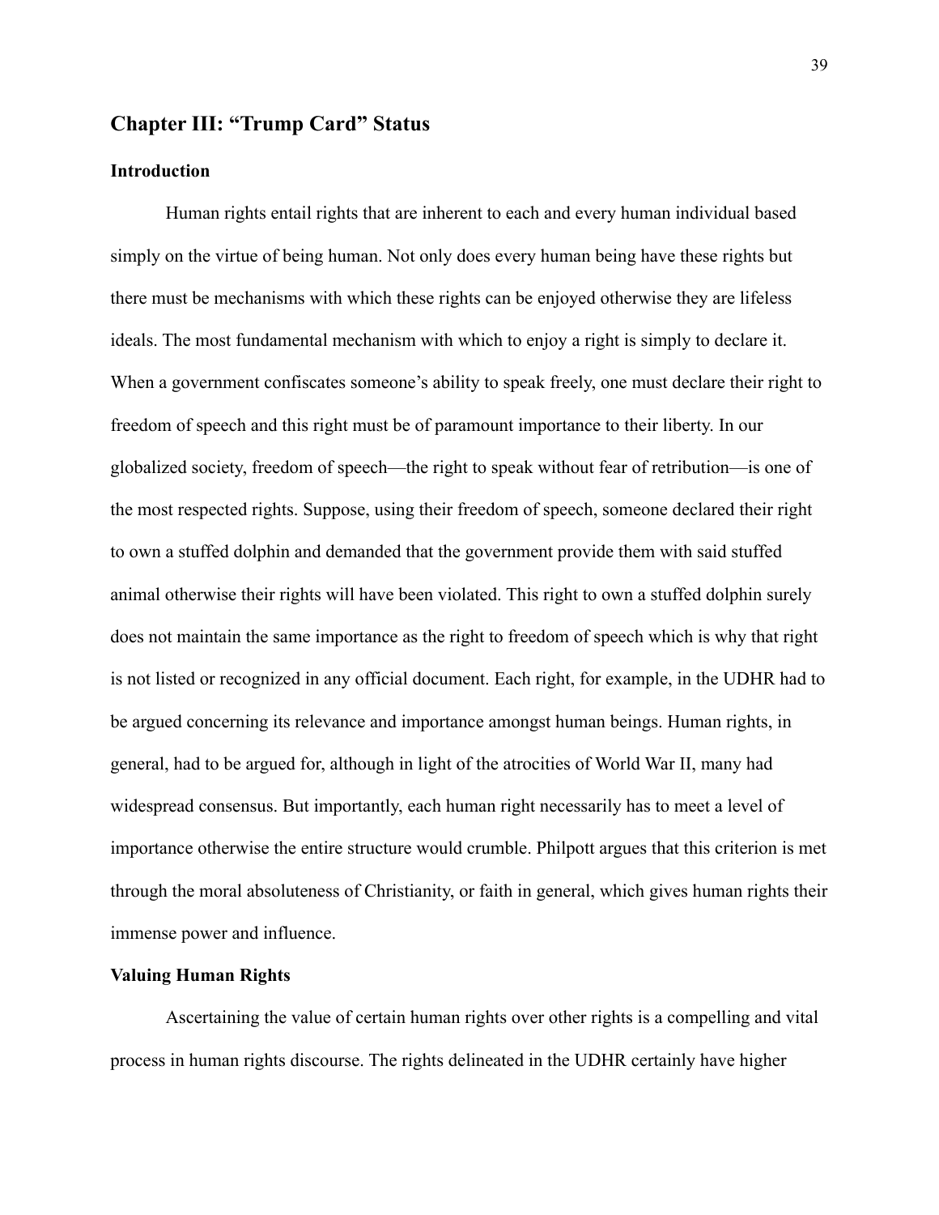## Chapter III: "Trump Card" Status

### Introduction

Human rights entail rights that are inherent to each and every human individual based simply on the virtue of being human. Not only does every human being have these rights but there must be mechanisms with which these rights can be enjoyed otherwise they are lifeless ideals. The most fundamental mechanism with which to enjoy a right is simply to declare it. When a government confiscates someone's ability to speak freely, one must declare their right to freedom of speech and this right must be of paramount importance to their liberty. In our globalized society, freedom of speech—the right to speak without fear of retribution—is one of the most respected rights. Suppose, using their freedom of speech, someone declared their right to own a stuffed dolphin and demanded that the government provide them with said stuffed animal otherwise their rights will have been violated. This right to own a stuffed dolphin surely does not maintain the same importance as the right to freedom of speech which is why that right is not listed or recognized in any official document. Each right, for example, in the UDHR had to be argued concerning its relevance and importance amongst human beings. Human rights, in general, had to be argued for, although in light of the atrocities of World War II, many had widespread consensus. But importantly, each human right necessarily has to meet a level of importance otherwise the entire structure would crumble. Philpott argues that this criterion is met through the moral absoluteness of Christianity, or faith in general, which gives human rights their immense power and influence.

### Valuing Human Rights

Ascertaining the value of certain human rights over other rights is a compelling and vital process in human rights discourse. The rights delineated in the UDHR certainly have higher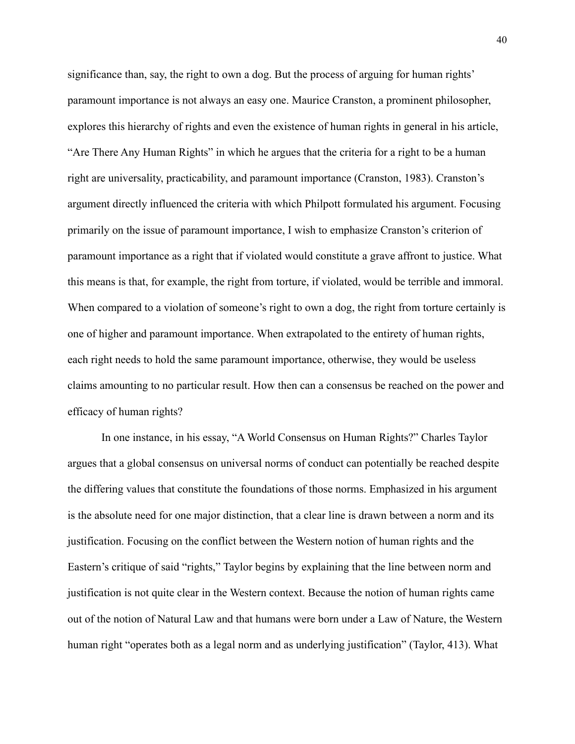significance than, say, the right to own a dog. But the process of arguing for human rights' paramount importance is not always an easy one. Maurice Cranston, a prominent philosopher, explores this hierarchy of rights and even the existence of human rights in general in his article, "Are There Any Human Rights" in which he argues that the criteria for a right to be a human right are universality, practicability, and paramount importance (Cranston, 1983). Cranston's argument directly influenced the criteria with which Philpott formulated his argument. Focusing primarily on the issue of paramount importance, I wish to emphasize Cranston's criterion of paramount importance as a right that if violated would constitute a grave affront to justice. What this means is that, for example, the right from torture, if violated, would be terrible and immoral. When compared to a violation of someone's right to own a dog, the right from torture certainly is one of higher and paramount importance. When extrapolated to the entirety of human rights, each right needs to hold the same paramount importance, otherwise, they would be useless claims amounting to no particular result. How then can a consensus be reached on the power and efficacy of human rights?

In one instance, in his essay, "A World Consensus on Human Rights?" Charles Taylor argues that a global consensus on universal norms of conduct can potentially be reached despite the differing values that constitute the foundations of those norms. Emphasized in his argument is the absolute need for one major distinction, that a clear line is drawn between a norm and its justification. Focusing on the conflict between the Western notion of human rights and the Eastern's critique of said "rights," Taylor begins by explaining that the line between norm and justification is not quite clear in the Western context. Because the notion of human rights came out of the notion of Natural Law and that humans were born under a Law of Nature, the Western human right "operates both as a legal norm and as underlying justification" (Taylor, 413). What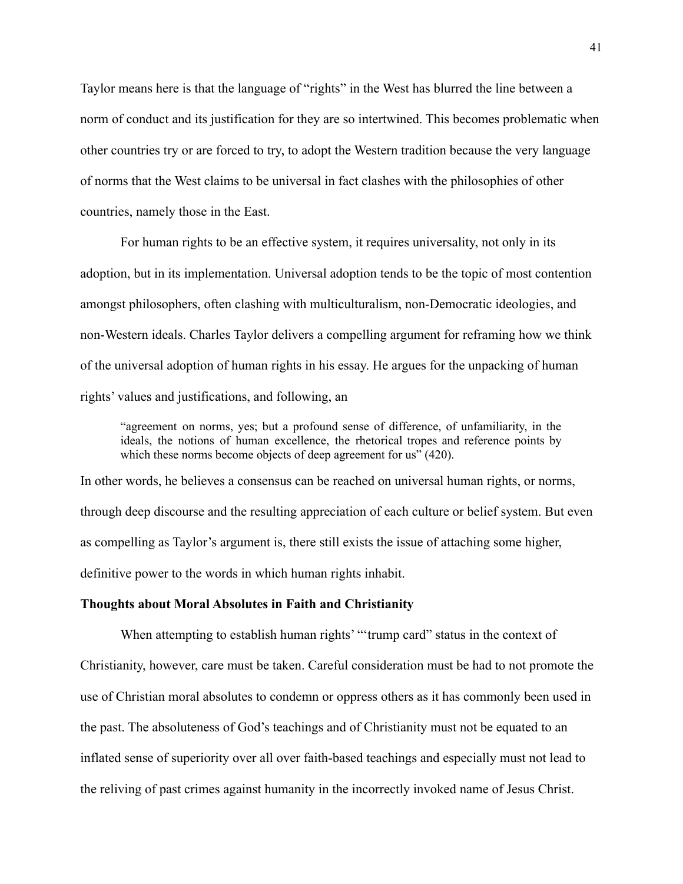Taylor means here is that the language of "rights" in the West has blurred the line between a norm of conduct and its justification for they are so intertwined. This becomes problematic when other countries try or are forced to try, to adopt the Western tradition because the very language of norms that the West claims to be universal in fact clashes with the philosophies of other countries, namely those in the East.

For human rights to be an effective system, it requires universality, not only in its adoption, but in its implementation. Universal adoption tends to be the topic of most contention amongst philosophers, often clashing with multiculturalism, non-Democratic ideologies, and non-Western ideals. Charles Taylor delivers a compelling argument for reframing how we think of the universal adoption of human rights in his essay. He argues for the unpacking of human rights' values and justifications, and following, an

> "agreement on norms, yes; but a profound sense of difference, of unfamiliarity, in the ideals, the notions of human excellence, the rhetorical tropes and reference points by which these norms become objects of deep agreement for us" (420).

In other words, he believes a consensus can be reached on universal human rights, or norms, through deep discourse and the resulting appreciation of each culture or belief system. But even as compelling as Taylor's argument is, there still exists the issue of attaching some higher, definitive power to the words in which human rights inhabit.

**Thoughts about Moral Absolutes in Faith and Christianity**

When attempting to establish human rights' "'trump card" status in the context of Christianity, however, care must be taken. Careful consideration must be had to not promote the use of Christian moral absolutes to condemn or oppress others as it has commonly been used in the past. The absoluteness of God's teachings and of Christianity must not be equated to an inflated sense of superiority over all over faith-based teachings and especially must not lead to the reliving of past crimes against humanity in the incorrectly invoked name of Jesus Christ.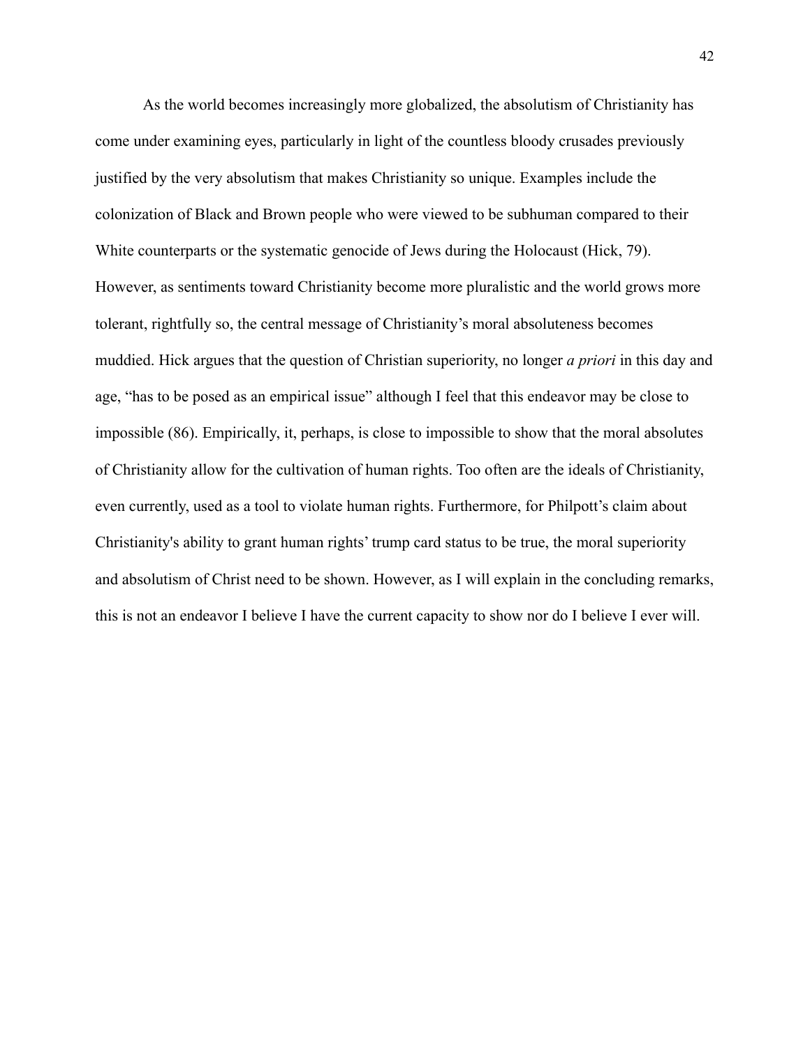As the world becomes increasingly more globalized, the absolutism of Christianity has come under examining eyes, particularly in light of the countless bloody crusades previously justified by the very absolutism that makes Christianity so unique. Examples include the colonization of Black and Brown people who were viewed to be subhuman compared to their White counterparts or the systematic genocide of Jews during the Holocaust (Hick, 79). However, as sentiments toward Christianity become more pluralistic and the world grows more tolerant, rightfully so, the central message of Christianity's moral absoluteness becomes muddied. Hick argues that the question of Christian superiority, no longer *a priori* in this day and age, "has to be posed as an empirical issue" although I feel that this endeavor may be close to impossible (86). Empirically, it, perhaps, is close to impossible to show that the moral absolutes of Christianity allow for the cultivation of human rights. Too often are the ideals of Christianity, even currently, used as a tool to violate human rights. Furthermore, for Philpott's claim about Christianity's ability to grant human rights' trump card status to be true, the moral superiority and absolutism of Christ need to be shown. However, as I will explain in the concluding remarks, this is not an endeavor I believe I have the current capacity to show nor do I believe I ever will.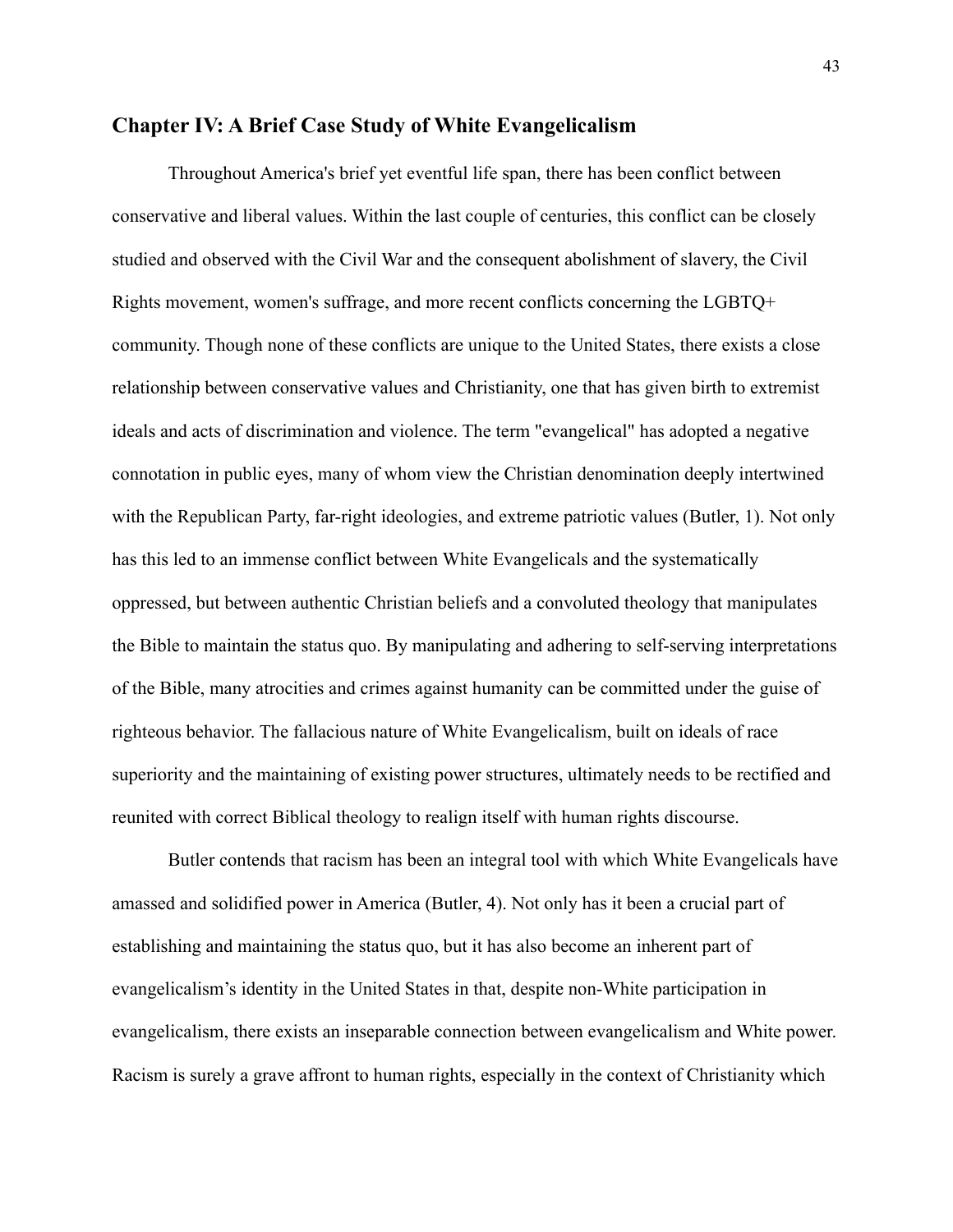## Chapter IV: A Brief Case Study of White Evangelicalism

Throughout America's brief yet eventful life span, there has been conflict between conservative and liberal values. Within the last couple of centuries, this conflict can be closely studied and observed with the Civil War and the consequent abolishment of slavery, the Civil Rights movement, women's suffrage, and more recent conflicts concerning the LGBTQ+ community. Though none of these conflicts are unique to the United States, there exists a close relationship between conservative values and Christianity, one that has given birth to extremist ideals and acts of discrimination and violence. The term "evangelical" has adopted a negative connotation in public eyes, many of whom view the Christian denomination deeply intertwined with the Republican Party, far-right ideologies, and extreme patriotic values (Butler, 1). Not only has this led to an immense conflict between White Evangelicals and the systematically oppressed, but between authentic Christian beliefs and a convoluted theology that manipulates the Bible to maintain the status quo. By manipulating and adhering to self-serving interpretations of the Bible, many atrocities and crimes against humanity can be committed under the guise of righteous behavior. The fallacious nature of White Evangelicalism, built on ideals of race superiority and the maintaining of existing power structures, ultimately needs to be rectified and reunited with correct Biblical theology to realign itself with human rights discourse.

Butler contends that racism has been an integral tool with which White Evangelicals have amassed and solidified power in America (Butler, 4). Not only has it been a crucial part of establishing and maintaining the status quo, but it has also become an inherent part of evangelicalism's identity in the United States in that, despite non-White participation in evangelicalism, there exists an inseparable connection between evangelicalism and White power. Racism is surely a grave affront to human rights, especially in the context of Christianity which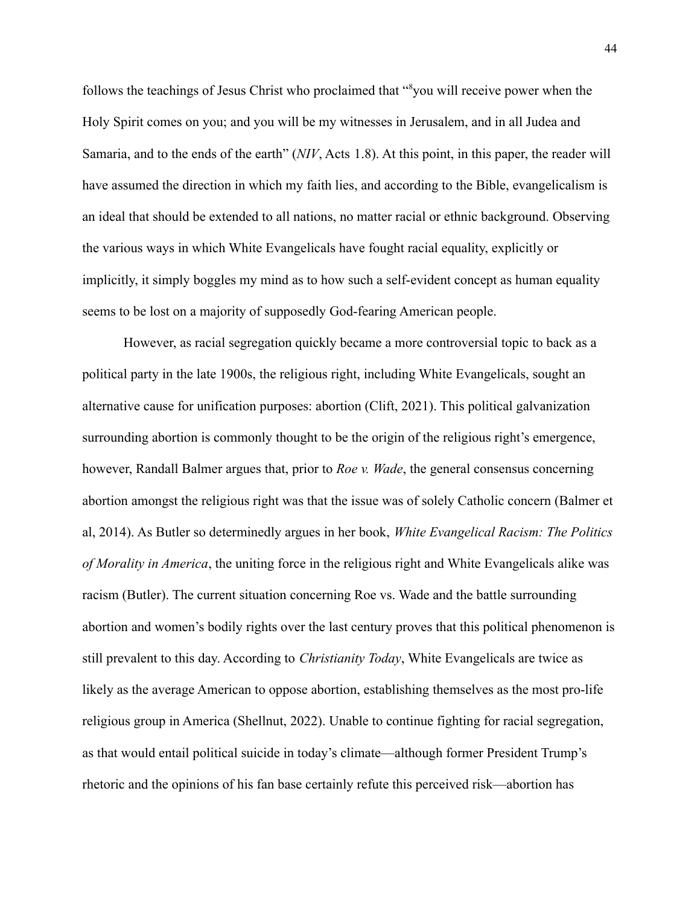follows the teachings of Jesus Christ who proclaimed that "[8]you will receive power when the Holy Spirit comes on you; and you will be my witnesses in Jerusalem, and in all Judea and Samaria, and to the ends of the earth" (*NIV*, Acts 1.8). At this point, in this paper, the reader will have assumed the direction in which my faith lies, and according to the Bible, evangelicalism is an ideal that should be extended to all nations, no matter racial or ethnic background. Observing the various ways in which White Evangelicals have fought racial equality, explicitly or implicitly, it simply boggles my mind as to how such a self-evident concept as human equality seems to be lost on a majority of supposedly God-fearing American people.

However, as racial segregation quickly became a more controversial topic to back as a political party in the late 1900s, the religious right, including White Evangelicals, sought an alternative cause for unification purposes: abortion (Clift, 2021). This political galvanization surrounding abortion is commonly thought to be the origin of the religious right's emergence, however, Randall Balmer argues that, prior to *Roe v. Wade*, the general consensus concerning abortion amongst the religious right was that the issue was of solely Catholic concern (Balmer et al, 2014). As Butler so determinedly argues in her book, *White Evangelical Racism: The Politics of Morality in America*, the uniting force in the religious right and White Evangelicals alike was racism (Butler). The current situation concerning Roe vs. Wade and the battle surrounding abortion and women's bodily rights over the last century proves that this political phenomenon is still prevalent to this day. According to *Christianity Today*, White Evangelicals are twice as likely as the average American to oppose abortion, establishing themselves as the most pro-life religious group in America (Shellnut, 2022). Unable to continue fighting for racial segregation, as that would entail political suicide in today's climate—although former President Trump's rhetoric and the opinions of his fan base certainly refute this perceived risk—abortion has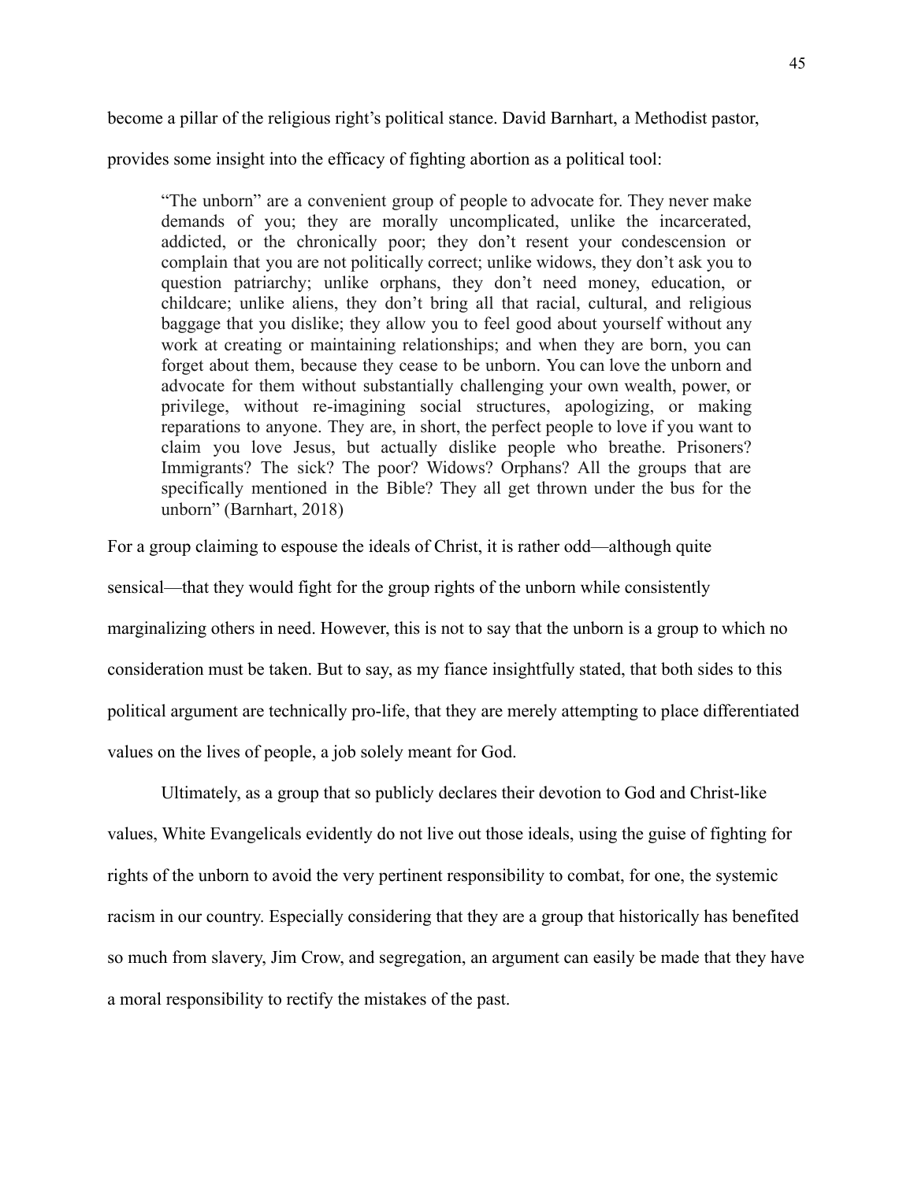become a pillar of the religious right's political stance. David Barnhart, a Methodist pastor, provides some insight into the efficacy of fighting abortion as a political tool:

> "The unborn" are a convenient group of people to advocate for. They never make demands of you; they are morally uncomplicated, unlike the incarcerated, addicted, or the chronically poor; they don't resent your condescension or complain that you are not politically correct; unlike widows, they don't ask you to question patriarchy; unlike orphans, they don't need money, education, or childcare; unlike aliens, they don't bring all that racial, cultural, and religious baggage that you dislike; they allow you to feel good about yourself without any work at creating or maintaining relationships; and when they are born, you can forget about them, because they cease to be unborn. You can love the unborn and advocate for them without substantially challenging your own wealth, power, or privilege, without re-imagining social structures, apologizing, or making reparations to anyone. They are, in short, the perfect people to love if you want to claim you love Jesus, but actually dislike people who breathe. Prisoners? Immigrants? The sick? The poor? Widows? Orphans? All the groups that are specifically mentioned in the Bible? They all get thrown under the bus for the unborn" (Barnhart, 2018)

For a group claiming to espouse the ideals of Christ, it is rather odd—although quite sensical—that they would fight for the group rights of the unborn while consistently marginalizing others in need. However, this is not to say that the unborn is a group to which no consideration must be taken. But to say, as my fiance insightfully stated, that both sides to this political argument are technically pro-life, that they are merely attempting to place differentiated values on the lives of people, a job solely meant for God.

Ultimately, as a group that so publicly declares their devotion to God and Christ-like values, White Evangelicals evidently do not live out those ideals, using the guise of fighting for rights of the unborn to avoid the very pertinent responsibility to combat, for one, the systemic racism in our country. Especially considering that they are a group that historically has benefited so much from slavery, Jim Crow, and segregation, an argument can easily be made that they have a moral responsibility to rectify the mistakes of the past.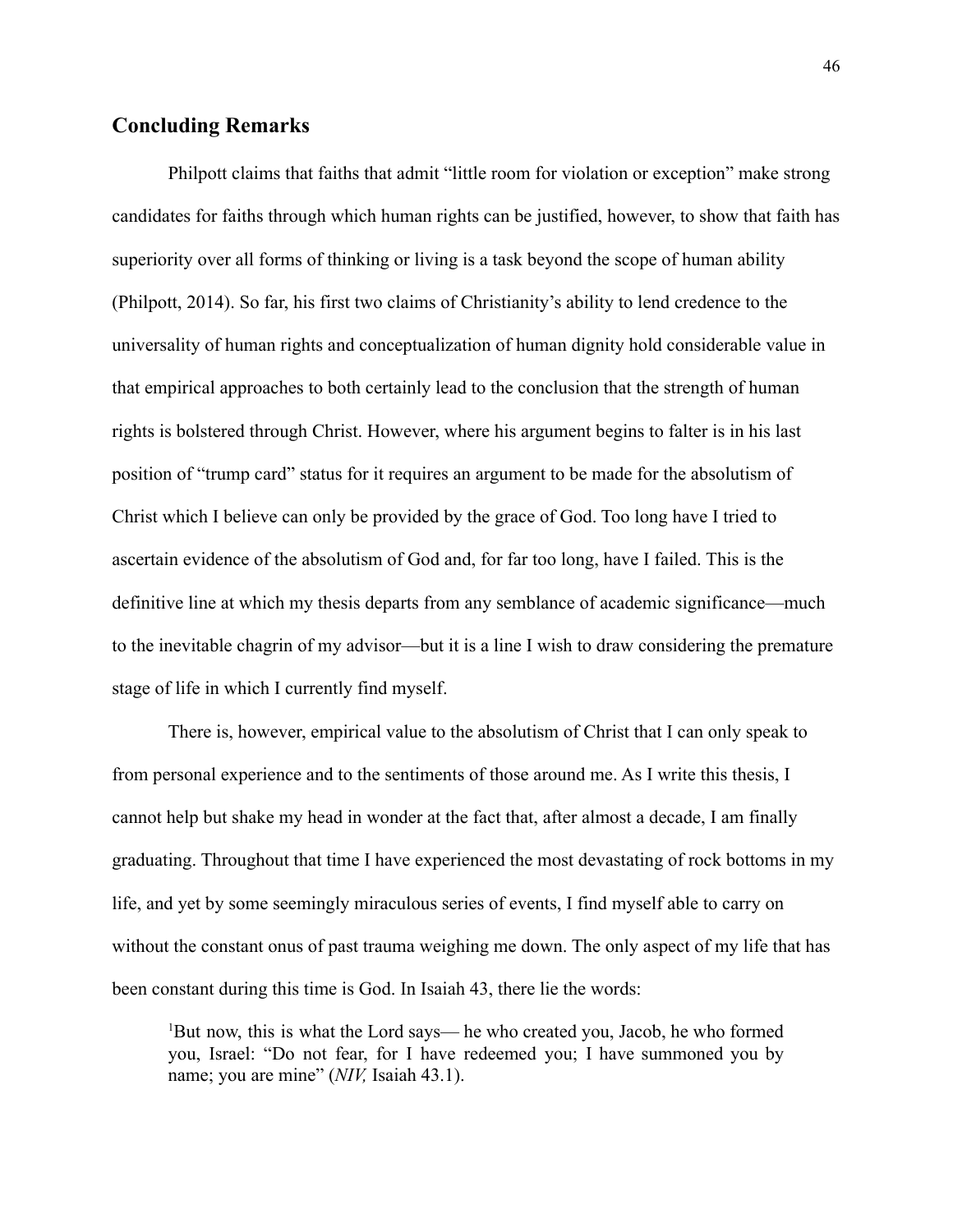## Concluding Remarks

Philpott claims that faiths that admit "little room for violation or exception" make strong candidates for faiths through which human rights can be justified, however, to show that faith has superiority over all forms of thinking or living is a task beyond the scope of human ability (Philpott, 2014). So far, his first two claims of Christianity's ability to lend credence to the universality of human rights and conceptualization of human dignity hold considerable value in that empirical approaches to both certainly lead to the conclusion that the strength of human rights is bolstered through Christ. However, where his argument begins to falter is in his last position of "trump card" status for it requires an argument to be made for the absolutism of Christ which I believe can only be provided by the grace of God. Too long have I tried to ascertain evidence of the absolutism of God and, for far too long, have I failed. This is the definitive line at which my thesis departs from any semblance of academic significance—much to the inevitable chagrin of my advisor—but it is a line I wish to draw considering the premature stage of life in which I currently find myself.

There is, however, empirical value to the absolutism of Christ that I can only speak to from personal experience and to the sentiments of those around me. As I write this thesis, I cannot help but shake my head in wonder at the fact that, after almost a decade, I am finally graduating. Throughout that time I have experienced the most devastating of rock bottoms in my life, and yet by some seemingly miraculous series of events, I find myself able to carry on without the constant onus of past trauma weighing me down. The only aspect of my life that has been constant during this time is God. In Isaiah 43, there lie the words:

> [1]But now, this is what the Lord says— he who created you, Jacob, he who formed you, Israel: "Do not fear, for I have redeemed you; I have summoned you by name; you are mine" (*NIV,* Isaiah 43.1).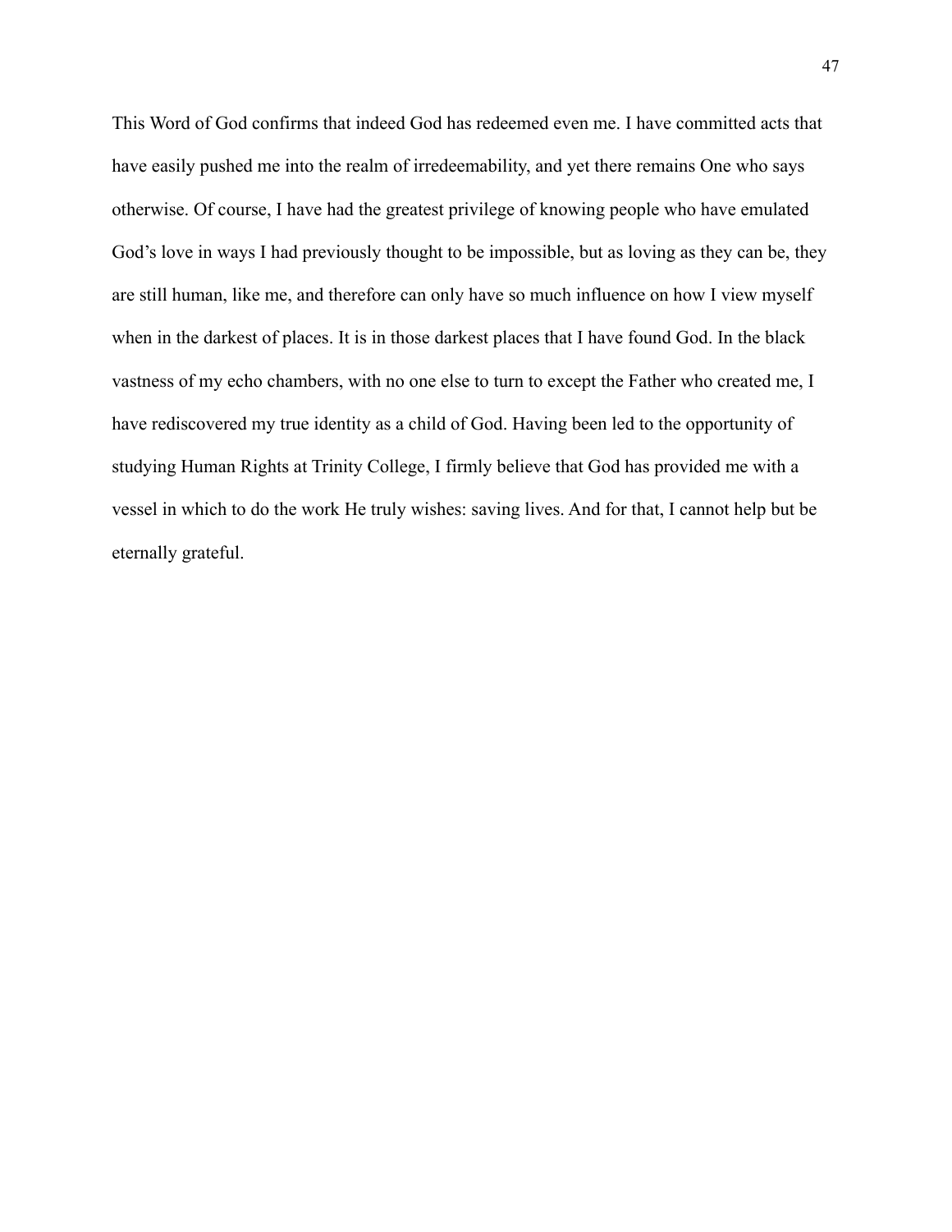This Word of God confirms that indeed God has redeemed even me. I have committed acts that have easily pushed me into the realm of irredeemability, and yet there remains One who says otherwise. Of course, I have had the greatest privilege of knowing people who have emulated God's love in ways I had previously thought to be impossible, but as loving as they can be, they are still human, like me, and therefore can only have so much influence on how I view myself when in the darkest of places. It is in those darkest places that I have found God. In the black vastness of my echo chambers, with no one else to turn to except the Father who created me, I have rediscovered my true identity as a child of God. Having been led to the opportunity of studying Human Rights at Trinity College, I firmly believe that God has provided me with a vessel in which to do the work He truly wishes: saving lives. And for that, I cannot help but be eternally grateful.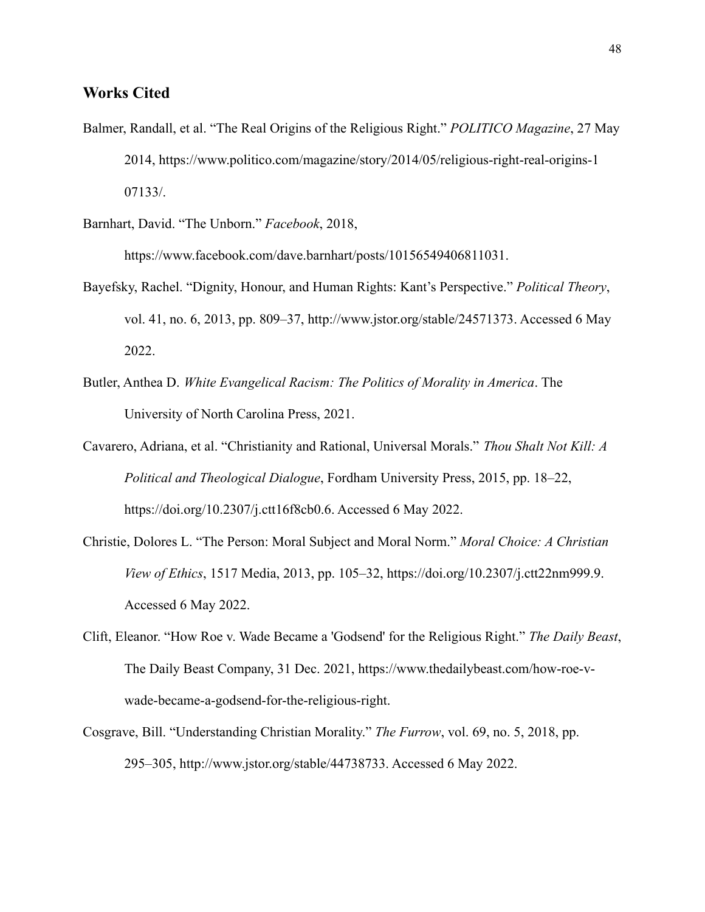## Works Cited

Balmer, Randall, et al. "The Real Origins of the Religious Right." *POLITICO Magazine*, 27 May 2014, https://www.politico.com/magazine/story/2014/05/religious-right-real-origins-107133/.

Barnhart, David. "The Unborn." *Facebook*, 2018, https://www.facebook.com/dave.barnhart/posts/10156549406811031.

Bayefsky, Rachel. "Dignity, Honour, and Human Rights: Kant's Perspective." *Political Theory*, vol. 41, no. 6, 2013, pp. 809–37, http://www.jstor.org/stable/24571373. Accessed 6 May 2022.

Butler, Anthea D. *White Evangelical Racism: The Politics of Morality in America*. The University of North Carolina Press, 2021.

Cavarero, Adriana, et al. "Christianity and Rational, Universal Morals." *Thou Shalt Not Kill: A Political and Theological Dialogue*, Fordham University Press, 2015, pp. 18–22, https://doi.org/10.2307/j.ctt16f8cb0.6. Accessed 6 May 2022.

Christie, Dolores L. "The Person: Moral Subject and Moral Norm." *Moral Choice: A Christian View of Ethics*, 1517 Media, 2013, pp. 105–32, https://doi.org/10.2307/j.ctt22nm999.9. Accessed 6 May 2022.

Clift, Eleanor. "How Roe v. Wade Became a 'Godsend' for the Religious Right." *The Daily Beast*, The Daily Beast Company, 31 Dec. 2021, https://www.thedailybeast.com/how-roe-v-wade-became-a-godsend-for-the-religious-right.

Cosgrave, Bill. "Understanding Christian Morality." *The Furrow*, vol. 69, no. 5, 2018, pp. 295–305, http://www.jstor.org/stable/44738733. Accessed 6 May 2022.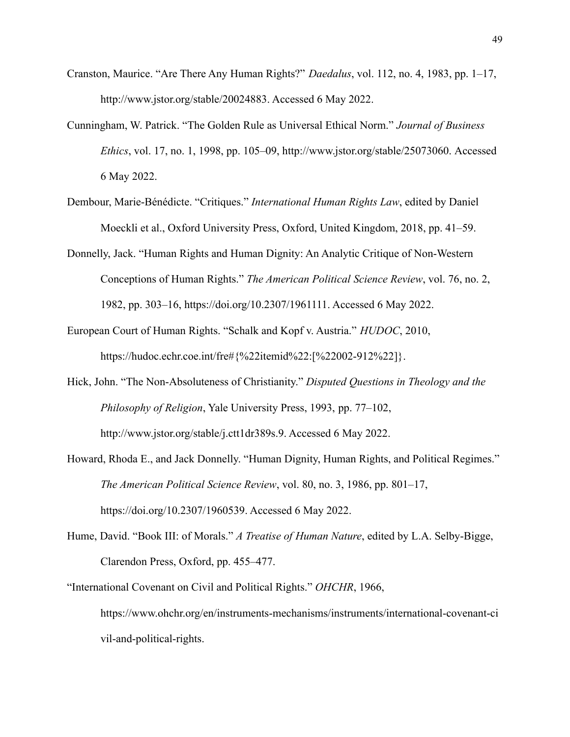Cranston, Maurice. "Are There Any Human Rights?" *Daedalus*, vol. 112, no. 4, 1983, pp. 1–17, http://www.jstor.org/stable/20024883. Accessed 6 May 2022.

Cunningham, W. Patrick. "The Golden Rule as Universal Ethical Norm." *Journal of Business Ethics*, vol. 17, no. 1, 1998, pp. 105–09, http://www.jstor.org/stable/25073060. Accessed 6 May 2022.

Dembour, Marie-Bénédicte. "Critiques." *International Human Rights Law*, edited by Daniel Moeckli et al., Oxford University Press, Oxford, United Kingdom, 2018, pp. 41–59.

Donnelly, Jack. "Human Rights and Human Dignity: An Analytic Critique of Non-Western Conceptions of Human Rights." *The American Political Science Review*, vol. 76, no. 2, 1982, pp. 303–16, https://doi.org/10.2307/1961111. Accessed 6 May 2022.

European Court of Human Rights. "Schalk and Kopf v. Austria." *HUDOC*, 2010, https://hudoc.echr.coe.int/fre#{%22itemid%22:[%22002-912%22]}.

Hick, John. "The Non-Absoluteness of Christianity." *Disputed Questions in Theology and the Philosophy of Religion*, Yale University Press, 1993, pp. 77–102, http://www.jstor.org/stable/j.ctt1dr389s.9. Accessed 6 May 2022.

Howard, Rhoda E., and Jack Donnelly. "Human Dignity, Human Rights, and Political Regimes." *The American Political Science Review*, vol. 80, no. 3, 1986, pp. 801–17, https://doi.org/10.2307/1960539. Accessed 6 May 2022.

Hume, David. "Book III: of Morals." *A Treatise of Human Nature*, edited by L.A. Selby-Bigge, Clarendon Press, Oxford, pp. 455–477.

"International Covenant on Civil and Political Rights." *OHCHR*, 1966, https://www.ohchr.org/en/instruments-mechanisms/instruments/international-covenant-civil-and-political-rights.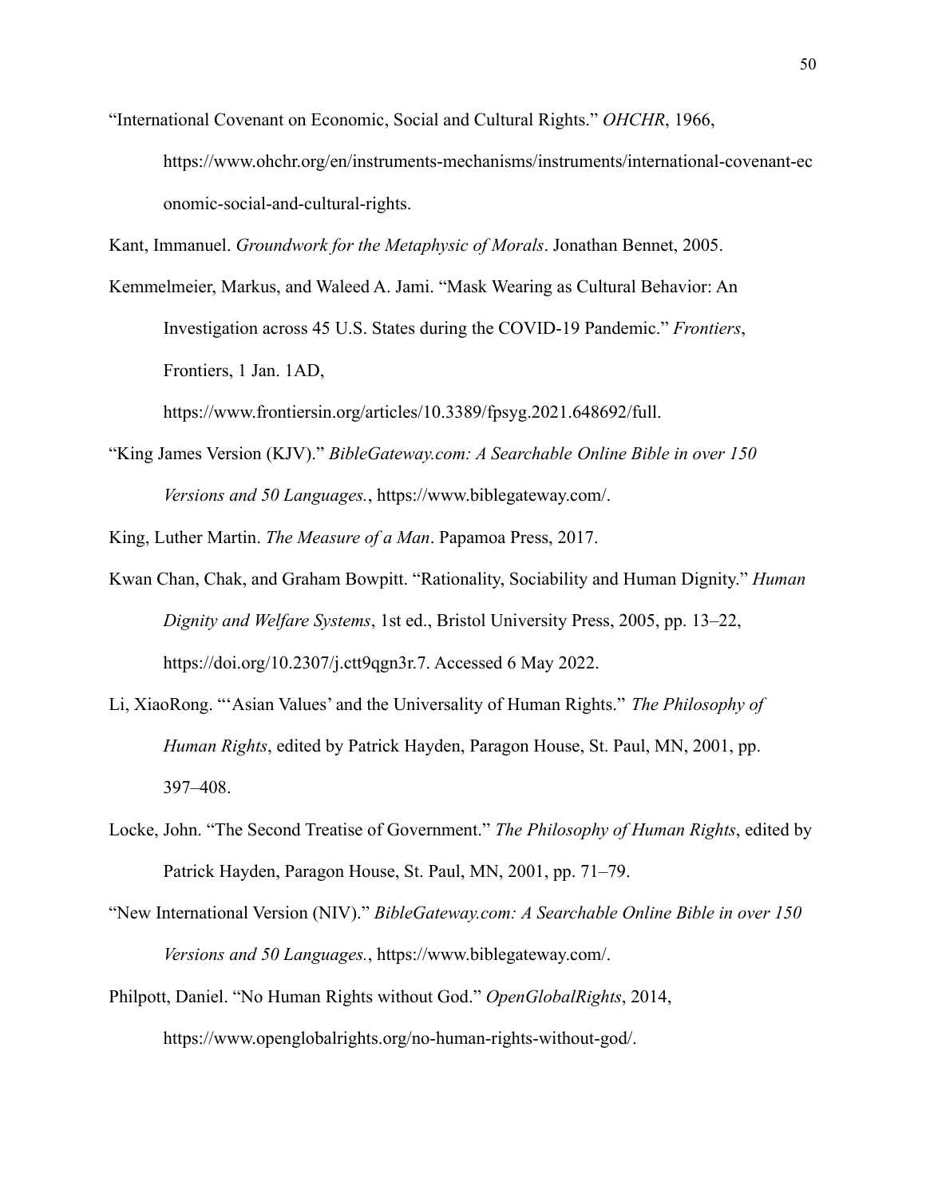"International Covenant on Economic, Social and Cultural Rights." *OHCHR*, 1966, https://www.ohchr.org/en/instruments-mechanisms/instruments/international-covenant-economic-social-and-cultural-rights.

Kant, Immanuel. *Groundwork for the Metaphysic of Morals*. Jonathan Bennet, 2005.

Kemmelmeier, Markus, and Waleed A. Jami. "Mask Wearing as Cultural Behavior: An Investigation across 45 U.S. States during the COVID-19 Pandemic." *Frontiers*, Frontiers, 1 Jan. 1AD, https://www.frontiersin.org/articles/10.3389/fpsyg.2021.648692/full.

"King James Version (KJV)." *BibleGateway.com: A Searchable Online Bible in over 150 Versions and 50 Languages.*, https://www.biblegateway.com/.

King, Luther Martin. *The Measure of a Man*. Papamoa Press, 2017.

Kwan Chan, Chak, and Graham Bowpitt. "Rationality, Sociability and Human Dignity." *Human Dignity and Welfare Systems*, 1st ed., Bristol University Press, 2005, pp. 13–22, https://doi.org/10.2307/j.ctt9qgn3r.7. Accessed 6 May 2022.

Li, XiaoRong. "'Asian Values' and the Universality of Human Rights." *The Philosophy of Human Rights*, edited by Patrick Hayden, Paragon House, St. Paul, MN, 2001, pp. 397–408.

Locke, John. "The Second Treatise of Government." *The Philosophy of Human Rights*, edited by Patrick Hayden, Paragon House, St. Paul, MN, 2001, pp. 71–79.

"New International Version (NIV)." *BibleGateway.com: A Searchable Online Bible in over 150 Versions and 50 Languages.*, https://www.biblegateway.com/.

Philpott, Daniel. "No Human Rights without God." *OpenGlobalRights*, 2014, https://www.openglobalrights.org/no-human-rights-without-god/.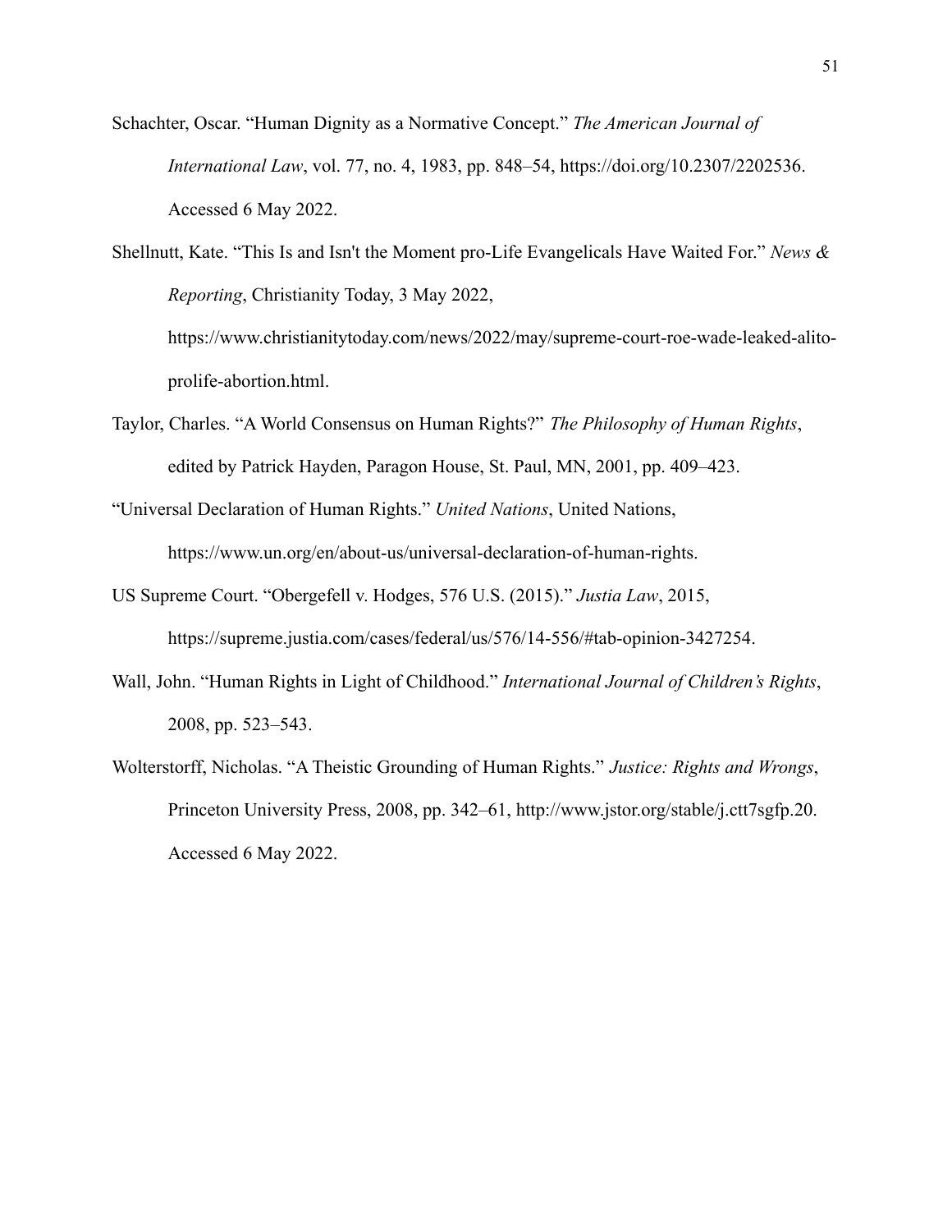Schachter, Oscar. "Human Dignity as a Normative Concept." *The American Journal of International Law*, vol. 77, no. 4, 1983, pp. 848–54, https://doi.org/10.2307/2202536. Accessed 6 May 2022.

Shellnutt, Kate. "This Is and Isn't the Moment pro-Life Evangelicals Have Waited For." *News & Reporting*, Christianity Today, 3 May 2022, https://www.christianitytoday.com/news/2022/may/supreme-court-roe-wade-leaked-alito-prolife-abortion.html.

Taylor, Charles. "A World Consensus on Human Rights?" *The Philosophy of Human Rights*, edited by Patrick Hayden, Paragon House, St. Paul, MN, 2001, pp. 409–423.

"Universal Declaration of Human Rights." *United Nations*, United Nations, https://www.un.org/en/about-us/universal-declaration-of-human-rights.

US Supreme Court. "Obergefell v. Hodges, 576 U.S. (2015)." *Justia Law*, 2015, https://supreme.justia.com/cases/federal/us/576/14-556/#tab-opinion-3427254.

Wall, John. "Human Rights in Light of Childhood." *International Journal of Children's Rights*, 2008, pp. 523–543.

Wolterstorff, Nicholas. "A Theistic Grounding of Human Rights." *Justice: Rights and Wrongs*, Princeton University Press, 2008, pp. 342–61, http://www.jstor.org/stable/j.ctt7sgfp.20. Accessed 6 May 2022.